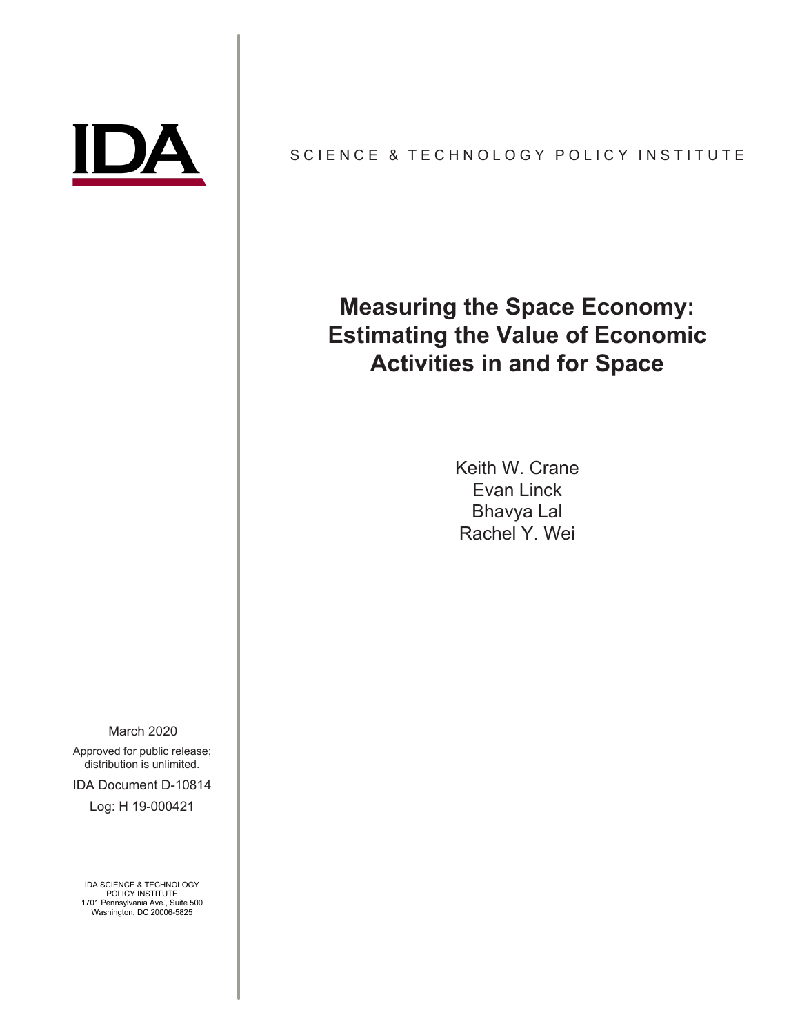IDA

SCIENCE & TECHNOLOGY POLICY INSTITUTE

# Measuring the Space Economy: Estimating the Value of Economic Activities in and for Space

Keith W. Crane
Evan Linck
Bhavya Lal
Rachel Y. Wei

March 2020

Approved for public release; distribution is unlimited.

IDA Document D-10814

Log: H 19-000421

IDA SCIENCE & TECHNOLOGY POLICY INSTITUTE
1701 Pennsylvania Ave., Suite 500
Washington, DC 20006-5825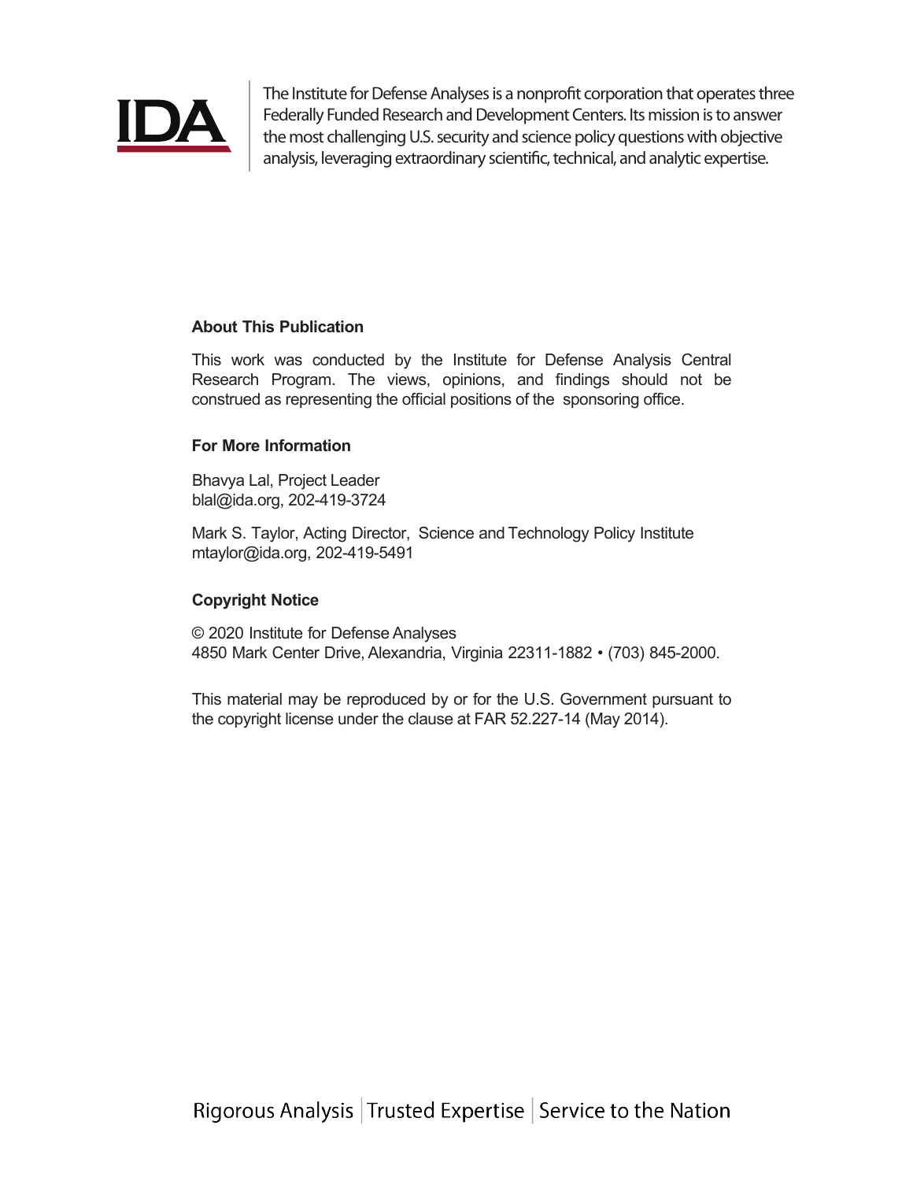The Institute for Defense Analyses is a nonprofit corporation that operates three Federally Funded Research and Development Centers. Its mission is to answer the most challenging U.S. security and science policy questions with objective analysis, leveraging extraordinary scientific, technical, and analytic expertise.

**About This Publication**

This work was conducted by the Institute for Defense Analysis Central Research Program. The views, opinions, and findings should not be construed as representing the official positions of the sponsoring office.

**For More Information**

Bhavya Lal, Project Leader
blal@ida.org, 202-419-3724

Mark S. Taylor, Acting Director, Science and Technology Policy Institute
mtaylor@ida.org, 202-419-5491

**Copyright Notice**

© 2020 Institute for Defense Analyses
4850 Mark Center Drive, Alexandria, Virginia 22311-1882 • (703) 845-2000.

This material may be reproduced by or for the U.S. Government pursuant to the copyright license under the clause at FAR 52.227-14 (May 2014).

Rigorous Analysis | Trusted Expertise | Service to the Nation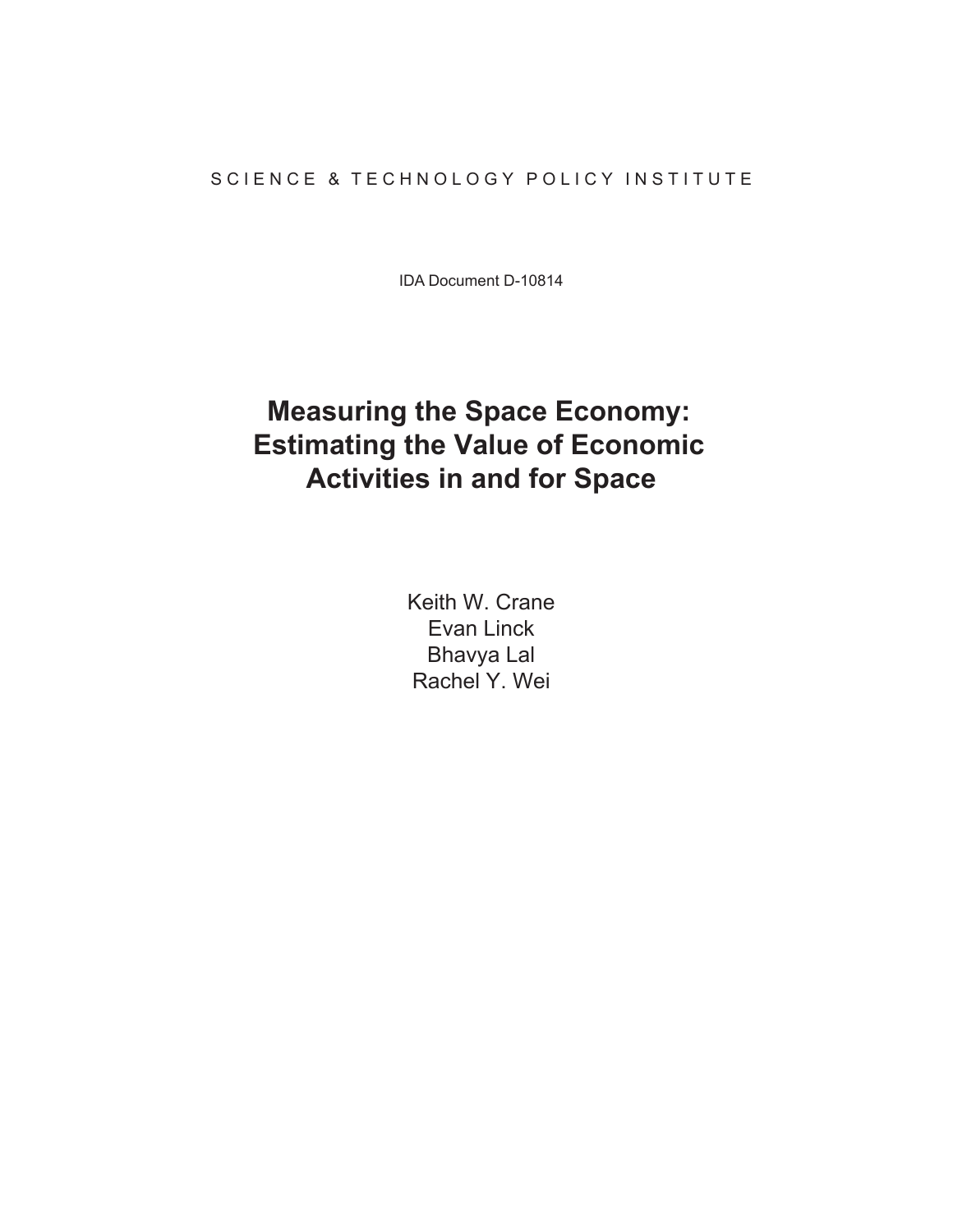SCIENCE & TECHNOLOGY POLICY INSTITUTE

IDA Document D-10814

# Measuring the Space Economy: Estimating the Value of Economic Activities in and for Space

Keith W. Crane
Evan Linck
Bhavya Lal
Rachel Y. Wei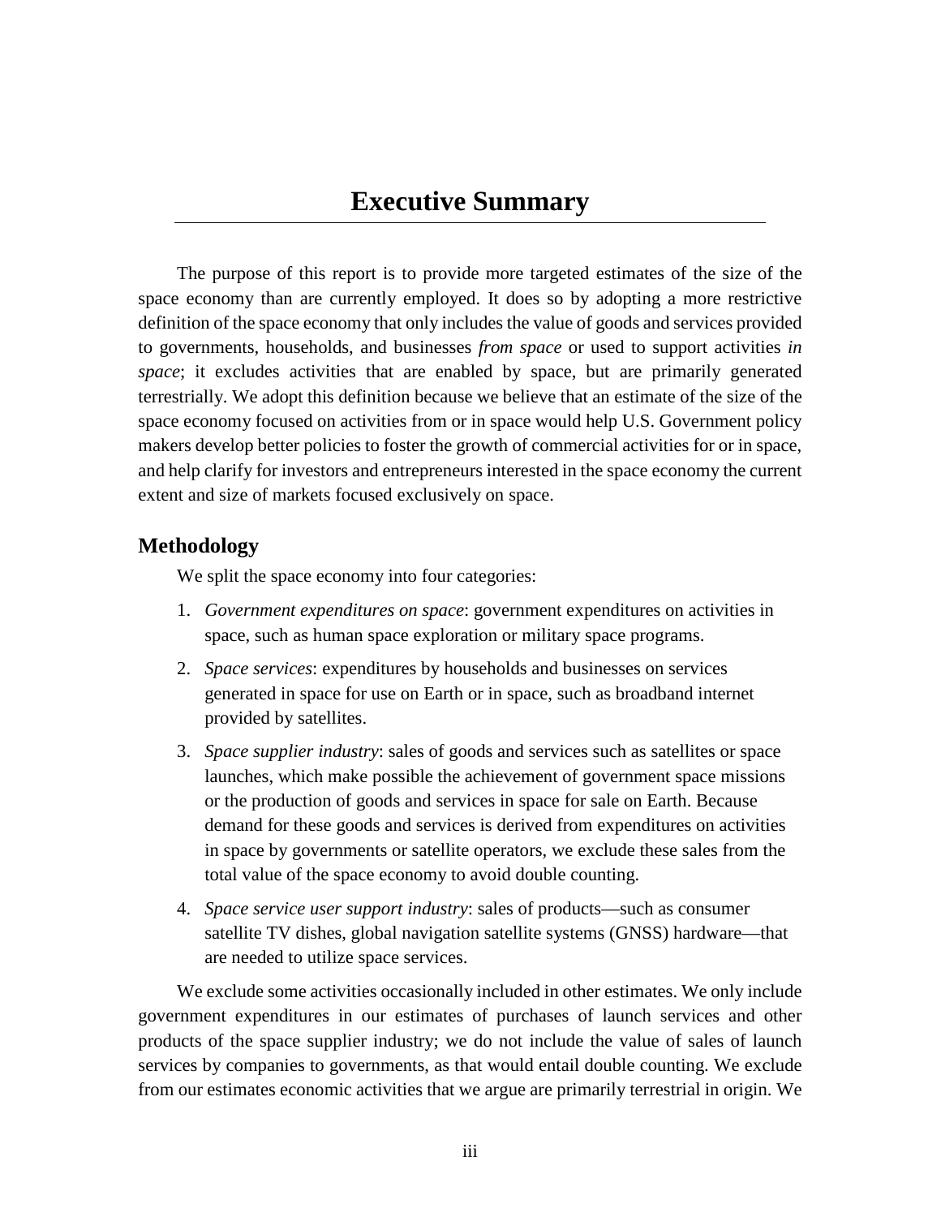# Executive Summary

The purpose of this report is to provide more targeted estimates of the size of the space economy than are currently employed. It does so by adopting a more restrictive definition of the space economy that only includes the value of goods and services provided to governments, households, and businesses *from space* or used to support activities *in space*; it excludes activities that are enabled by space, but are primarily generated terrestrially. We adopt this definition because we believe that an estimate of the size of the space economy focused on activities from or in space would help U.S. Government policy makers develop better policies to foster the growth of commercial activities for or in space, and help clarify for investors and entrepreneurs interested in the space economy the current extent and size of markets focused exclusively on space.

## Methodology

We split the space economy into four categories:

1. *Government expenditures on space*: government expenditures on activities in space, such as human space exploration or military space programs.
2. *Space services*: expenditures by households and businesses on services generated in space for use on Earth or in space, such as broadband internet provided by satellites.
3. *Space supplier industry*: sales of goods and services such as satellites or space launches, which make possible the achievement of government space missions or the production of goods and services in space for sale on Earth. Because demand for these goods and services is derived from expenditures on activities in space by governments or satellite operators, we exclude these sales from the total value of the space economy to avoid double counting.
4. *Space service user support industry*: sales of products—such as consumer satellite TV dishes, global navigation satellite systems (GNSS) hardware—that are needed to utilize space services.

We exclude some activities occasionally included in other estimates. We only include government expenditures in our estimates of purchases of launch services and other products of the space supplier industry; we do not include the value of sales of launch services by companies to governments, as that would entail double counting. We exclude from our estimates economic activities that we argue are primarily terrestrial in origin. We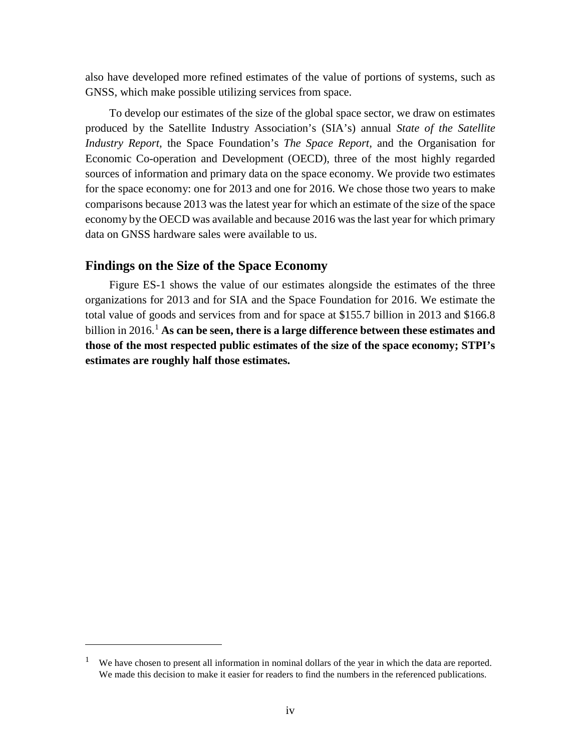also have developed more refined estimates of the value of portions of systems, such as GNSS, which make possible utilizing services from space.

To develop our estimates of the size of the global space sector, we draw on estimates produced by the Satellite Industry Association's (SIA's) annual *State of the Satellite Industry Report,* the Space Foundation's *The Space Report,* and the Organisation for Economic Co-operation and Development (OECD), three of the most highly regarded sources of information and primary data on the space economy. We provide two estimates for the space economy: one for 2013 and one for 2016. We chose those two years to make comparisons because 2013 was the latest year for which an estimate of the size of the space economy by the OECD was available and because 2016 was the last year for which primary data on GNSS hardware sales were available to us.

## Findings on the Size of the Space Economy

Figure ES-1 shows the value of our estimates alongside the estimates of the three organizations for 2013 and for SIA and the Space Foundation for 2016. We estimate the total value of goods and services from and for space at $155.7 billion in 2013 and $166.8 billion in 2016.[1] **As can be seen, there is a large difference between these estimates and those of the most respected public estimates of the size of the space economy; STPI's estimates are roughly half those estimates.**

---

[1] We have chosen to present all information in nominal dollars of the year in which the data are reported. We made this decision to make it easier for readers to find the numbers in the referenced publications.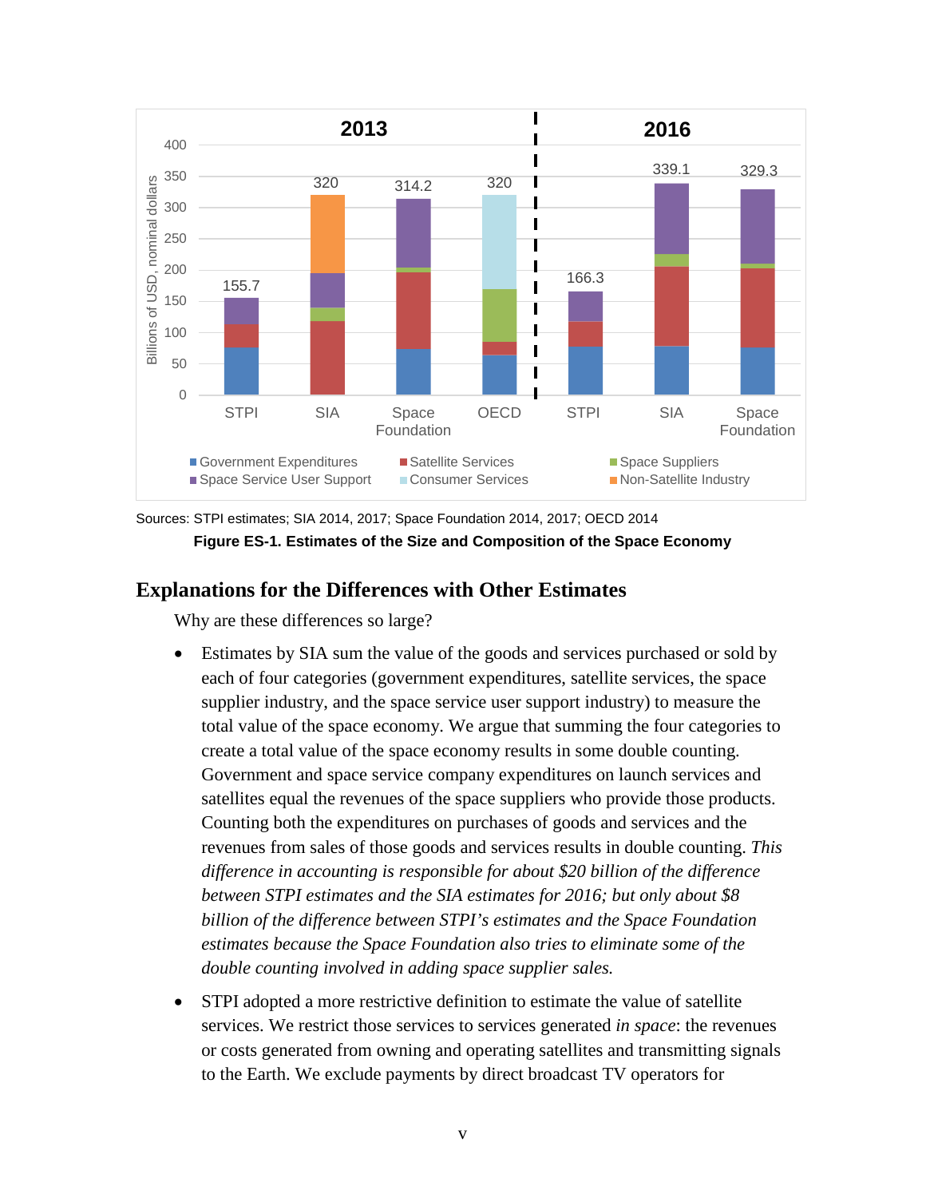Sources: STPI estimates; SIA 2014, 2017; Space Foundation 2014, 2017; OECD 2014

**Figure ES-1. Estimates of the Size and Composition of the Space Economy**

## Explanations for the Differences with Other Estimates

Why are these differences so large?

- Estimates by SIA sum the value of the goods and services purchased or sold by each of four categories (government expenditures, satellite services, the space supplier industry, and the space service user support industry) to measure the total value of the space economy. We argue that summing the four categories to create a total value of the space economy results in some double counting. Government and space service company expenditures on launch services and satellites equal the revenues of the space suppliers who provide those products. Counting both the expenditures on purchases of goods and services and the revenues from sales of those goods and services results in double counting. *This difference in accounting is responsible for about $20 billion of the difference between STPI estimates and the SIA estimates for 2016; but only about $8 billion of the difference between STPI's estimates and the Space Foundation estimates because the Space Foundation also tries to eliminate some of the double counting involved in adding space supplier sales.*
- STPI adopted a more restrictive definition to estimate the value of satellite services. We restrict those services to services generated *in space*: the revenues or costs generated from owning and operating satellites and transmitting signals to the Earth. We exclude payments by direct broadcast TV operators for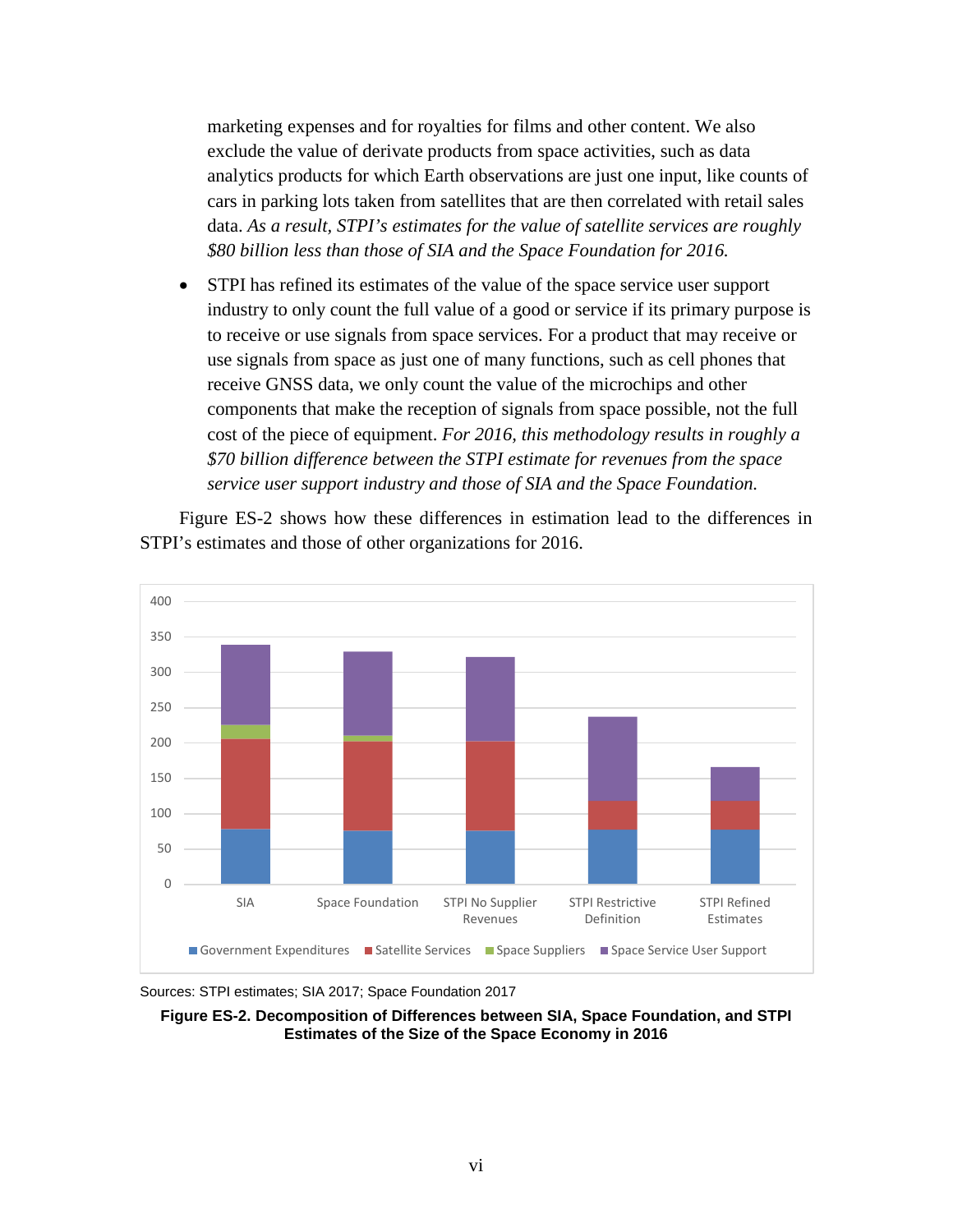marketing expenses and for royalties for films and other content. We also exclude the value of derivate products from space activities, such as data analytics products for which Earth observations are just one input, like counts of cars in parking lots taken from satellites that are then correlated with retail sales data. *As a result, STPI's estimates for the value of satellite services are roughly $80 billion less than those of SIA and the Space Foundation for 2016.*

- STPI has refined its estimates of the value of the space service user support industry to only count the full value of a good or service if its primary purpose is to receive or use signals from space services. For a product that may receive or use signals from space as just one of many functions, such as cell phones that receive GNSS data, we only count the value of the microchips and other components that make the reception of signals from space possible, not the full cost of the piece of equipment. *For 2016, this methodology results in roughly a $70 billion difference between the STPI estimate for revenues from the space service user support industry and those of SIA and the Space Foundation.*

Figure ES-2 shows how these differences in estimation lead to the differences in STPI's estimates and those of other organizations for 2016.

Sources: STPI estimates; SIA 2017; Space Foundation 2017

**Figure ES-2. Decomposition of Differences between SIA, Space Foundation, and STPI Estimates of the Size of the Space Economy in 2016**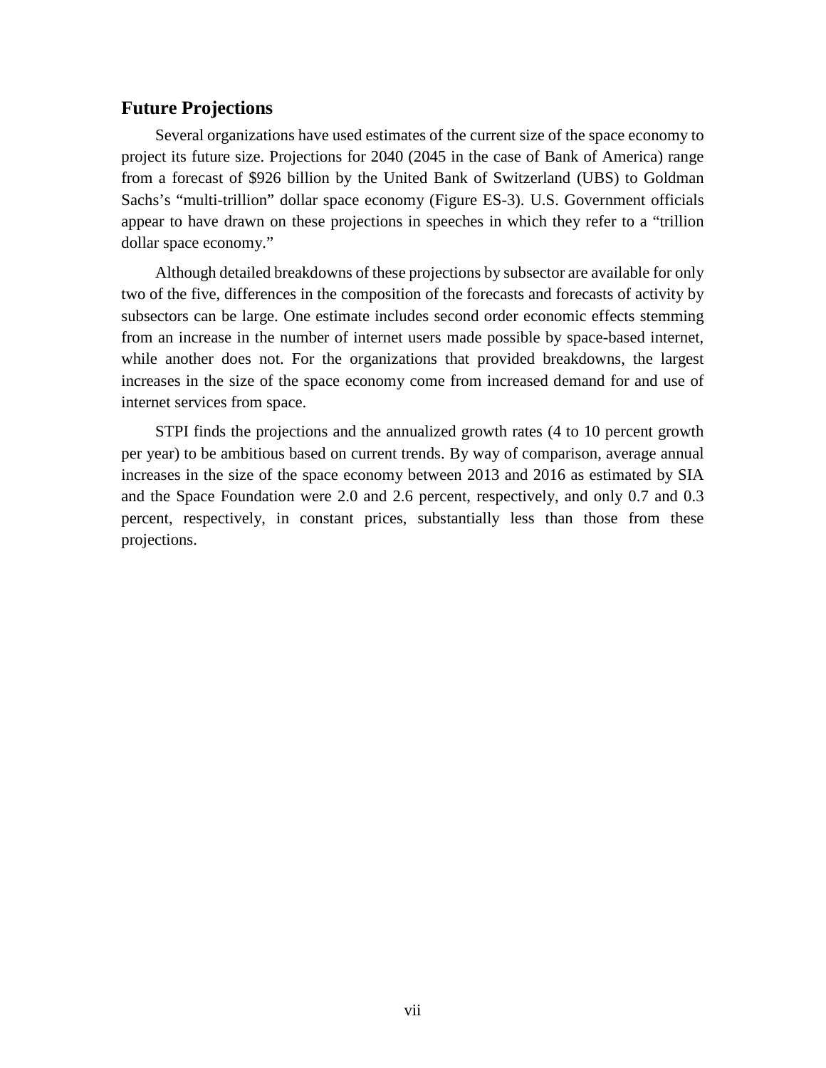## Future Projections

Several organizations have used estimates of the current size of the space economy to project its future size. Projections for 2040 (2045 in the case of Bank of America) range from a forecast of $926 billion by the United Bank of Switzerland (UBS) to Goldman Sachs's "multi-trillion" dollar space economy (Figure ES-3). U.S. Government officials appear to have drawn on these projections in speeches in which they refer to a "trillion dollar space economy."

Although detailed breakdowns of these projections by subsector are available for only two of the five, differences in the composition of the forecasts and forecasts of activity by subsectors can be large. One estimate includes second order economic effects stemming from an increase in the number of internet users made possible by space-based internet, while another does not. For the organizations that provided breakdowns, the largest increases in the size of the space economy come from increased demand for and use of internet services from space.

STPI finds the projections and the annualized growth rates (4 to 10 percent growth per year) to be ambitious based on current trends. By way of comparison, average annual increases in the size of the space economy between 2013 and 2016 as estimated by SIA and the Space Foundation were 2.0 and 2.6 percent, respectively, and only 0.7 and 0.3 percent, respectively, in constant prices, substantially less than those from these projections.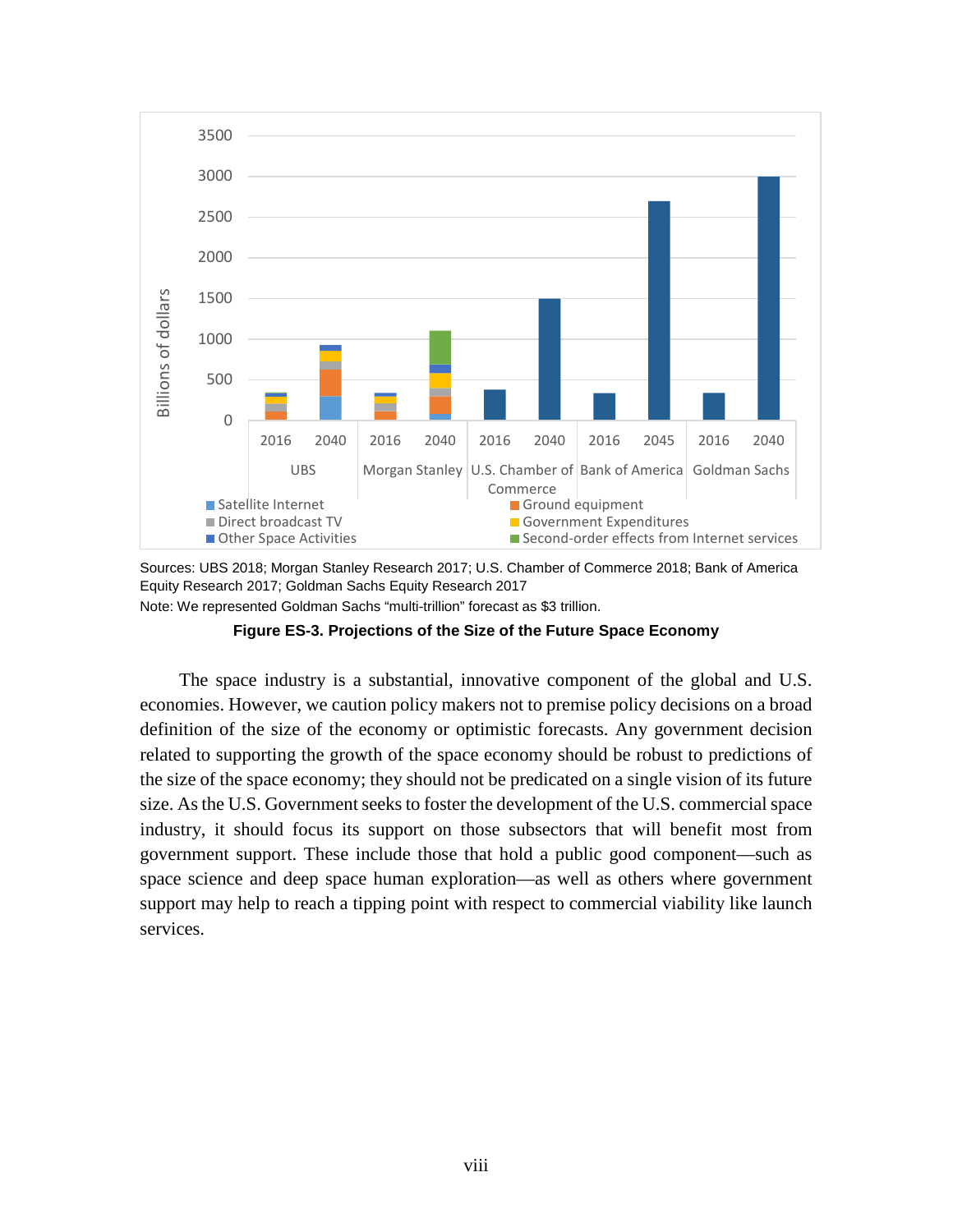Sources: UBS 2018; Morgan Stanley Research 2017; U.S. Chamber of Commerce 2018; Bank of America Equity Research 2017; Goldman Sachs Equity Research 2017

Note: We represented Goldman Sachs "multi-trillion" forecast as $3 trillion.

**Figure ES-3. Projections of the Size of the Future Space Economy**

The space industry is a substantial, innovative component of the global and U.S. economies. However, we caution policy makers not to premise policy decisions on a broad definition of the size of the economy or optimistic forecasts. Any government decision related to supporting the growth of the space economy should be robust to predictions of the size of the space economy; they should not be predicated on a single vision of its future size. As the U.S. Government seeks to foster the development of the U.S. commercial space industry, it should focus its support on those subsectors that will benefit most from government support. These include those that hold a public good component—such as space science and deep space human exploration—as well as others where government support may help to reach a tipping point with respect to commercial viability like launch services.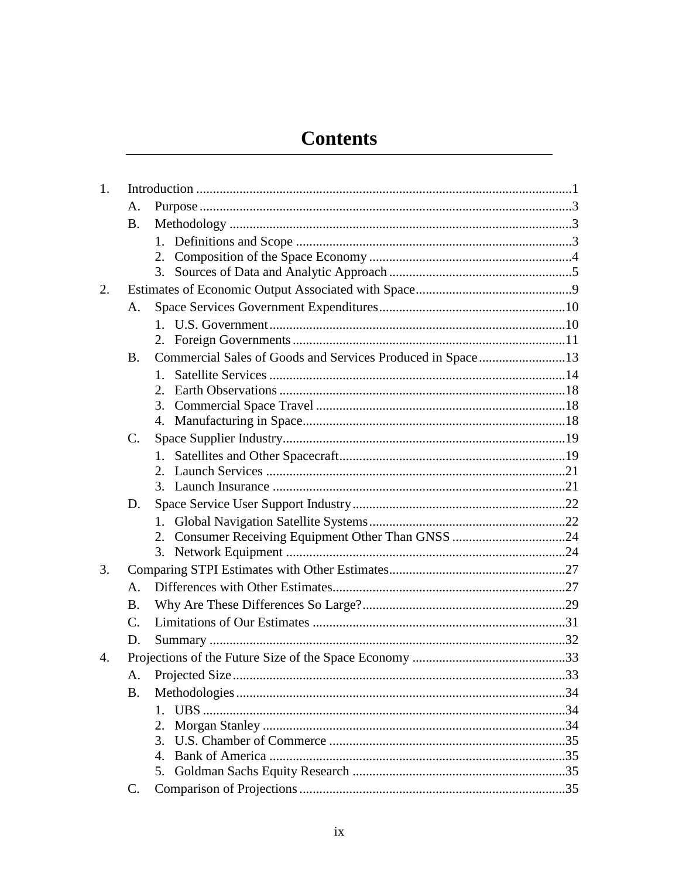# Contents

1. Introduction ....................................................................................................1
   - A. Purpose ..................................................................................................3
   - B. Methodology ..........................................................................................3
     1. Definitions and Scope ..........................................................................3
     2. Composition of the Space Economy .....................................................4
     3. Sources of Data and Analytic Approach ...............................................5
2. Estimates of Economic Output Associated with Space ...................................9
   - A. Space Services Government Expenditures ..........................................10
     1. U.S. Government ................................................................................10
     2. Foreign Governments .........................................................................11
   - B. Commercial Sales of Goods and Services Produced in Space ..............13
     1. Satellite Services ................................................................................14
     2. Earth Observations ..............................................................................18
     3. Commercial Space Travel ...................................................................18
     4. Manufacturing in Space .......................................................................18
   - C. Space Supplier Industry .......................................................................19
     1. Satellites and Other Spacecraft ............................................................19
     2. Launch Services ..................................................................................21
     3. Launch Insurance ................................................................................21
   - D. Space Service User Support Industry ...................................................22
     1. Global Navigation Satellite Systems ...................................................22
     2. Consumer Receiving Equipment Other Than GNSS ...........................24
     3. Network Equipment ............................................................................24
3. Comparing STPI Estimates with Other Estimates ..........................................27
   - A. Differences with Other Estimates .........................................................27
   - B. Why Are These Differences So Large? .................................................29
   - C. Limitations of Our Estimates ................................................................31
   - D. Summary ...............................................................................................32
4. Projections of the Future Size of the Space Economy ....................................33
   - A. Projected Size ........................................................................................33
   - B. Methodologies .......................................................................................34
     1. UBS ....................................................................................................34
     2. Morgan Stanley ...................................................................................34
     3. U.S. Chamber of Commerce ...............................................................35
     4. Bank of America .................................................................................35
     5. Goldman Sachs Equity Research ........................................................35
   - C. Comparison of Projections ....................................................................35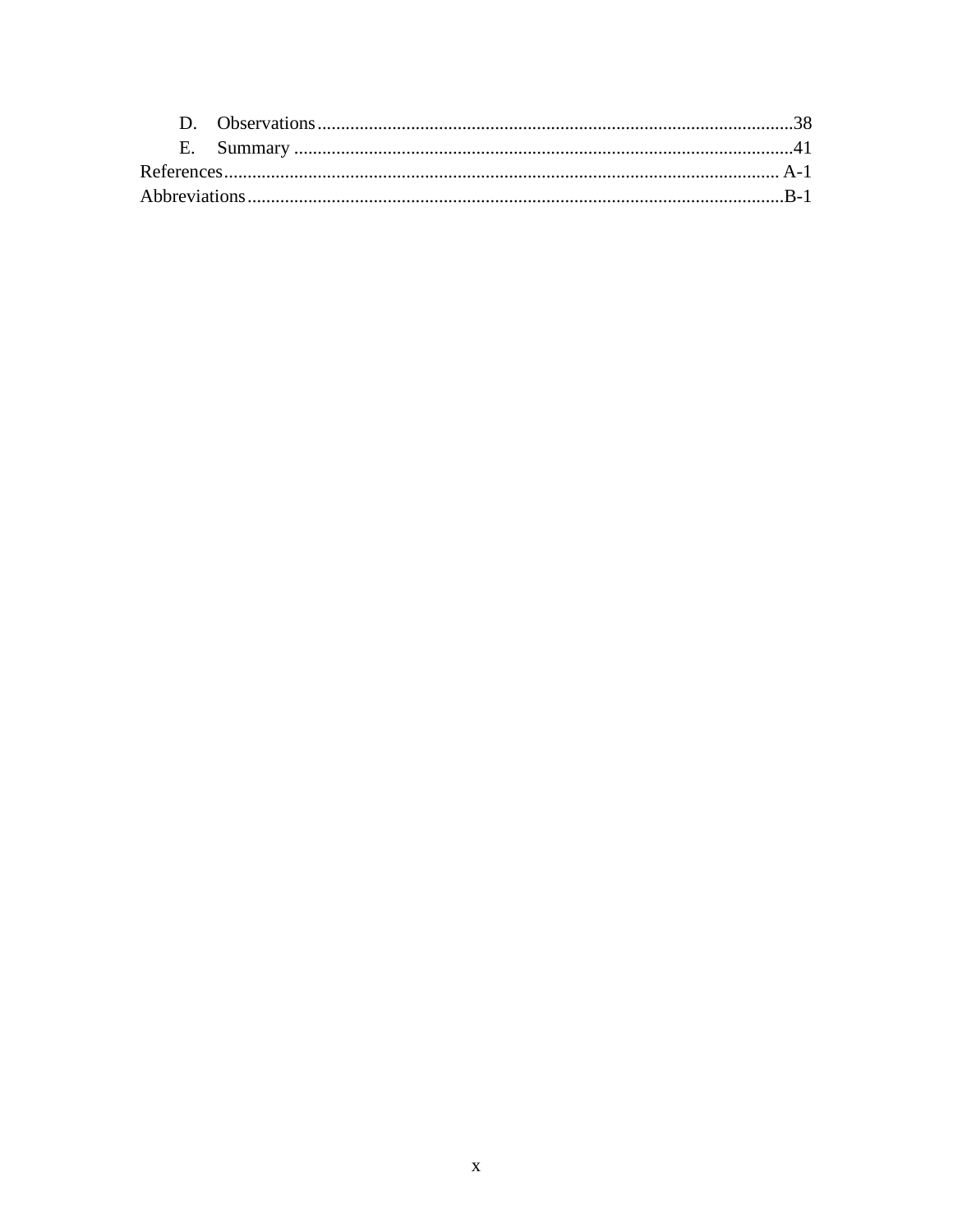D. Observations .....................................................................................................38

E. Summary ..........................................................................................................41

References ...................................................................................................... A-1

Abbreviations ..................................................................................................B-1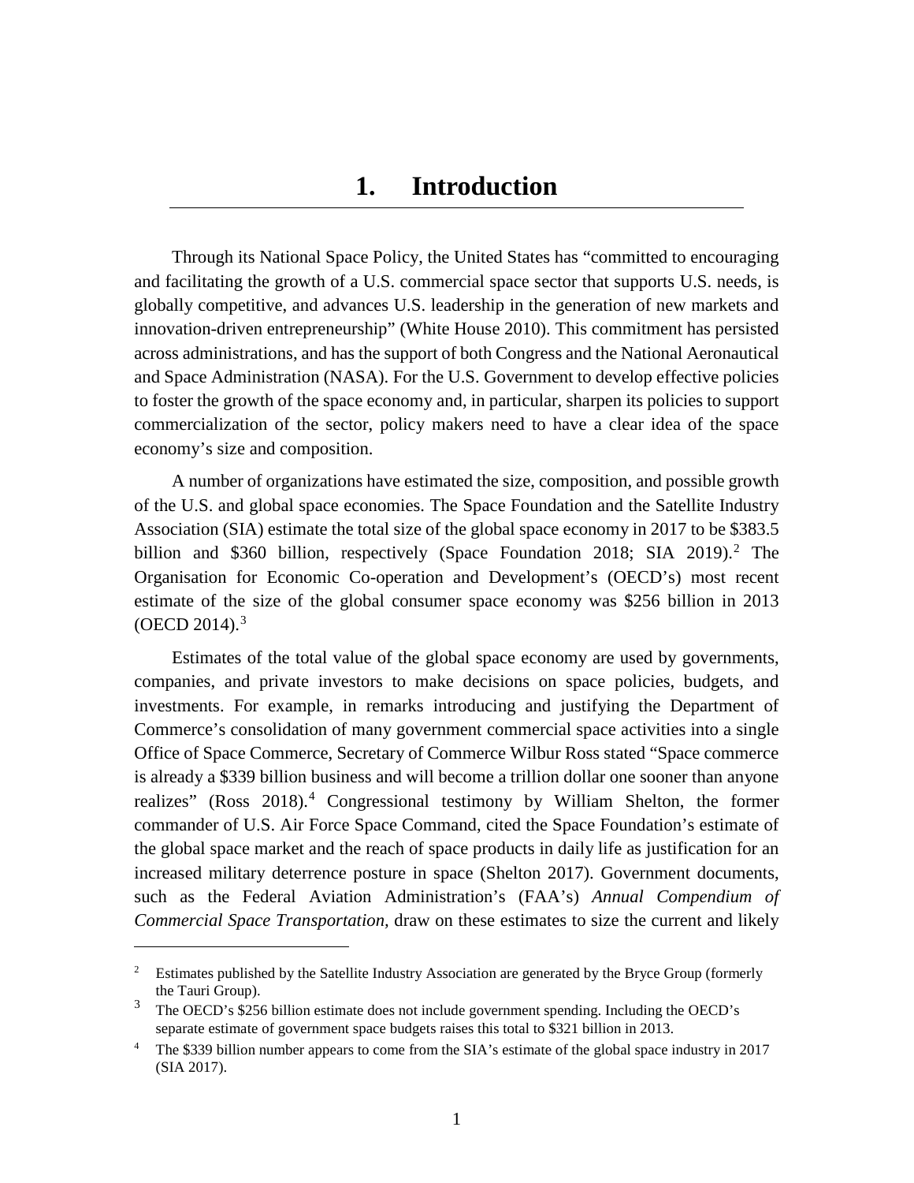# 1. Introduction

Through its National Space Policy, the United States has "committed to encouraging and facilitating the growth of a U.S. commercial space sector that supports U.S. needs, is globally competitive, and advances U.S. leadership in the generation of new markets and innovation-driven entrepreneurship" (White House 2010). This commitment has persisted across administrations, and has the support of both Congress and the National Aeronautical and Space Administration (NASA). For the U.S. Government to develop effective policies to foster the growth of the space economy and, in particular, sharpen its policies to support commercialization of the sector, policy makers need to have a clear idea of the space economy's size and composition.

A number of organizations have estimated the size, composition, and possible growth of the U.S. and global space economies. The Space Foundation and the Satellite Industry Association (SIA) estimate the total size of the global space economy in 2017 to be $383.5 billion and $360 billion, respectively (Space Foundation 2018; SIA 2019).[2] The Organisation for Economic Co-operation and Development's (OECD's) most recent estimate of the size of the global consumer space economy was $256 billion in 2013 (OECD 2014).[3]

Estimates of the total value of the global space economy are used by governments, companies, and private investors to make decisions on space policies, budgets, and investments. For example, in remarks introducing and justifying the Department of Commerce's consolidation of many government commercial space activities into a single Office of Space Commerce, Secretary of Commerce Wilbur Ross stated "Space commerce is already a $339 billion business and will become a trillion dollar one sooner than anyone realizes" (Ross 2018).[4] Congressional testimony by William Shelton, the former commander of U.S. Air Force Space Command, cited the Space Foundation's estimate of the global space market and the reach of space products in daily life as justification for an increased military deterrence posture in space (Shelton 2017). Government documents, such as the Federal Aviation Administration's (FAA's) *Annual Compendium of Commercial Space Transportation*, draw on these estimates to size the current and likely

---

[2] Estimates published by the Satellite Industry Association are generated by the Bryce Group (formerly the Tauri Group).

[3] The OECD's $256 billion estimate does not include government spending. Including the OECD's separate estimate of government space budgets raises this total to $321 billion in 2013.

[4] The $339 billion number appears to come from the SIA's estimate of the global space industry in 2017 (SIA 2017).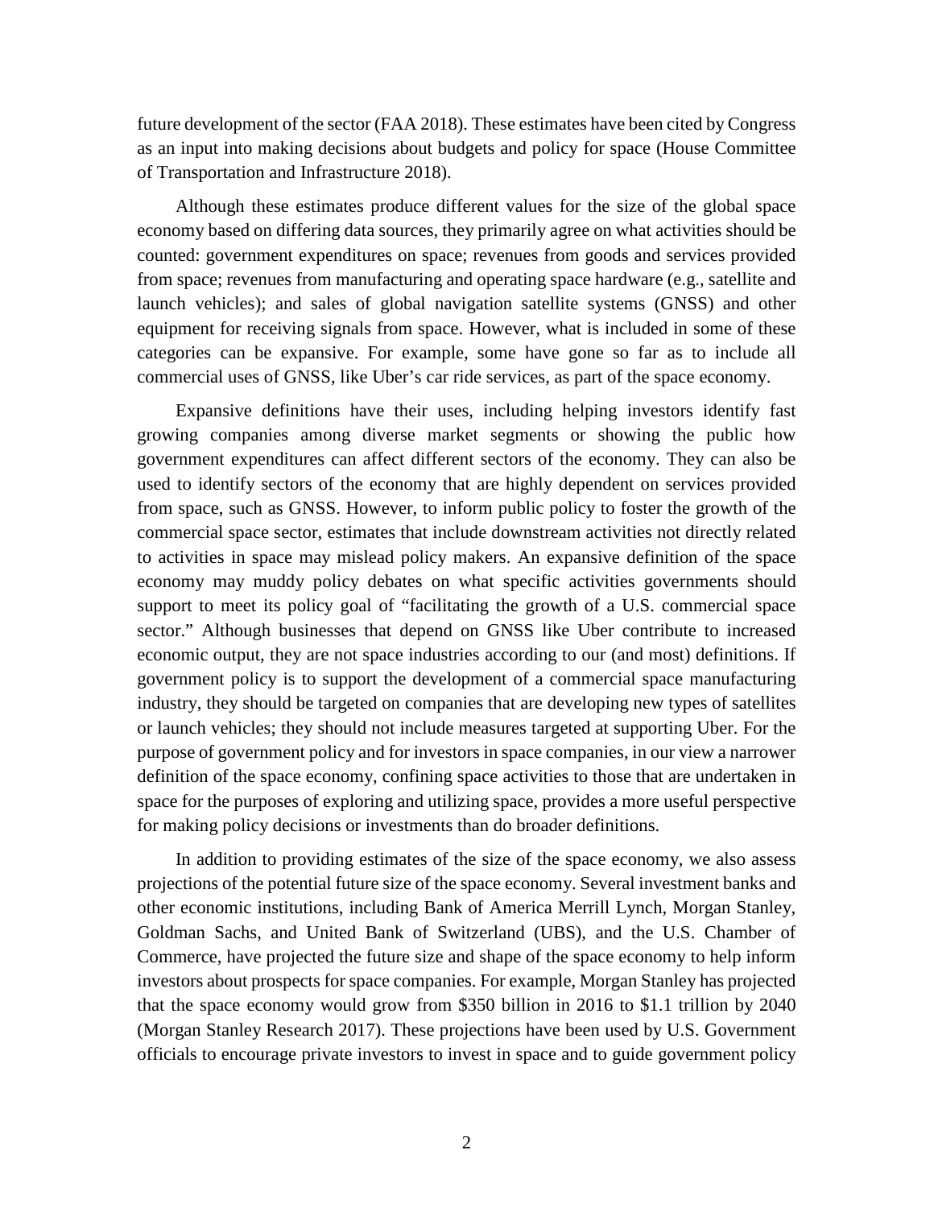future development of the sector (FAA 2018). These estimates have been cited by Congress as an input into making decisions about budgets and policy for space (House Committee of Transportation and Infrastructure 2018).

Although these estimates produce different values for the size of the global space economy based on differing data sources, they primarily agree on what activities should be counted: government expenditures on space; revenues from goods and services provided from space; revenues from manufacturing and operating space hardware (e.g., satellite and launch vehicles); and sales of global navigation satellite systems (GNSS) and other equipment for receiving signals from space. However, what is included in some of these categories can be expansive. For example, some have gone so far as to include all commercial uses of GNSS, like Uber's car ride services, as part of the space economy.

Expansive definitions have their uses, including helping investors identify fast growing companies among diverse market segments or showing the public how government expenditures can affect different sectors of the economy. They can also be used to identify sectors of the economy that are highly dependent on services provided from space, such as GNSS. However, to inform public policy to foster the growth of the commercial space sector, estimates that include downstream activities not directly related to activities in space may mislead policy makers. An expansive definition of the space economy may muddy policy debates on what specific activities governments should support to meet its policy goal of "facilitating the growth of a U.S. commercial space sector." Although businesses that depend on GNSS like Uber contribute to increased economic output, they are not space industries according to our (and most) definitions. If government policy is to support the development of a commercial space manufacturing industry, they should be targeted on companies that are developing new types of satellites or launch vehicles; they should not include measures targeted at supporting Uber. For the purpose of government policy and for investors in space companies, in our view a narrower definition of the space economy, confining space activities to those that are undertaken in space for the purposes of exploring and utilizing space, provides a more useful perspective for making policy decisions or investments than do broader definitions.

In addition to providing estimates of the size of the space economy, we also assess projections of the potential future size of the space economy. Several investment banks and other economic institutions, including Bank of America Merrill Lynch, Morgan Stanley, Goldman Sachs, and United Bank of Switzerland (UBS), and the U.S. Chamber of Commerce, have projected the future size and shape of the space economy to help inform investors about prospects for space companies. For example, Morgan Stanley has projected that the space economy would grow from \$350 billion in 2016 to \$1.1 trillion by 2040 (Morgan Stanley Research 2017). These projections have been used by U.S. Government officials to encourage private investors to invest in space and to guide government policy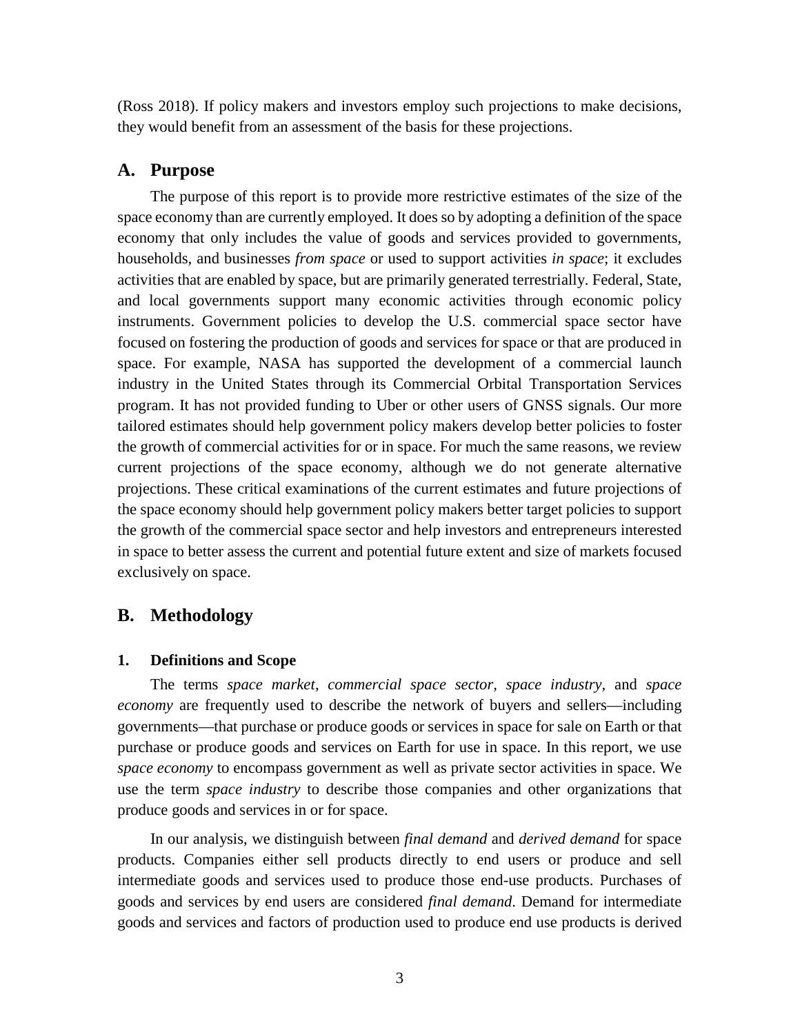(Ross 2018). If policy makers and investors employ such projections to make decisions, they would benefit from an assessment of the basis for these projections.

## A. Purpose

The purpose of this report is to provide more restrictive estimates of the size of the space economy than are currently employed. It does so by adopting a definition of the space economy that only includes the value of goods and services provided to governments, households, and businesses *from space* or used to support activities *in space*; it excludes activities that are enabled by space, but are primarily generated terrestrially. Federal, State, and local governments support many economic activities through economic policy instruments. Government policies to develop the U.S. commercial space sector have focused on fostering the production of goods and services for space or that are produced in space. For example, NASA has supported the development of a commercial launch industry in the United States through its Commercial Orbital Transportation Services program. It has not provided funding to Uber or other users of GNSS signals. Our more tailored estimates should help government policy makers develop better policies to foster the growth of commercial activities for or in space. For much the same reasons, we review current projections of the space economy, although we do not generate alternative projections. These critical examinations of the current estimates and future projections of the space economy should help government policy makers better target policies to support the growth of the commercial space sector and help investors and entrepreneurs interested in space to better assess the current and potential future extent and size of markets focused exclusively on space.

## B. Methodology

### 1. Definitions and Scope

The terms *space market, commercial space sector, space industry*, and *space economy* are frequently used to describe the network of buyers and sellers—including governments—that purchase or produce goods or services in space for sale on Earth or that purchase or produce goods and services on Earth for use in space. In this report, we use *space economy* to encompass government as well as private sector activities in space. We use the term *space industry* to describe those companies and other organizations that produce goods and services in or for space.

In our analysis, we distinguish between *final demand* and *derived demand* for space products. Companies either sell products directly to end users or produce and sell intermediate goods and services used to produce those end-use products. Purchases of goods and services by end users are considered *final demand*. Demand for intermediate goods and services and factors of production used to produce end use products is derived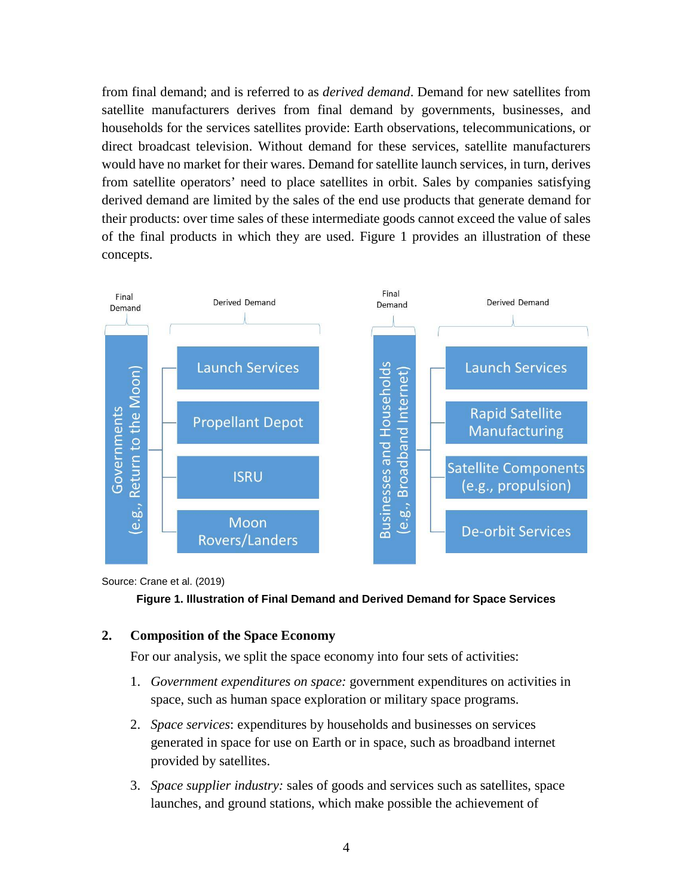from final demand; and is referred to as *derived demand*. Demand for new satellites from satellite manufacturers derives from final demand by governments, businesses, and households for the services satellites provide: Earth observations, telecommunications, or direct broadcast television. Without demand for these services, satellite manufacturers would have no market for their wares. Demand for satellite launch services, in turn, derives from satellite operators' need to place satellites in orbit. Sales by companies satisfying derived demand are limited by the sales of the end use products that generate demand for their products: over time sales of these intermediate goods cannot exceed the value of sales of the final products in which they are used. Figure 1 provides an illustration of these concepts.

| Final Demand | Derived Demand |
|---|---|
| Governments (e.g., Return to the Moon) | Launch Services |
| | Propellant Depot |
| | ISRU |
| | Moon Rovers/Landers |

| Final Demand | Derived Demand |
|---|---|
| Businesses and Households (e.g., Broadband Internet) | Launch Services |
| | Rapid Satellite Manufacturing |
| | Satellite Components (e.g., propulsion) |
| | De-orbit Services |

Source: Crane et al. (2019)

**Figure 1. Illustration of Final Demand and Derived Demand for Space Services**

## 2. Composition of the Space Economy

For our analysis, we split the space economy into four sets of activities:

1. *Government expenditures on space:* government expenditures on activities in space, such as human space exploration or military space programs.
2. *Space services*: expenditures by households and businesses on services generated in space for use on Earth or in space, such as broadband internet provided by satellites.
3. *Space supplier industry:* sales of goods and services such as satellites, space launches, and ground stations, which make possible the achievement of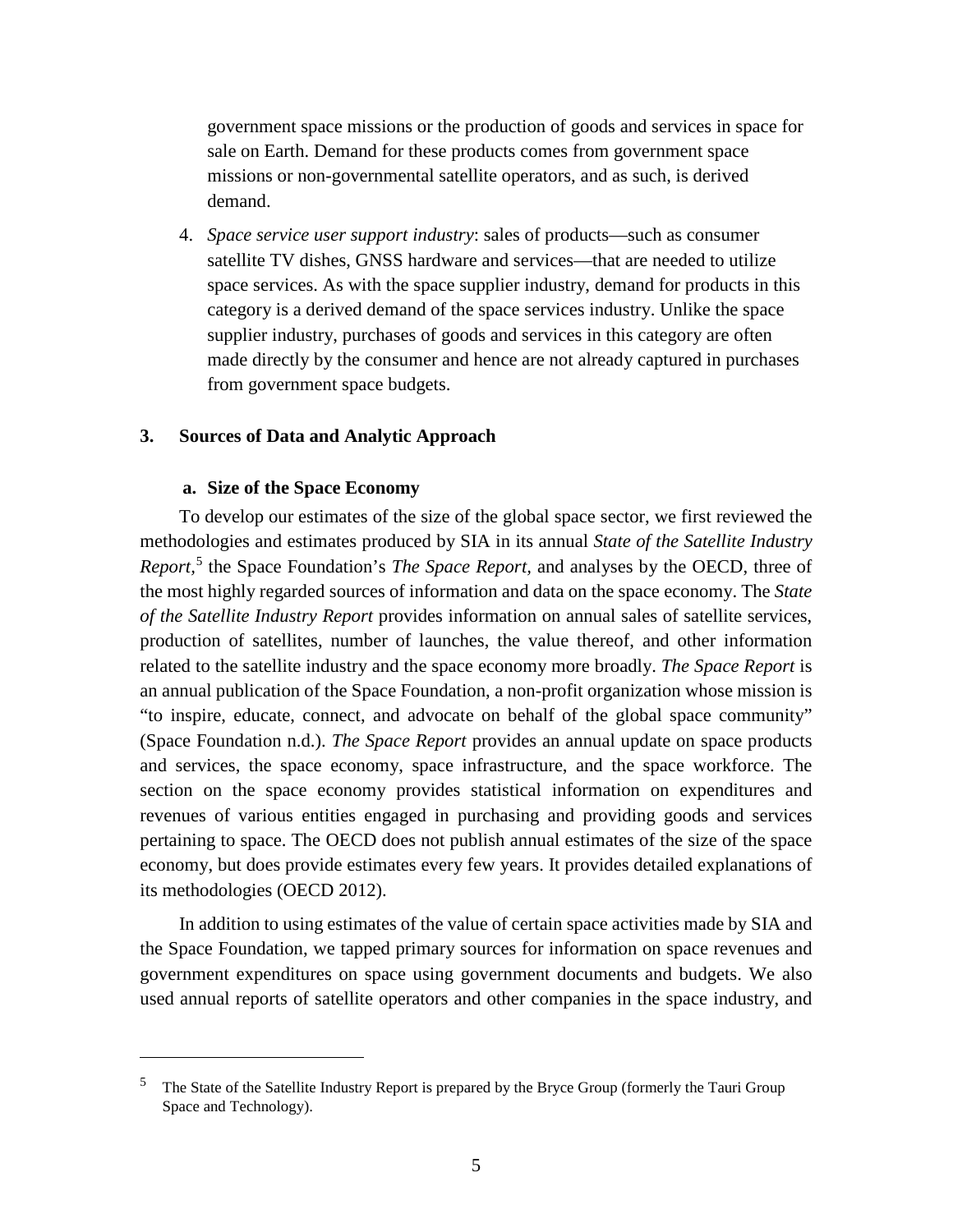government space missions or the production of goods and services in space for sale on Earth. Demand for these products comes from government space missions or non-governmental satellite operators, and as such, is derived demand.

4. *Space service user support industry*: sales of products—such as consumer satellite TV dishes, GNSS hardware and services—that are needed to utilize space services. As with the space supplier industry, demand for products in this category is a derived demand of the space services industry. Unlike the space supplier industry, purchases of goods and services in this category are often made directly by the consumer and hence are not already captured in purchases from government space budgets.

## 3. Sources of Data and Analytic Approach

### a. Size of the Space Economy

To develop our estimates of the size of the global space sector, we first reviewed the methodologies and estimates produced by SIA in its annual *State of the Satellite Industry Report,*[5] the Space Foundation's *The Space Report,* and analyses by the OECD, three of the most highly regarded sources of information and data on the space economy. The *State of the Satellite Industry Report* provides information on annual sales of satellite services, production of satellites, number of launches, the value thereof, and other information related to the satellite industry and the space economy more broadly. *The Space Report* is an annual publication of the Space Foundation, a non-profit organization whose mission is "to inspire, educate, connect, and advocate on behalf of the global space community" (Space Foundation n.d.). *The Space Report* provides an annual update on space products and services, the space economy, space infrastructure, and the space workforce. The section on the space economy provides statistical information on expenditures and revenues of various entities engaged in purchasing and providing goods and services pertaining to space. The OECD does not publish annual estimates of the size of the space economy, but does provide estimates every few years. It provides detailed explanations of its methodologies (OECD 2012).

In addition to using estimates of the value of certain space activities made by SIA and the Space Foundation, we tapped primary sources for information on space revenues and government expenditures on space using government documents and budgets. We also used annual reports of satellite operators and other companies in the space industry, and

[5] The State of the Satellite Industry Report is prepared by the Bryce Group (formerly the Tauri Group Space and Technology).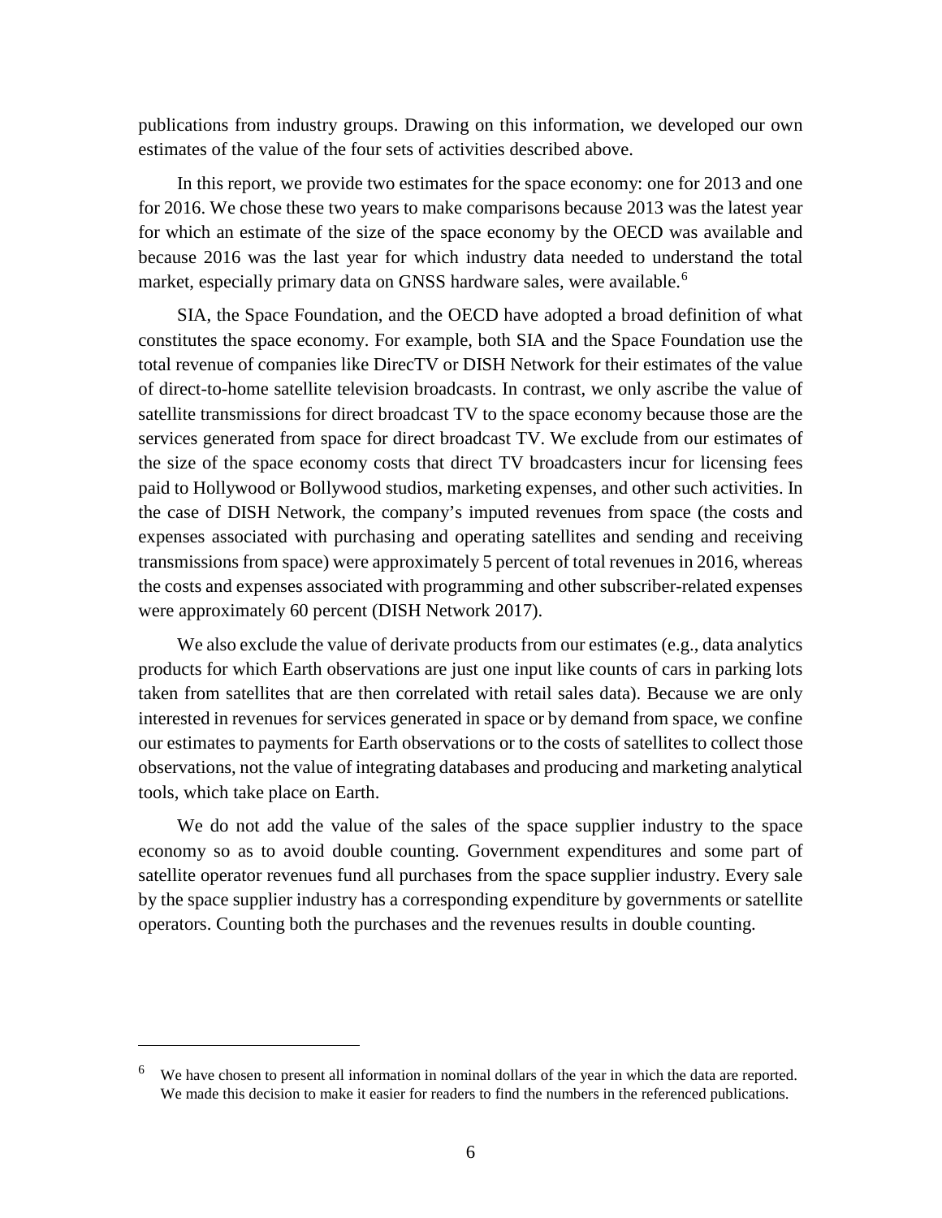publications from industry groups. Drawing on this information, we developed our own estimates of the value of the four sets of activities described above.

In this report, we provide two estimates for the space economy: one for 2013 and one for 2016. We chose these two years to make comparisons because 2013 was the latest year for which an estimate of the size of the space economy by the OECD was available and because 2016 was the last year for which industry data needed to understand the total market, especially primary data on GNSS hardware sales, were available.[6]

SIA, the Space Foundation, and the OECD have adopted a broad definition of what constitutes the space economy. For example, both SIA and the Space Foundation use the total revenue of companies like DirecTV or DISH Network for their estimates of the value of direct-to-home satellite television broadcasts. In contrast, we only ascribe the value of satellite transmissions for direct broadcast TV to the space economy because those are the services generated from space for direct broadcast TV. We exclude from our estimates of the size of the space economy costs that direct TV broadcasters incur for licensing fees paid to Hollywood or Bollywood studios, marketing expenses, and other such activities. In the case of DISH Network, the company's imputed revenues from space (the costs and expenses associated with purchasing and operating satellites and sending and receiving transmissions from space) were approximately 5 percent of total revenues in 2016, whereas the costs and expenses associated with programming and other subscriber-related expenses were approximately 60 percent (DISH Network 2017).

We also exclude the value of derivate products from our estimates (e.g., data analytics products for which Earth observations are just one input like counts of cars in parking lots taken from satellites that are then correlated with retail sales data). Because we are only interested in revenues for services generated in space or by demand from space, we confine our estimates to payments for Earth observations or to the costs of satellites to collect those observations, not the value of integrating databases and producing and marketing analytical tools, which take place on Earth.

We do not add the value of the sales of the space supplier industry to the space economy so as to avoid double counting. Government expenditures and some part of satellite operator revenues fund all purchases from the space supplier industry. Every sale by the space supplier industry has a corresponding expenditure by governments or satellite operators. Counting both the purchases and the revenues results in double counting.

---

[6] We have chosen to present all information in nominal dollars of the year in which the data are reported. We made this decision to make it easier for readers to find the numbers in the referenced publications.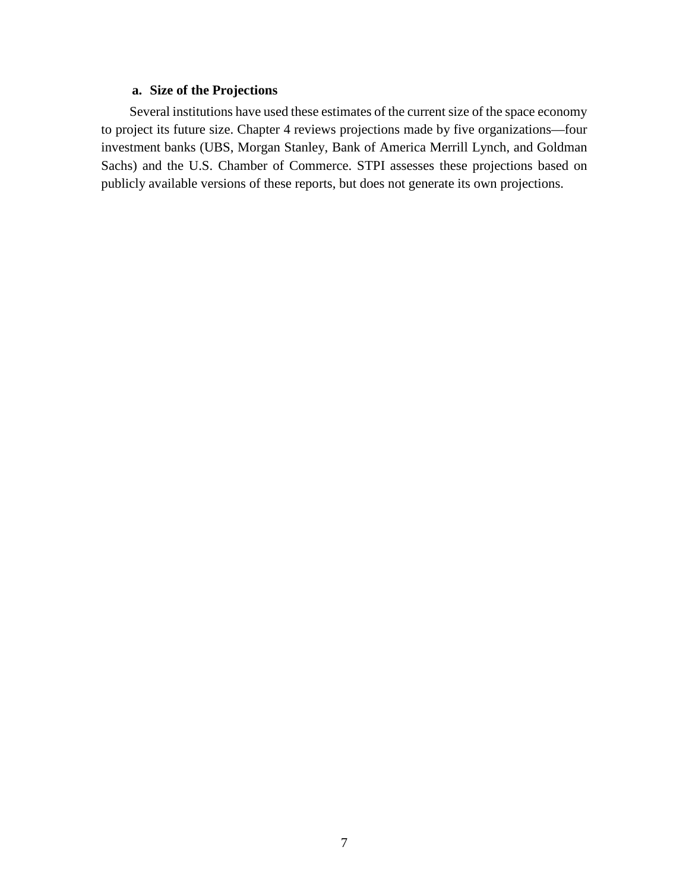#### a. Size of the Projections

Several institutions have used these estimates of the current size of the space economy to project its future size. Chapter 4 reviews projections made by five organizations—four investment banks (UBS, Morgan Stanley, Bank of America Merrill Lynch, and Goldman Sachs) and the U.S. Chamber of Commerce. STPI assesses these projections based on publicly available versions of these reports, but does not generate its own projections.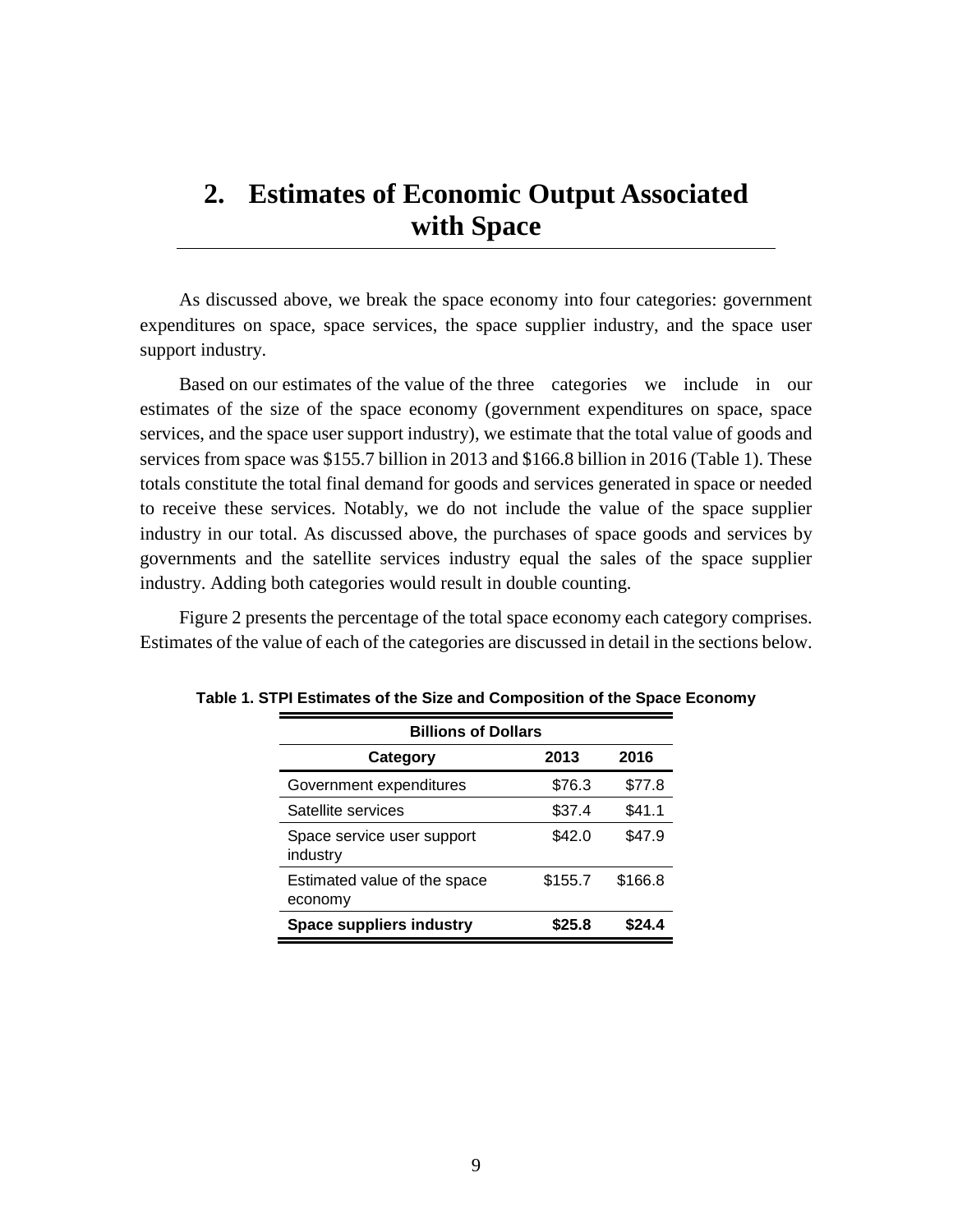# 2. Estimates of Economic Output Associated with Space

As discussed above, we break the space economy into four categories: government expenditures on space, space services, the space supplier industry, and the space user support industry.

Based on our estimates of the value of the three categories we include in our estimates of the size of the space economy (government expenditures on space, space services, and the space user support industry), we estimate that the total value of goods and services from space was $155.7 billion in 2013 and $166.8 billion in 2016 (Table 1). These totals constitute the total final demand for goods and services generated in space or needed to receive these services. Notably, we do not include the value of the space supplier industry in our total. As discussed above, the purchases of space goods and services by governments and the satellite services industry equal the sales of the space supplier industry. Adding both categories would result in double counting.

Figure 2 presents the percentage of the total space economy each category comprises. Estimates of the value of each of the categories are discussed in detail in the sections below.

**Table 1. STPI Estimates of the Size and Composition of the Space Economy**

| Billions of Dollars | | |
|---|---|---|
| **Category** | **2013** | **2016** |
| Government expenditures | $76.3 | $77.8 |
| Satellite services | $37.4 | $41.1 |
| Space service user support industry | $42.0 | $47.9 |
| Estimated value of the space economy | $155.7 | $166.8 |
| **Space suppliers industry** | **$25.8** | **$24.4** |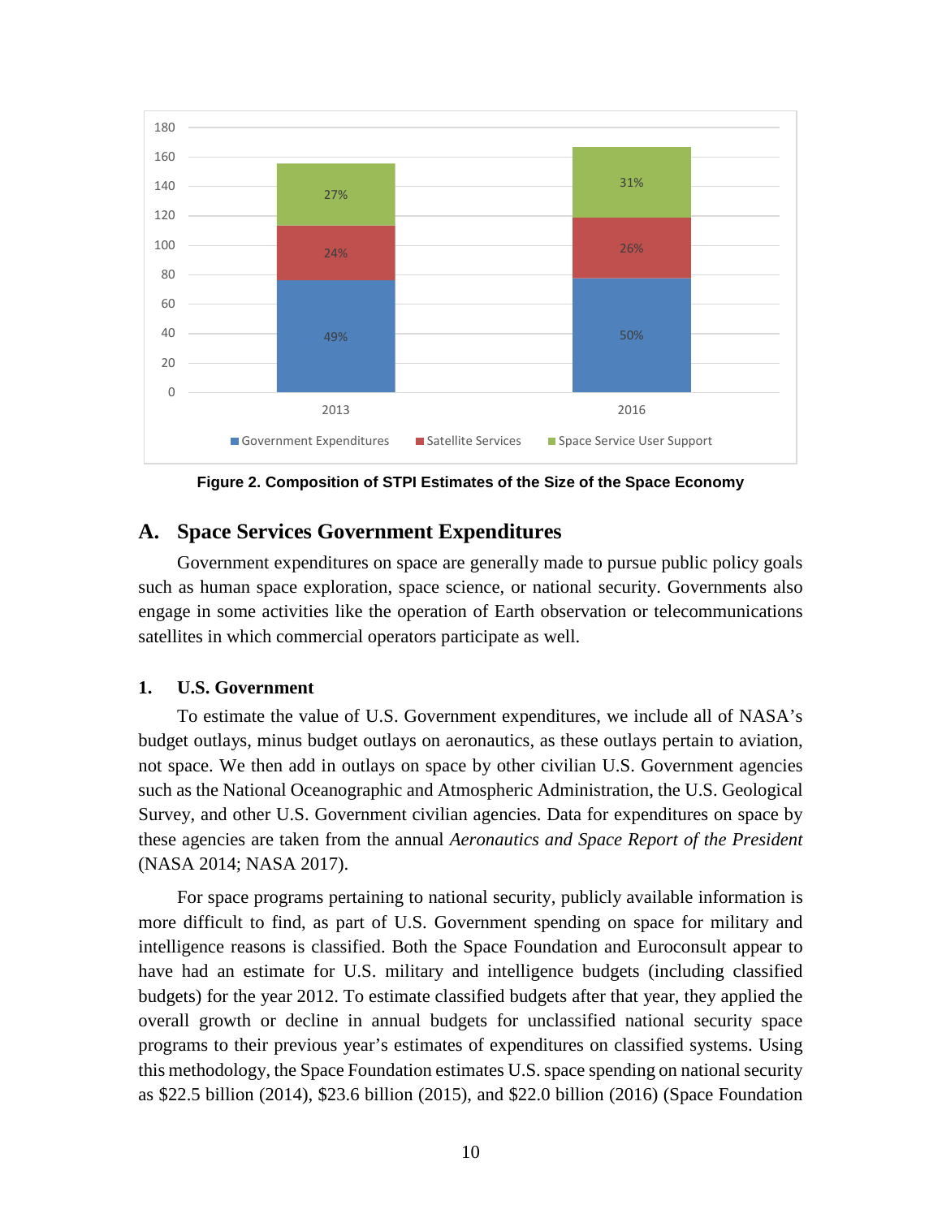Figure 2. Composition of STPI Estimates of the Size of the Space Economy

## A. Space Services Government Expenditures

Government expenditures on space are generally made to pursue public policy goals such as human space exploration, space science, or national security. Governments also engage in some activities like the operation of Earth observation or telecommunications satellites in which commercial operators participate as well.

### 1. U.S. Government

To estimate the value of U.S. Government expenditures, we include all of NASA's budget outlays, minus budget outlays on aeronautics, as these outlays pertain to aviation, not space. We then add in outlays on space by other civilian U.S. Government agencies such as the National Oceanographic and Atmospheric Administration, the U.S. Geological Survey, and other U.S. Government civilian agencies. Data for expenditures on space by these agencies are taken from the annual *Aeronautics and Space Report of the President* (NASA 2014; NASA 2017).

For space programs pertaining to national security, publicly available information is more difficult to find, as part of U.S. Government spending on space for military and intelligence reasons is classified. Both the Space Foundation and Euroconsult appear to have had an estimate for U.S. military and intelligence budgets (including classified budgets) for the year 2012. To estimate classified budgets after that year, they applied the overall growth or decline in annual budgets for unclassified national security space programs to their previous year's estimates of expenditures on classified systems. Using this methodology, the Space Foundation estimates U.S. space spending on national security as \$22.5 billion (2014), \$23.6 billion (2015), and \$22.0 billion (2016) (Space Foundation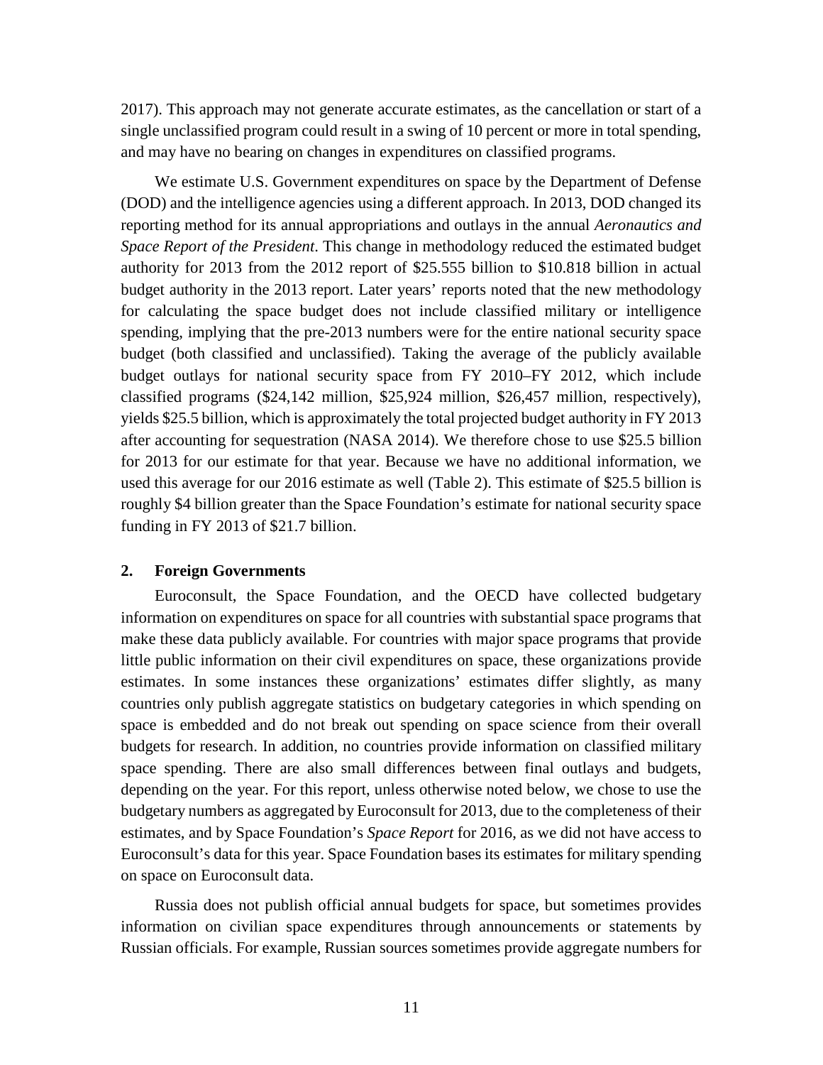2017). This approach may not generate accurate estimates, as the cancellation or start of a single unclassified program could result in a swing of 10 percent or more in total spending, and may have no bearing on changes in expenditures on classified programs.

We estimate U.S. Government expenditures on space by the Department of Defense (DOD) and the intelligence agencies using a different approach. In 2013, DOD changed its reporting method for its annual appropriations and outlays in the annual *Aeronautics and Space Report of the President*. This change in methodology reduced the estimated budget authority for 2013 from the 2012 report of $25.555 billion to $10.818 billion in actual budget authority in the 2013 report. Later years' reports noted that the new methodology for calculating the space budget does not include classified military or intelligence spending, implying that the pre-2013 numbers were for the entire national security space budget (both classified and unclassified). Taking the average of the publicly available budget outlays for national security space from FY 2010–FY 2012, which include classified programs ($24,142 million, $25,924 million, $26,457 million, respectively), yields $25.5 billion, which is approximately the total projected budget authority in FY 2013 after accounting for sequestration (NASA 2014). We therefore chose to use $25.5 billion for 2013 for our estimate for that year. Because we have no additional information, we used this average for our 2016 estimate as well (Table 2). This estimate of $25.5 billion is roughly $4 billion greater than the Space Foundation's estimate for national security space funding in FY 2013 of $21.7 billion.

### 2. Foreign Governments

Euroconsult, the Space Foundation, and the OECD have collected budgetary information on expenditures on space for all countries with substantial space programs that make these data publicly available. For countries with major space programs that provide little public information on their civil expenditures on space, these organizations provide estimates. In some instances these organizations' estimates differ slightly, as many countries only publish aggregate statistics on budgetary categories in which spending on space is embedded and do not break out spending on space science from their overall budgets for research. In addition, no countries provide information on classified military space spending. There are also small differences between final outlays and budgets, depending on the year. For this report, unless otherwise noted below, we chose to use the budgetary numbers as aggregated by Euroconsult for 2013, due to the completeness of their estimates, and by Space Foundation's *Space Report* for 2016, as we did not have access to Euroconsult's data for this year. Space Foundation bases its estimates for military spending on space on Euroconsult data.

Russia does not publish official annual budgets for space, but sometimes provides information on civilian space expenditures through announcements or statements by Russian officials. For example, Russian sources sometimes provide aggregate numbers for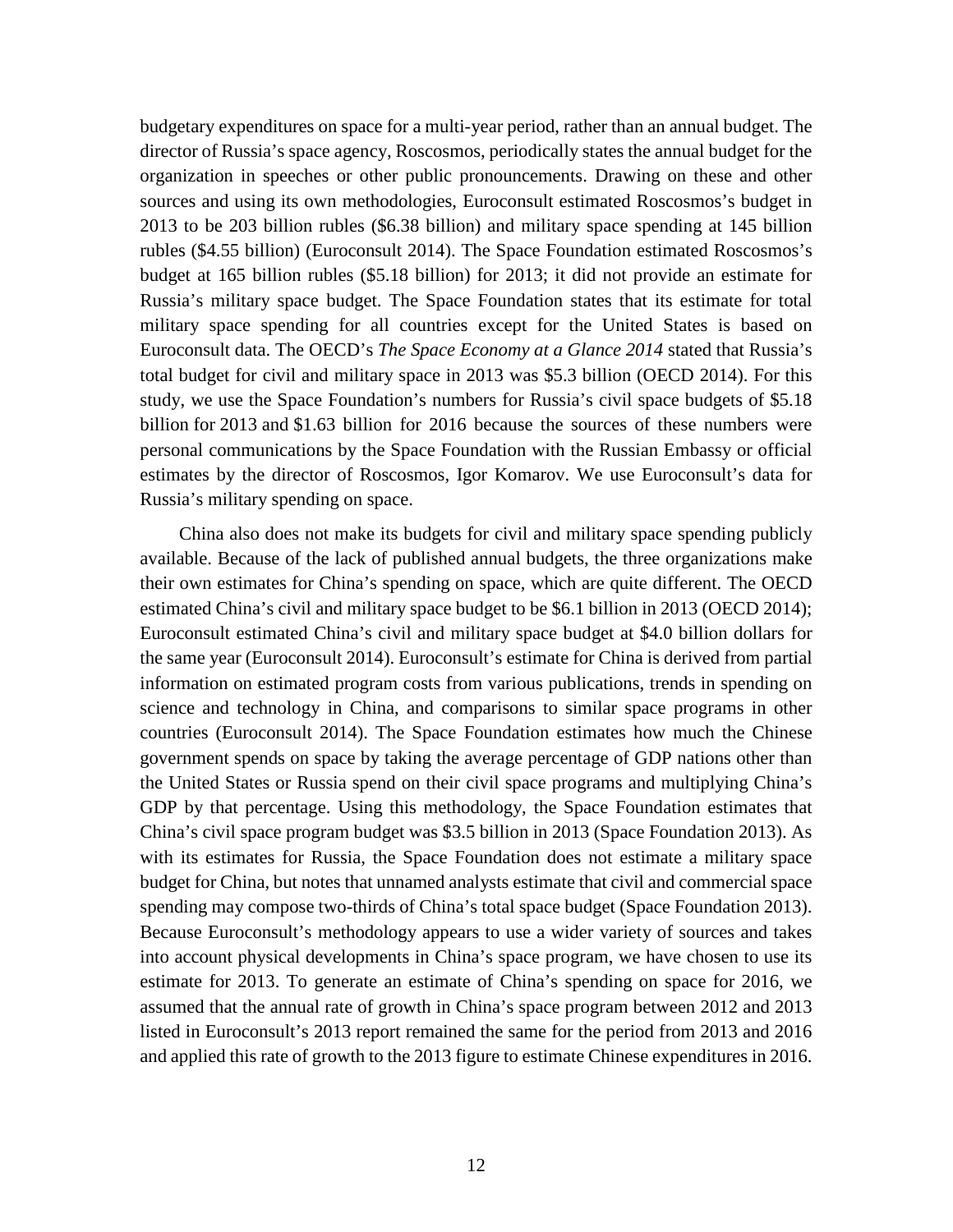budgetary expenditures on space for a multi-year period, rather than an annual budget. The director of Russia's space agency, Roscosmos, periodically states the annual budget for the organization in speeches or other public pronouncements. Drawing on these and other sources and using its own methodologies, Euroconsult estimated Roscosmos's budget in 2013 to be 203 billion rubles ($6.38 billion) and military space spending at 145 billion rubles ($4.55 billion) (Euroconsult 2014). The Space Foundation estimated Roscosmos's budget at 165 billion rubles ($5.18 billion) for 2013; it did not provide an estimate for Russia's military space budget. The Space Foundation states that its estimate for total military space spending for all countries except for the United States is based on Euroconsult data. The OECD's *The Space Economy at a Glance 2014* stated that Russia's total budget for civil and military space in 2013 was $5.3 billion (OECD 2014). For this study, we use the Space Foundation's numbers for Russia's civil space budgets of $5.18 billion for 2013 and $1.63 billion for 2016 because the sources of these numbers were personal communications by the Space Foundation with the Russian Embassy or official estimates by the director of Roscosmos, Igor Komarov. We use Euroconsult's data for Russia's military spending on space.

China also does not make its budgets for civil and military space spending publicly available. Because of the lack of published annual budgets, the three organizations make their own estimates for China's spending on space, which are quite different. The OECD estimated China's civil and military space budget to be $6.1 billion in 2013 (OECD 2014); Euroconsult estimated China's civil and military space budget at $4.0 billion dollars for the same year (Euroconsult 2014). Euroconsult's estimate for China is derived from partial information on estimated program costs from various publications, trends in spending on science and technology in China, and comparisons to similar space programs in other countries (Euroconsult 2014). The Space Foundation estimates how much the Chinese government spends on space by taking the average percentage of GDP nations other than the United States or Russia spend on their civil space programs and multiplying China's GDP by that percentage. Using this methodology, the Space Foundation estimates that China's civil space program budget was $3.5 billion in 2013 (Space Foundation 2013). As with its estimates for Russia, the Space Foundation does not estimate a military space budget for China, but notes that unnamed analysts estimate that civil and commercial space spending may compose two-thirds of China's total space budget (Space Foundation 2013). Because Euroconsult's methodology appears to use a wider variety of sources and takes into account physical developments in China's space program, we have chosen to use its estimate for 2013. To generate an estimate of China's spending on space for 2016, we assumed that the annual rate of growth in China's space program between 2012 and 2013 listed in Euroconsult's 2013 report remained the same for the period from 2013 and 2016 and applied this rate of growth to the 2013 figure to estimate Chinese expenditures in 2016.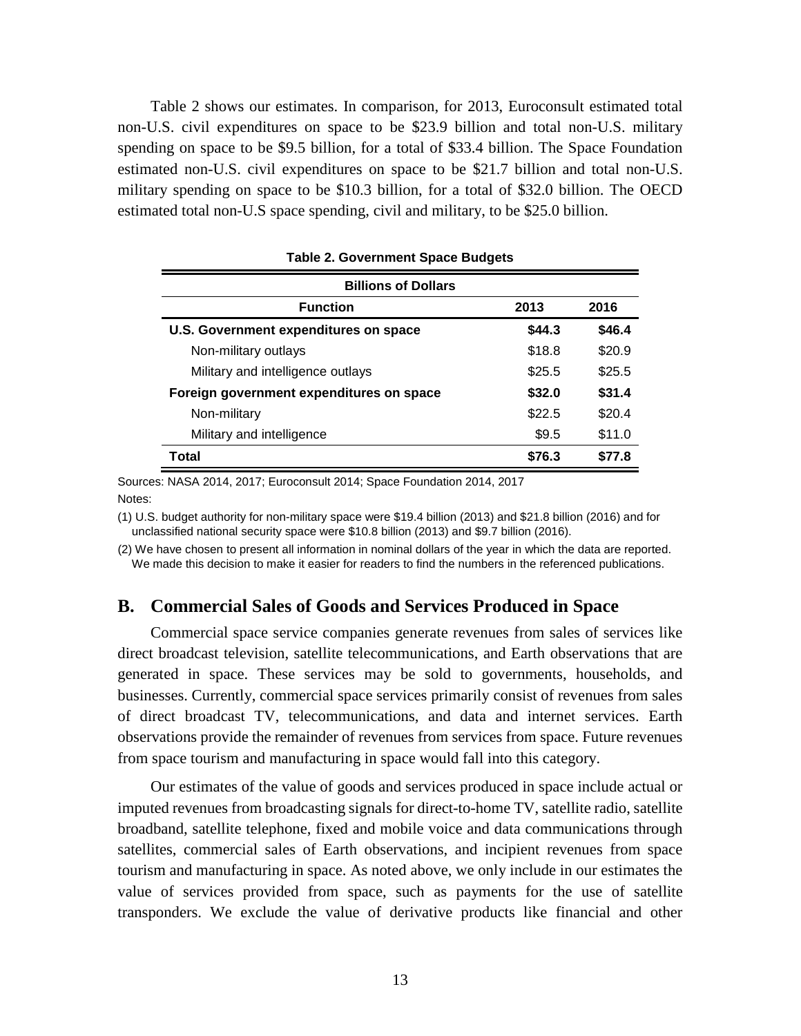Table 2 shows our estimates. In comparison, for 2013, Euroconsult estimated total non-U.S. civil expenditures on space to be $23.9 billion and total non-U.S. military spending on space to be $9.5 billion, for a total of $33.4 billion. The Space Foundation estimated non-U.S. civil expenditures on space to be $21.7 billion and total non-U.S. military spending on space to be $10.3 billion, for a total of $32.0 billion. The OECD estimated total non-U.S space spending, civil and military, to be $25.0 billion.

**Table 2. Government Space Budgets**

| Billions of Dollars | | |
|---|---|---|
| **Function** | **2013** | **2016** |
| **U.S. Government expenditures on space** | **$44.3** | **$46.4** |
| Non-military outlays | $18.8 | $20.9 |
| Military and intelligence outlays | $25.5 | $25.5 |
| **Foreign government expenditures on space** | **$32.0** | **$31.4** |
| Non-military | $22.5 | $20.4 |
| Military and intelligence | $9.5 | $11.0 |
| **Total** | **$76.3** | **$77.8** |

Sources: NASA 2014, 2017; Euroconsult 2014; Space Foundation 2014, 2017

Notes:

(1) U.S. budget authority for non-military space were $19.4 billion (2013) and $21.8 billion (2016) and for unclassified national security space were $10.8 billion (2013) and $9.7 billion (2016).

(2) We have chosen to present all information in nominal dollars of the year in which the data are reported. We made this decision to make it easier for readers to find the numbers in the referenced publications.

## B. Commercial Sales of Goods and Services Produced in Space

Commercial space service companies generate revenues from sales of services like direct broadcast television, satellite telecommunications, and Earth observations that are generated in space. These services may be sold to governments, households, and businesses. Currently, commercial space services primarily consist of revenues from sales of direct broadcast TV, telecommunications, and data and internet services. Earth observations provide the remainder of revenues from services from space. Future revenues from space tourism and manufacturing in space would fall into this category.

Our estimates of the value of goods and services produced in space include actual or imputed revenues from broadcasting signals for direct-to-home TV, satellite radio, satellite broadband, satellite telephone, fixed and mobile voice and data communications through satellites, commercial sales of Earth observations, and incipient revenues from space tourism and manufacturing in space. As noted above, we only include in our estimates the value of services provided from space, such as payments for the use of satellite transponders. We exclude the value of derivative products like financial and other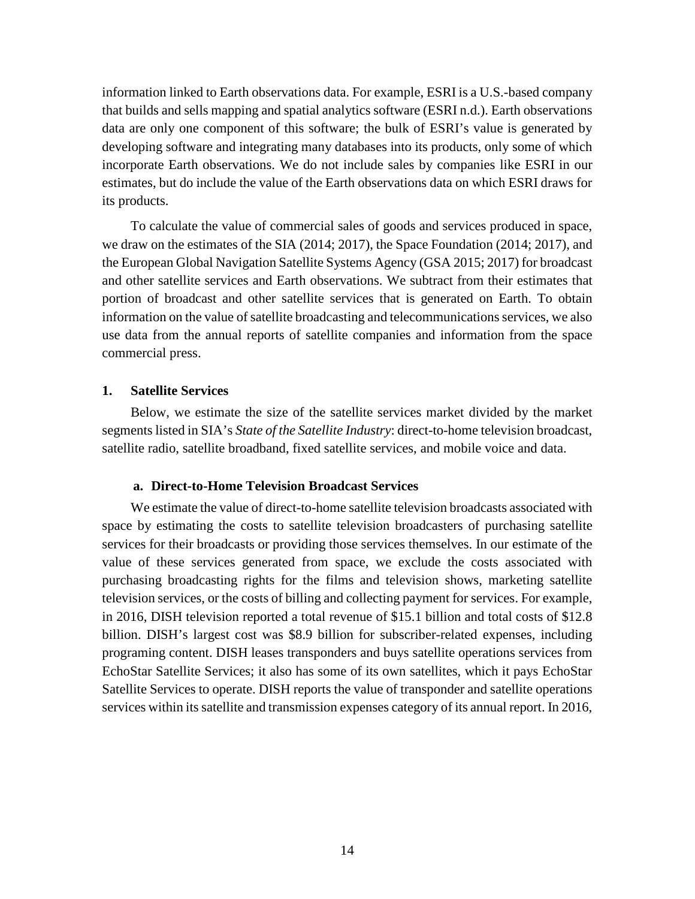information linked to Earth observations data. For example, ESRI is a U.S.-based company that builds and sells mapping and spatial analytics software (ESRI n.d.). Earth observations data are only one component of this software; the bulk of ESRI's value is generated by developing software and integrating many databases into its products, only some of which incorporate Earth observations. We do not include sales by companies like ESRI in our estimates, but do include the value of the Earth observations data on which ESRI draws for its products.

To calculate the value of commercial sales of goods and services produced in space, we draw on the estimates of the SIA (2014; 2017), the Space Foundation (2014; 2017), and the European Global Navigation Satellite Systems Agency (GSA 2015; 2017) for broadcast and other satellite services and Earth observations. We subtract from their estimates that portion of broadcast and other satellite services that is generated on Earth. To obtain information on the value of satellite broadcasting and telecommunications services, we also use data from the annual reports of satellite companies and information from the space commercial press.

### 1. Satellite Services

Below, we estimate the size of the satellite services market divided by the market segments listed in SIA's *State of the Satellite Industry*: direct-to-home television broadcast, satellite radio, satellite broadband, fixed satellite services, and mobile voice and data.

#### a. Direct-to-Home Television Broadcast Services

We estimate the value of direct-to-home satellite television broadcasts associated with space by estimating the costs to satellite television broadcasters of purchasing satellite services for their broadcasts or providing those services themselves. In our estimate of the value of these services generated from space, we exclude the costs associated with purchasing broadcasting rights for the films and television shows, marketing satellite television services, or the costs of billing and collecting payment for services. For example, in 2016, DISH television reported a total revenue of $15.1 billion and total costs of $12.8 billion. DISH's largest cost was $8.9 billion for subscriber-related expenses, including programing content. DISH leases transponders and buys satellite operations services from EchoStar Satellite Services; it also has some of its own satellites, which it pays EchoStar Satellite Services to operate. DISH reports the value of transponder and satellite operations services within its satellite and transmission expenses category of its annual report. In 2016,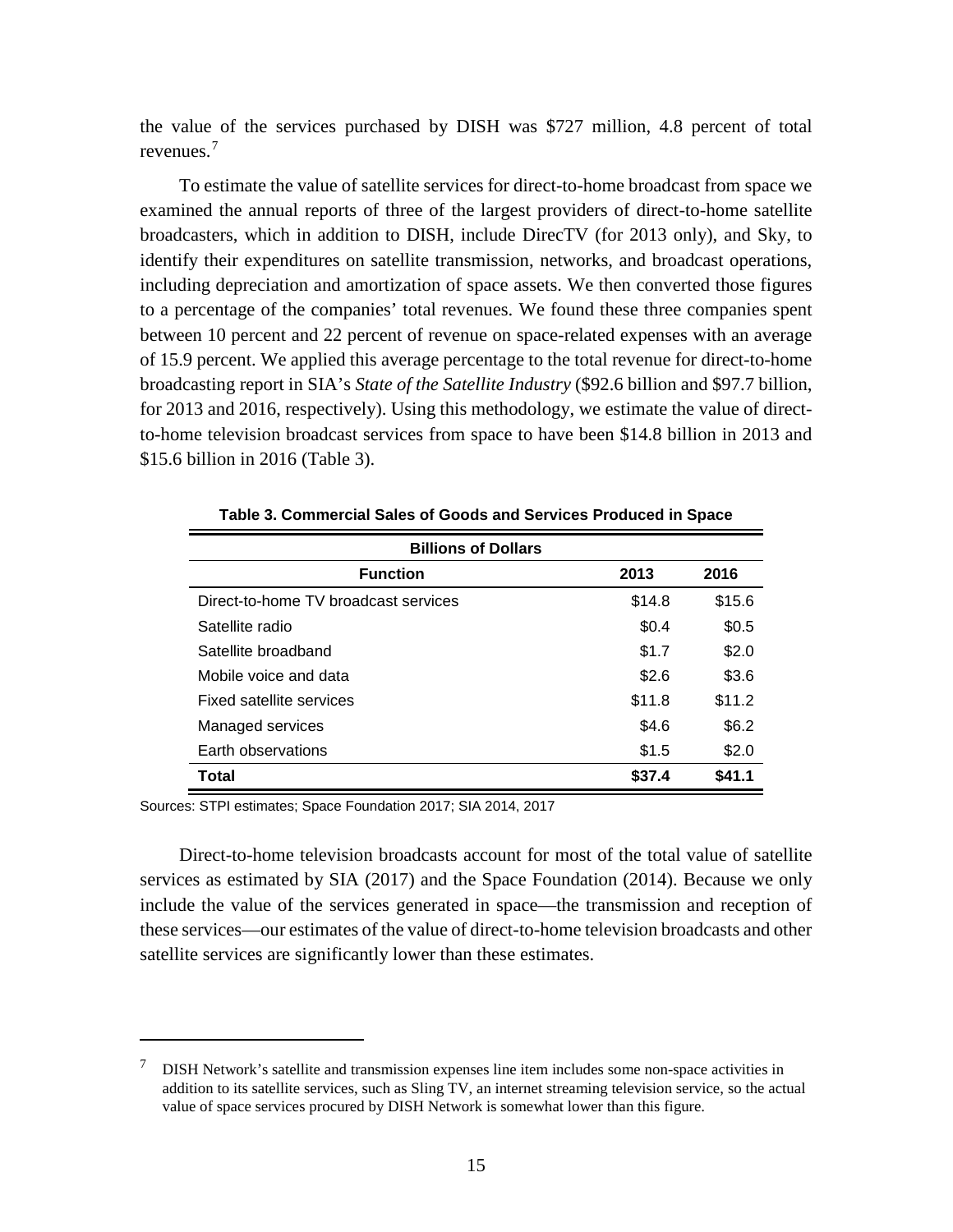the value of the services purchased by DISH was $727 million, 4.8 percent of total revenues.[7]

To estimate the value of satellite services for direct-to-home broadcast from space we examined the annual reports of three of the largest providers of direct-to-home satellite broadcasters, which in addition to DISH, include DirecTV (for 2013 only), and Sky, to identify their expenditures on satellite transmission, networks, and broadcast operations, including depreciation and amortization of space assets. We then converted those figures to a percentage of the companies' total revenues. We found these three companies spent between 10 percent and 22 percent of revenue on space-related expenses with an average of 15.9 percent. We applied this average percentage to the total revenue for direct-to-home broadcasting report in SIA's *State of the Satellite Industry* ($92.6 billion and $97.7 billion, for 2013 and 2016, respectively). Using this methodology, we estimate the value of direct-to-home television broadcast services from space to have been $14.8 billion in 2013 and $15.6 billion in 2016 (Table 3).

**Table 3. Commercial Sales of Goods and Services Produced in Space**

| Billions of Dollars | | |
|---|---|---|
| **Function** | **2013** | **2016** |
| Direct-to-home TV broadcast services | $14.8 | $15.6 |
| Satellite radio | $0.4 | $0.5 |
| Satellite broadband | $1.7 | $2.0 |
| Mobile voice and data | $2.6 | $3.6 |
| Fixed satellite services | $11.8 | $11.2 |
| Managed services | $4.6 | $6.2 |
| Earth observations | $1.5 | $2.0 |
| **Total** | **$37.4** | **$41.1** |

Sources: STPI estimates; Space Foundation 2017; SIA 2014, 2017

Direct-to-home television broadcasts account for most of the total value of satellite services as estimated by SIA (2017) and the Space Foundation (2014). Because we only include the value of the services generated in space—the transmission and reception of these services—our estimates of the value of direct-to-home television broadcasts and other satellite services are significantly lower than these estimates.

[7] DISH Network's satellite and transmission expenses line item includes some non-space activities in addition to its satellite services, such as Sling TV, an internet streaming television service, so the actual value of space services procured by DISH Network is somewhat lower than this figure.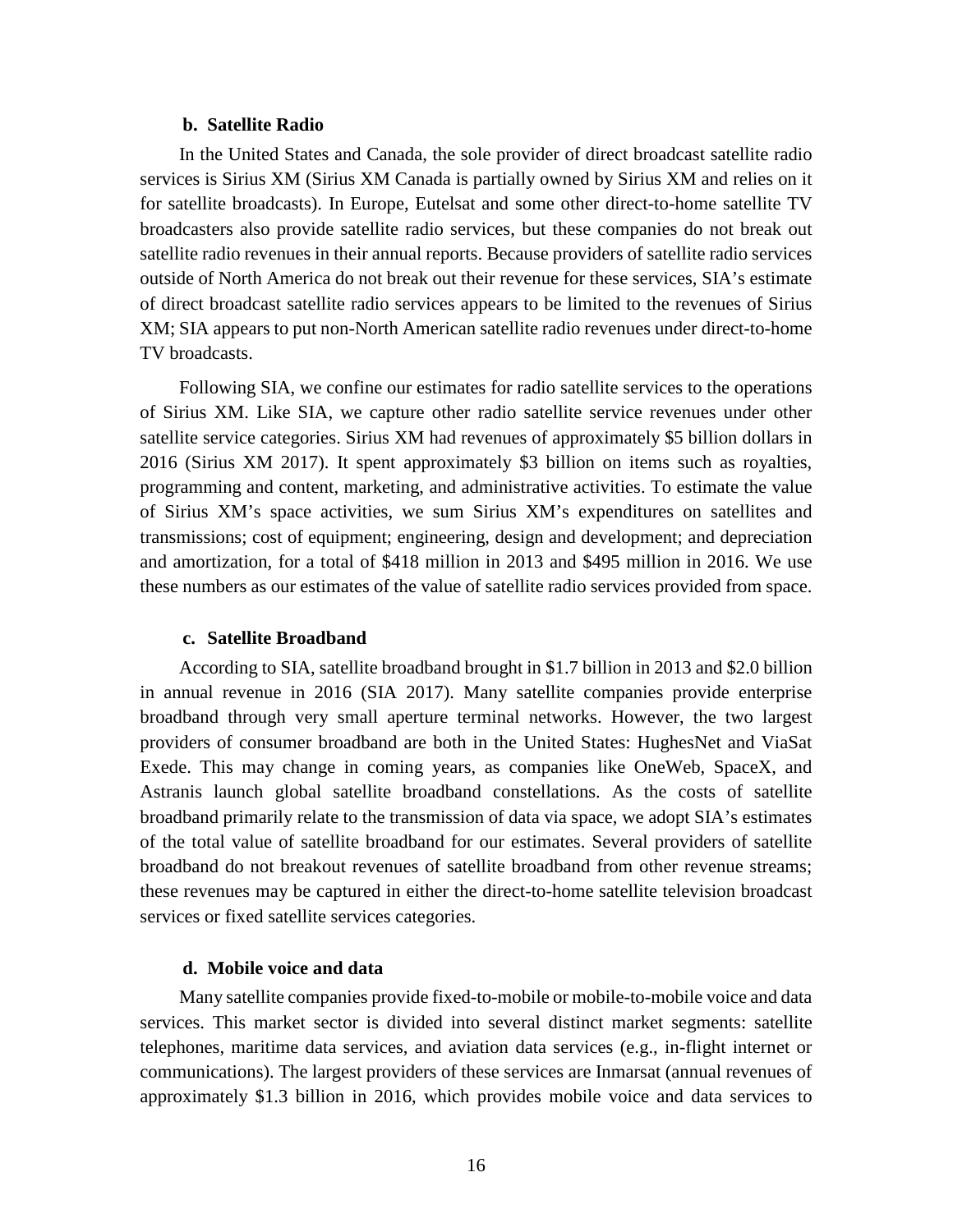#### b. Satellite Radio

In the United States and Canada, the sole provider of direct broadcast satellite radio services is Sirius XM (Sirius XM Canada is partially owned by Sirius XM and relies on it for satellite broadcasts). In Europe, Eutelsat and some other direct-to-home satellite TV broadcasters also provide satellite radio services, but these companies do not break out satellite radio revenues in their annual reports. Because providers of satellite radio services outside of North America do not break out their revenue for these services, SIA's estimate of direct broadcast satellite radio services appears to be limited to the revenues of Sirius XM; SIA appears to put non-North American satellite radio revenues under direct-to-home TV broadcasts.

Following SIA, we confine our estimates for radio satellite services to the operations of Sirius XM. Like SIA, we capture other radio satellite service revenues under other satellite service categories. Sirius XM had revenues of approximately $5 billion dollars in 2016 (Sirius XM 2017). It spent approximately $3 billion on items such as royalties, programming and content, marketing, and administrative activities. To estimate the value of Sirius XM's space activities, we sum Sirius XM's expenditures on satellites and transmissions; cost of equipment; engineering, design and development; and depreciation and amortization, for a total of $418 million in 2013 and $495 million in 2016. We use these numbers as our estimates of the value of satellite radio services provided from space.

#### c. Satellite Broadband

According to SIA, satellite broadband brought in $1.7 billion in 2013 and $2.0 billion in annual revenue in 2016 (SIA 2017). Many satellite companies provide enterprise broadband through very small aperture terminal networks. However, the two largest providers of consumer broadband are both in the United States: HughesNet and ViaSat Exede. This may change in coming years, as companies like OneWeb, SpaceX, and Astranis launch global satellite broadband constellations. As the costs of satellite broadband primarily relate to the transmission of data via space, we adopt SIA's estimates of the total value of satellite broadband for our estimates. Several providers of satellite broadband do not breakout revenues of satellite broadband from other revenue streams; these revenues may be captured in either the direct-to-home satellite television broadcast services or fixed satellite services categories.

#### d. Mobile voice and data

Many satellite companies provide fixed-to-mobile or mobile-to-mobile voice and data services. This market sector is divided into several distinct market segments: satellite telephones, maritime data services, and aviation data services (e.g., in-flight internet or communications). The largest providers of these services are Inmarsat (annual revenues of approximately $1.3 billion in 2016, which provides mobile voice and data services to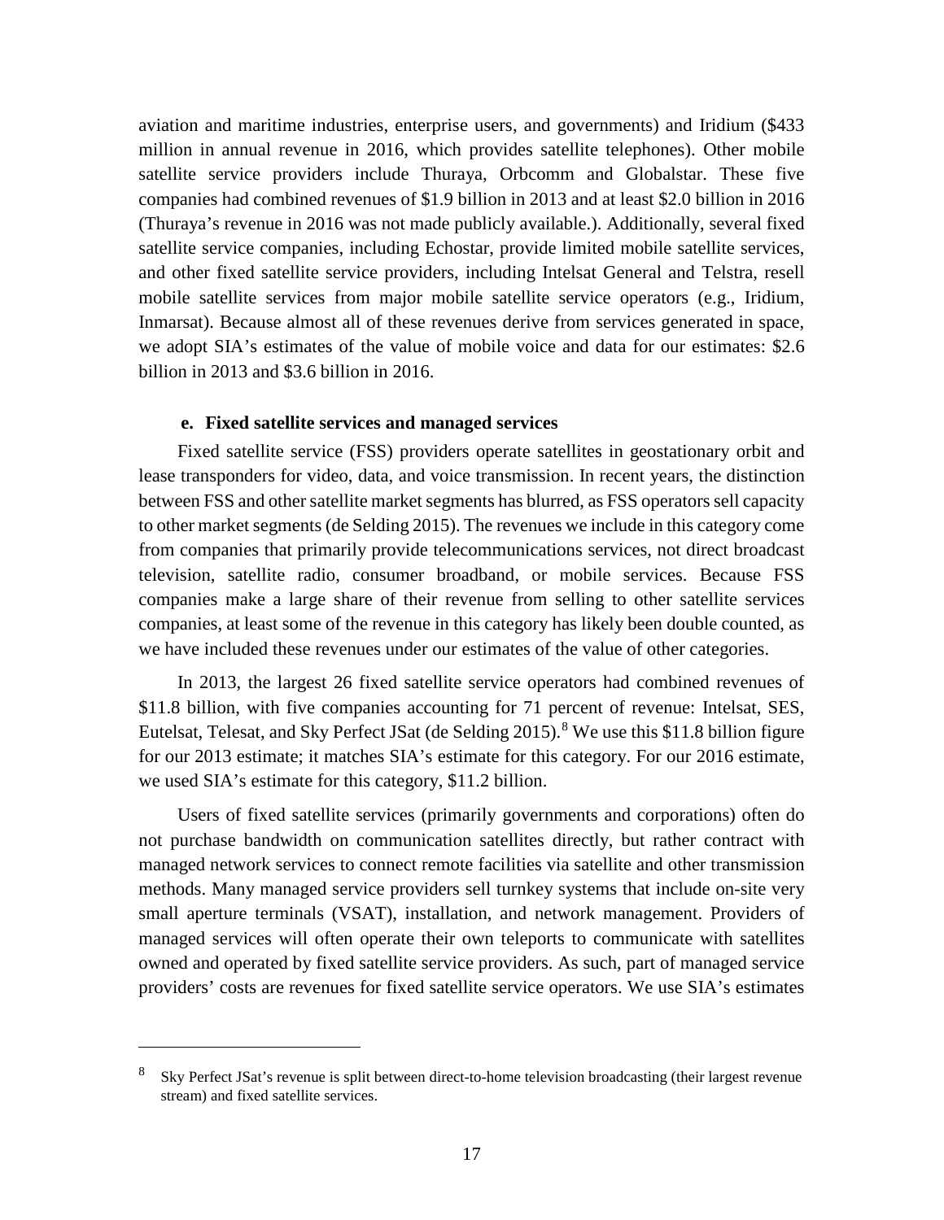aviation and maritime industries, enterprise users, and governments) and Iridium ($433 million in annual revenue in 2016, which provides satellite telephones). Other mobile satellite service providers include Thuraya, Orbcomm and Globalstar. These five companies had combined revenues of $1.9 billion in 2013 and at least $2.0 billion in 2016 (Thuraya's revenue in 2016 was not made publicly available.). Additionally, several fixed satellite service companies, including Echostar, provide limited mobile satellite services, and other fixed satellite service providers, including Intelsat General and Telstra, resell mobile satellite services from major mobile satellite service operators (e.g., Iridium, Inmarsat). Because almost all of these revenues derive from services generated in space, we adopt SIA's estimates of the value of mobile voice and data for our estimates: $2.6 billion in 2013 and $3.6 billion in 2016.

**e. Fixed satellite services and managed services**

Fixed satellite service (FSS) providers operate satellites in geostationary orbit and lease transponders for video, data, and voice transmission. In recent years, the distinction between FSS and other satellite market segments has blurred, as FSS operators sell capacity to other market segments (de Selding 2015). The revenues we include in this category come from companies that primarily provide telecommunications services, not direct broadcast television, satellite radio, consumer broadband, or mobile services. Because FSS companies make a large share of their revenue from selling to other satellite services companies, at least some of the revenue in this category has likely been double counted, as we have included these revenues under our estimates of the value of other categories.

In 2013, the largest 26 fixed satellite service operators had combined revenues of $11.8 billion, with five companies accounting for 71 percent of revenue: Intelsat, SES, Eutelsat, Telesat, and Sky Perfect JSat (de Selding 2015).[8] We use this $11.8 billion figure for our 2013 estimate; it matches SIA's estimate for this category. For our 2016 estimate, we used SIA's estimate for this category, $11.2 billion.

Users of fixed satellite services (primarily governments and corporations) often do not purchase bandwidth on communication satellites directly, but rather contract with managed network services to connect remote facilities via satellite and other transmission methods. Many managed service providers sell turnkey systems that include on-site very small aperture terminals (VSAT), installation, and network management. Providers of managed services will often operate their own teleports to communicate with satellites owned and operated by fixed satellite service providers. As such, part of managed service providers' costs are revenues for fixed satellite service operators. We use SIA's estimates

[8] Sky Perfect JSat's revenue is split between direct-to-home television broadcasting (their largest revenue stream) and fixed satellite services.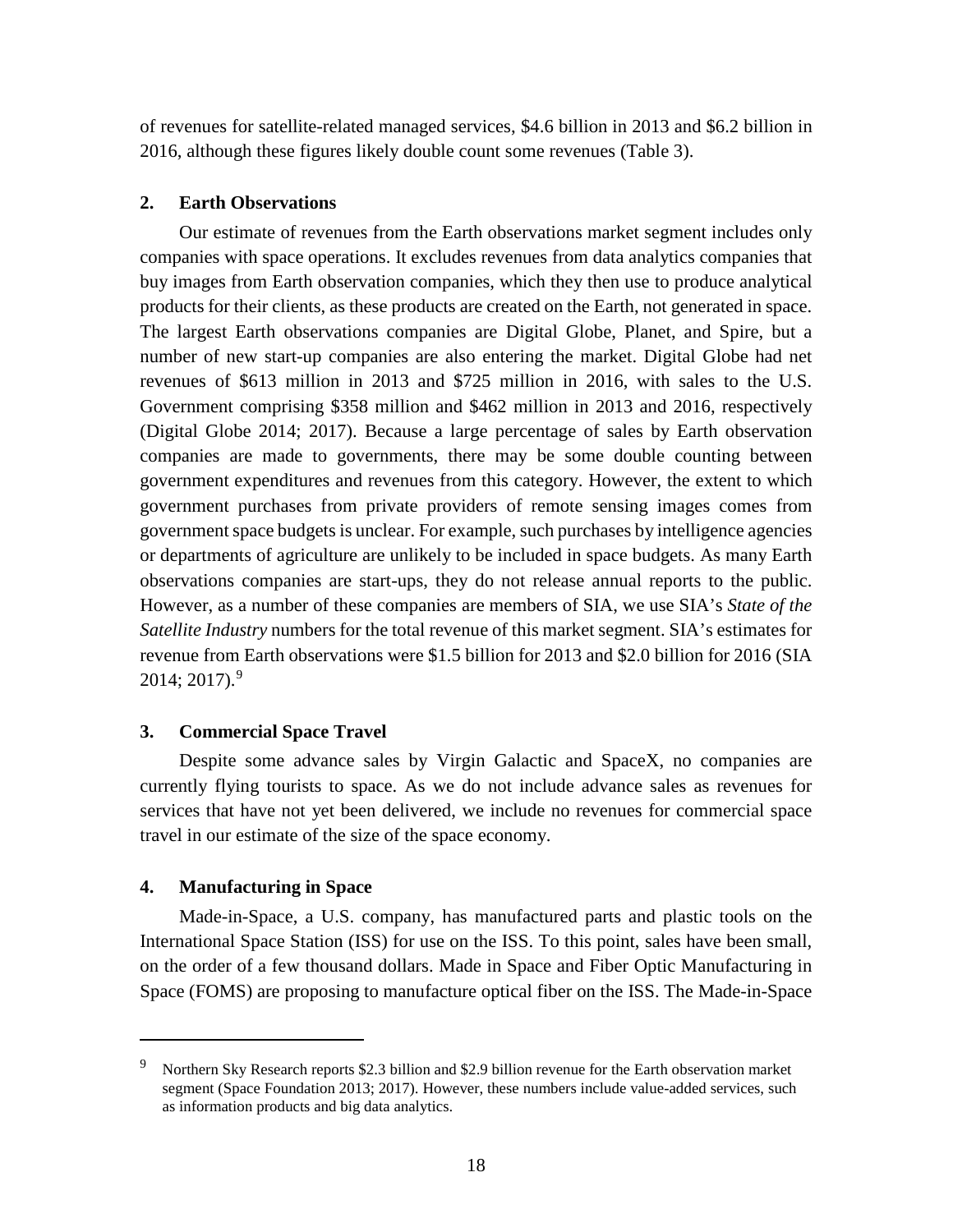of revenues for satellite-related managed services, $4.6 billion in 2013 and $6.2 billion in 2016, although these figures likely double count some revenues (Table 3).

### 2. Earth Observations

Our estimate of revenues from the Earth observations market segment includes only companies with space operations. It excludes revenues from data analytics companies that buy images from Earth observation companies, which they then use to produce analytical products for their clients, as these products are created on the Earth, not generated in space. The largest Earth observations companies are Digital Globe, Planet, and Spire, but a number of new start-up companies are also entering the market. Digital Globe had net revenues of $613 million in 2013 and $725 million in 2016, with sales to the U.S. Government comprising $358 million and $462 million in 2013 and 2016, respectively (Digital Globe 2014; 2017). Because a large percentage of sales by Earth observation companies are made to governments, there may be some double counting between government expenditures and revenues from this category. However, the extent to which government purchases from private providers of remote sensing images comes from government space budgets is unclear. For example, such purchases by intelligence agencies or departments of agriculture are unlikely to be included in space budgets. As many Earth observations companies are start-ups, they do not release annual reports to the public. However, as a number of these companies are members of SIA, we use SIA's *State of the Satellite Industry* numbers for the total revenue of this market segment. SIA's estimates for revenue from Earth observations were $1.5 billion for 2013 and $2.0 billion for 2016 (SIA 2014; 2017).[9]

### 3. Commercial Space Travel

Despite some advance sales by Virgin Galactic and SpaceX, no companies are currently flying tourists to space. As we do not include advance sales as revenues for services that have not yet been delivered, we include no revenues for commercial space travel in our estimate of the size of the space economy.

### 4. Manufacturing in Space

Made-in-Space, a U.S. company, has manufactured parts and plastic tools on the International Space Station (ISS) for use on the ISS. To this point, sales have been small, on the order of a few thousand dollars. Made in Space and Fiber Optic Manufacturing in Space (FOMS) are proposing to manufacture optical fiber on the ISS. The Made-in-Space

---

[9] Northern Sky Research reports $2.3 billion and $2.9 billion revenue for the Earth observation market segment (Space Foundation 2013; 2017). However, these numbers include value-added services, such as information products and big data analytics.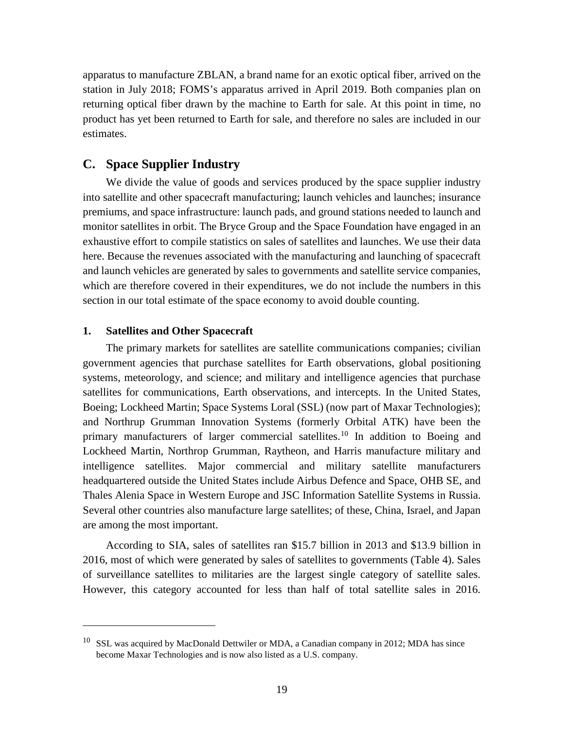apparatus to manufacture ZBLAN, a brand name for an exotic optical fiber, arrived on the station in July 2018; FOMS's apparatus arrived in April 2019. Both companies plan on returning optical fiber drawn by the machine to Earth for sale. At this point in time, no product has yet been returned to Earth for sale, and therefore no sales are included in our estimates.

## C. Space Supplier Industry

We divide the value of goods and services produced by the space supplier industry into satellite and other spacecraft manufacturing; launch vehicles and launches; insurance premiums, and space infrastructure: launch pads, and ground stations needed to launch and monitor satellites in orbit. The Bryce Group and the Space Foundation have engaged in an exhaustive effort to compile statistics on sales of satellites and launches. We use their data here. Because the revenues associated with the manufacturing and launching of spacecraft and launch vehicles are generated by sales to governments and satellite service companies, which are therefore covered in their expenditures, we do not include the numbers in this section in our total estimate of the space economy to avoid double counting.

### 1. Satellites and Other Spacecraft

The primary markets for satellites are satellite communications companies; civilian government agencies that purchase satellites for Earth observations, global positioning systems, meteorology, and science; and military and intelligence agencies that purchase satellites for communications, Earth observations, and intercepts. In the United States, Boeing; Lockheed Martin; Space Systems Loral (SSL) (now part of Maxar Technologies); and Northrup Grumman Innovation Systems (formerly Orbital ATK) have been the primary manufacturers of larger commercial satellites.[10] In addition to Boeing and Lockheed Martin, Northrop Grumman, Raytheon, and Harris manufacture military and intelligence satellites. Major commercial and military satellite manufacturers headquartered outside the United States include Airbus Defence and Space, OHB SE, and Thales Alenia Space in Western Europe and JSC Information Satellite Systems in Russia. Several other countries also manufacture large satellites; of these, China, Israel, and Japan are among the most important.

According to SIA, sales of satellites ran \$15.7 billion in 2013 and \$13.9 billion in 2016, most of which were generated by sales of satellites to governments (Table 4). Sales of surveillance satellites to militaries are the largest single category of satellite sales. However, this category accounted for less than half of total satellite sales in 2016.

---

[10] SSL was acquired by MacDonald Dettwiler or MDA, a Canadian company in 2012; MDA has since become Maxar Technologies and is now also listed as a U.S. company.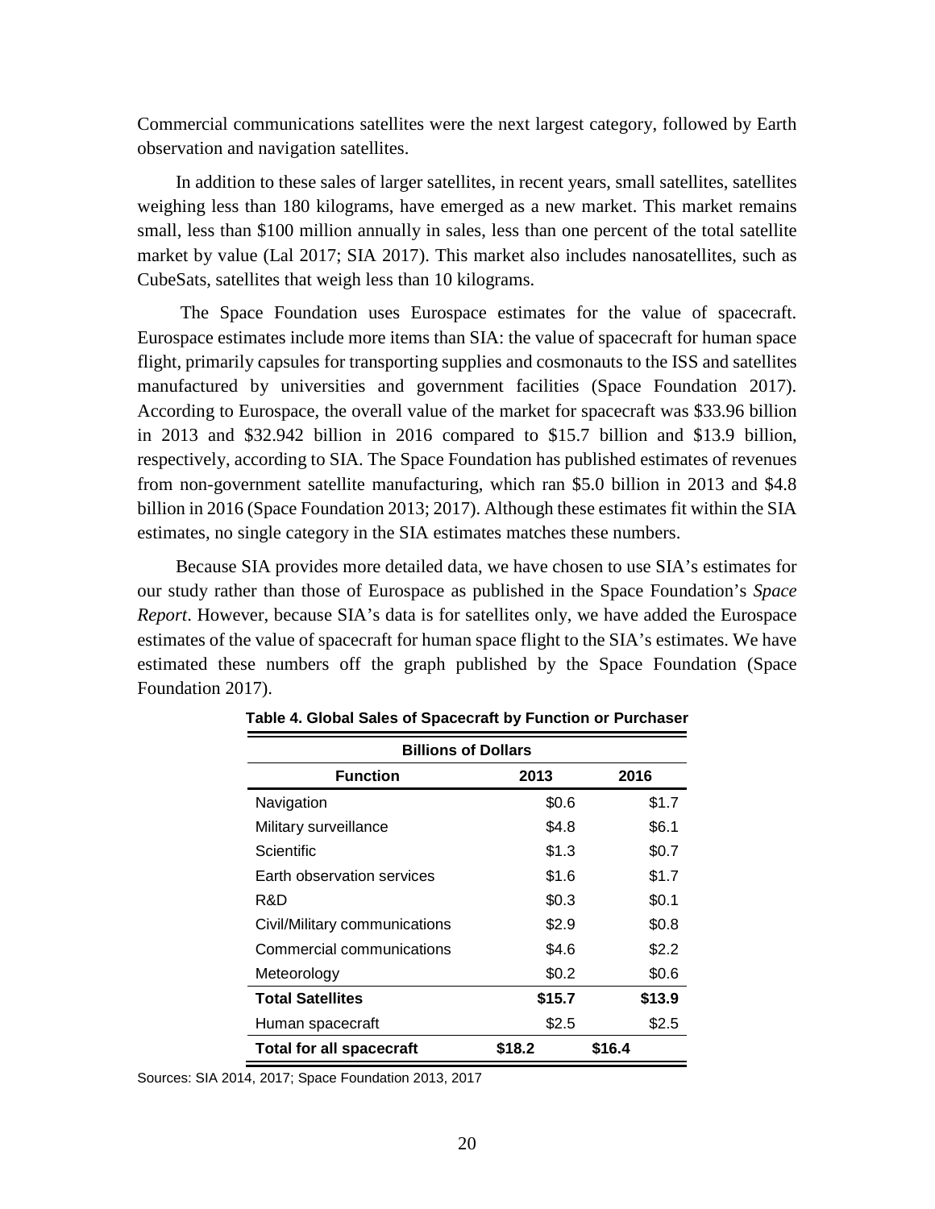Commercial communications satellites were the next largest category, followed by Earth observation and navigation satellites.

In addition to these sales of larger satellites, in recent years, small satellites, satellites weighing less than 180 kilograms, have emerged as a new market. This market remains small, less than $100 million annually in sales, less than one percent of the total satellite market by value (Lal 2017; SIA 2017). This market also includes nanosatellites, such as CubeSats, satellites that weigh less than 10 kilograms.

The Space Foundation uses Eurospace estimates for the value of spacecraft. Eurospace estimates include more items than SIA: the value of spacecraft for human space flight, primarily capsules for transporting supplies and cosmonauts to the ISS and satellites manufactured by universities and government facilities (Space Foundation 2017). According to Eurospace, the overall value of the market for spacecraft was $33.96 billion in 2013 and $32.942 billion in 2016 compared to $15.7 billion and $13.9 billion, respectively, according to SIA. The Space Foundation has published estimates of revenues from non-government satellite manufacturing, which ran $5.0 billion in 2013 and $4.8 billion in 2016 (Space Foundation 2013; 2017). Although these estimates fit within the SIA estimates, no single category in the SIA estimates matches these numbers.

Because SIA provides more detailed data, we have chosen to use SIA's estimates for our study rather than those of Eurospace as published in the Space Foundation's *Space Report*. However, because SIA's data is for satellites only, we have added the Eurospace estimates of the value of spacecraft for human space flight to the SIA's estimates. We have estimated these numbers off the graph published by the Space Foundation (Space Foundation 2017).

**Table 4. Global Sales of Spacecraft by Function or Purchaser**

| Billions of Dollars | | |
|---|---|---|
| **Function** | **2013** | **2016** |
| Navigation | $0.6 | $1.7 |
| Military surveillance | $4.8 | $6.1 |
| Scientific | $1.3 | $0.7 |
| Earth observation services | $1.6 | $1.7 |
| R&D | $0.3 | $0.1 |
| Civil/Military communications | $2.9 | $0.8 |
| Commercial communications | $4.6 | $2.2 |
| Meteorology | $0.2 | $0.6 |
| **Total Satellites** | **$15.7** | **$13.9** |
| Human spacecraft | $2.5 | $2.5 |
| **Total for all spacecraft** | **$18.2** | **$16.4** |

Sources: SIA 2014, 2017; Space Foundation 2013, 2017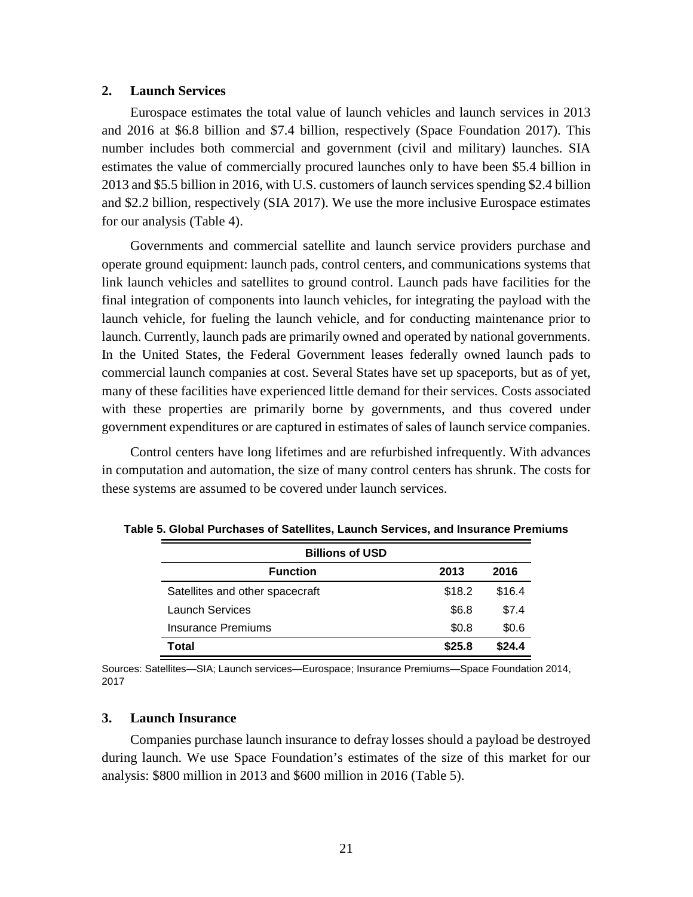## 2. Launch Services

Eurospace estimates the total value of launch vehicles and launch services in 2013 and 2016 at $6.8 billion and $7.4 billion, respectively (Space Foundation 2017). This number includes both commercial and government (civil and military) launches. SIA estimates the value of commercially procured launches only to have been $5.4 billion in 2013 and $5.5 billion in 2016, with U.S. customers of launch services spending $2.4 billion and $2.2 billion, respectively (SIA 2017). We use the more inclusive Eurospace estimates for our analysis (Table 4).

Governments and commercial satellite and launch service providers purchase and operate ground equipment: launch pads, control centers, and communications systems that link launch vehicles and satellites to ground control. Launch pads have facilities for the final integration of components into launch vehicles, for integrating the payload with the launch vehicle, for fueling the launch vehicle, and for conducting maintenance prior to launch. Currently, launch pads are primarily owned and operated by national governments. In the United States, the Federal Government leases federally owned launch pads to commercial launch companies at cost. Several States have set up spaceports, but as of yet, many of these facilities have experienced little demand for their services. Costs associated with these properties are primarily borne by governments, and thus covered under government expenditures or are captured in estimates of sales of launch service companies.

Control centers have long lifetimes and are refurbished infrequently. With advances in computation and automation, the size of many control centers has shrunk. The costs for these systems are assumed to be covered under launch services.

**Table 5. Global Purchases of Satellites, Launch Services, and Insurance Premiums**

| Billions of USD | | |
|---|---|---|
| **Function** | **2013** | **2016** |
| Satellites and other spacecraft | $18.2 | $16.4 |
| Launch Services | $6.8 | $7.4 |
| Insurance Premiums | $0.8 | $0.6 |
| **Total** | **$25.8** | **$24.4** |

Sources: Satellites—SIA; Launch services—Eurospace; Insurance Premiums—Space Foundation 2014, 2017

## 3. Launch Insurance

Companies purchase launch insurance to defray losses should a payload be destroyed during launch. We use Space Foundation's estimates of the size of this market for our analysis: $800 million in 2013 and $600 million in 2016 (Table 5).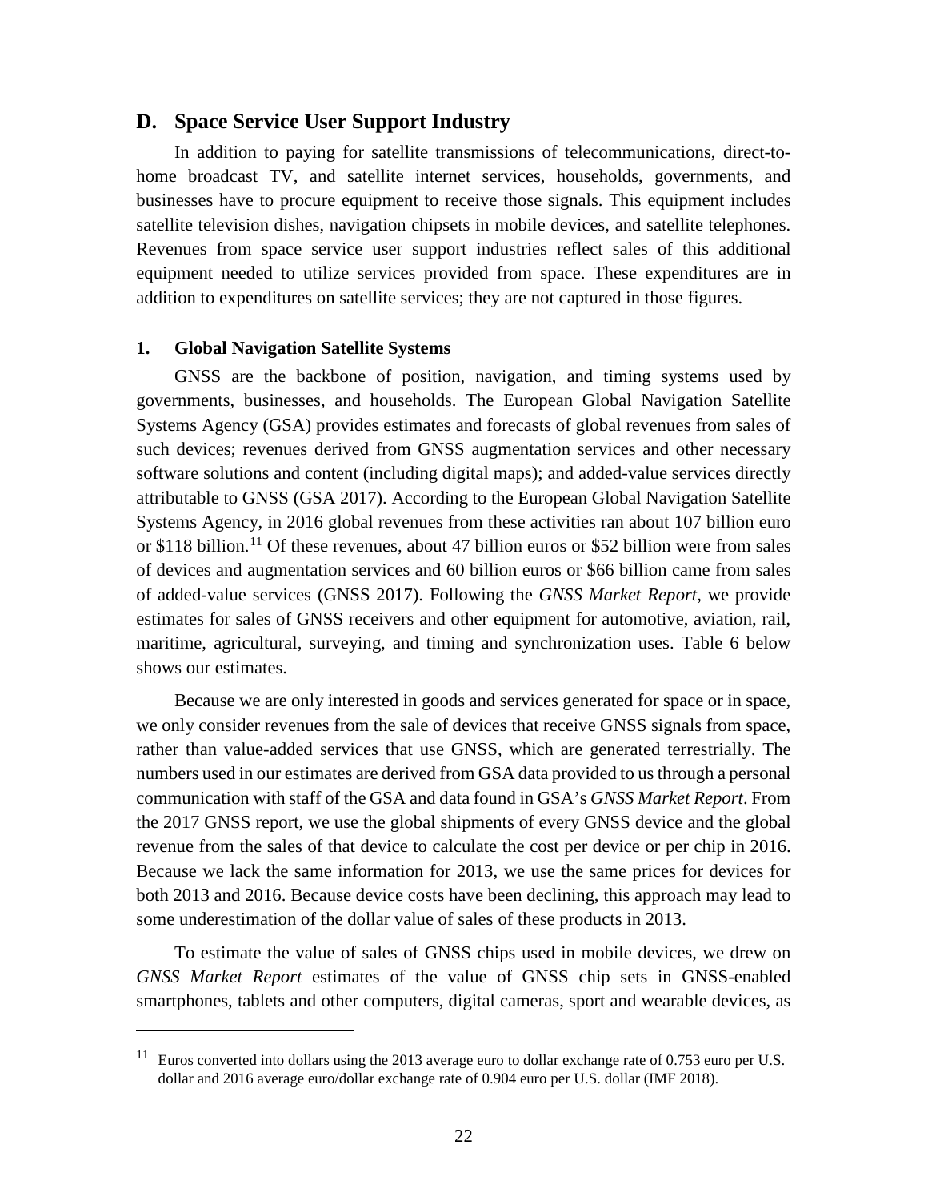## D. Space Service User Support Industry

In addition to paying for satellite transmissions of telecommunications, direct-to-home broadcast TV, and satellite internet services, households, governments, and businesses have to procure equipment to receive those signals. This equipment includes satellite television dishes, navigation chipsets in mobile devices, and satellite telephones. Revenues from space service user support industries reflect sales of this additional equipment needed to utilize services provided from space. These expenditures are in addition to expenditures on satellite services; they are not captured in those figures.

### 1. Global Navigation Satellite Systems

GNSS are the backbone of position, navigation, and timing systems used by governments, businesses, and households. The European Global Navigation Satellite Systems Agency (GSA) provides estimates and forecasts of global revenues from sales of such devices; revenues derived from GNSS augmentation services and other necessary software solutions and content (including digital maps); and added-value services directly attributable to GNSS (GSA 2017). According to the European Global Navigation Satellite Systems Agency, in 2016 global revenues from these activities ran about 107 billion euro or $118 billion.[11] Of these revenues, about 47 billion euros or $52 billion were from sales of devices and augmentation services and 60 billion euros or $66 billion came from sales of added-value services (GNSS 2017). Following the *GNSS Market Report*, we provide estimates for sales of GNSS receivers and other equipment for automotive, aviation, rail, maritime, agricultural, surveying, and timing and synchronization uses. Table 6 below shows our estimates.

Because we are only interested in goods and services generated for space or in space, we only consider revenues from the sale of devices that receive GNSS signals from space, rather than value-added services that use GNSS, which are generated terrestrially. The numbers used in our estimates are derived from GSA data provided to us through a personal communication with staff of the GSA and data found in GSA's *GNSS Market Report*. From the 2017 GNSS report, we use the global shipments of every GNSS device and the global revenue from the sales of that device to calculate the cost per device or per chip in 2016. Because we lack the same information for 2013, we use the same prices for devices for both 2013 and 2016. Because device costs have been declining, this approach may lead to some underestimation of the dollar value of sales of these products in 2013.

To estimate the value of sales of GNSS chips used in mobile devices, we drew on *GNSS Market Report* estimates of the value of GNSS chip sets in GNSS-enabled smartphones, tablets and other computers, digital cameras, sport and wearable devices, as

---

[11] Euros converted into dollars using the 2013 average euro to dollar exchange rate of 0.753 euro per U.S. dollar and 2016 average euro/dollar exchange rate of 0.904 euro per U.S. dollar (IMF 2018).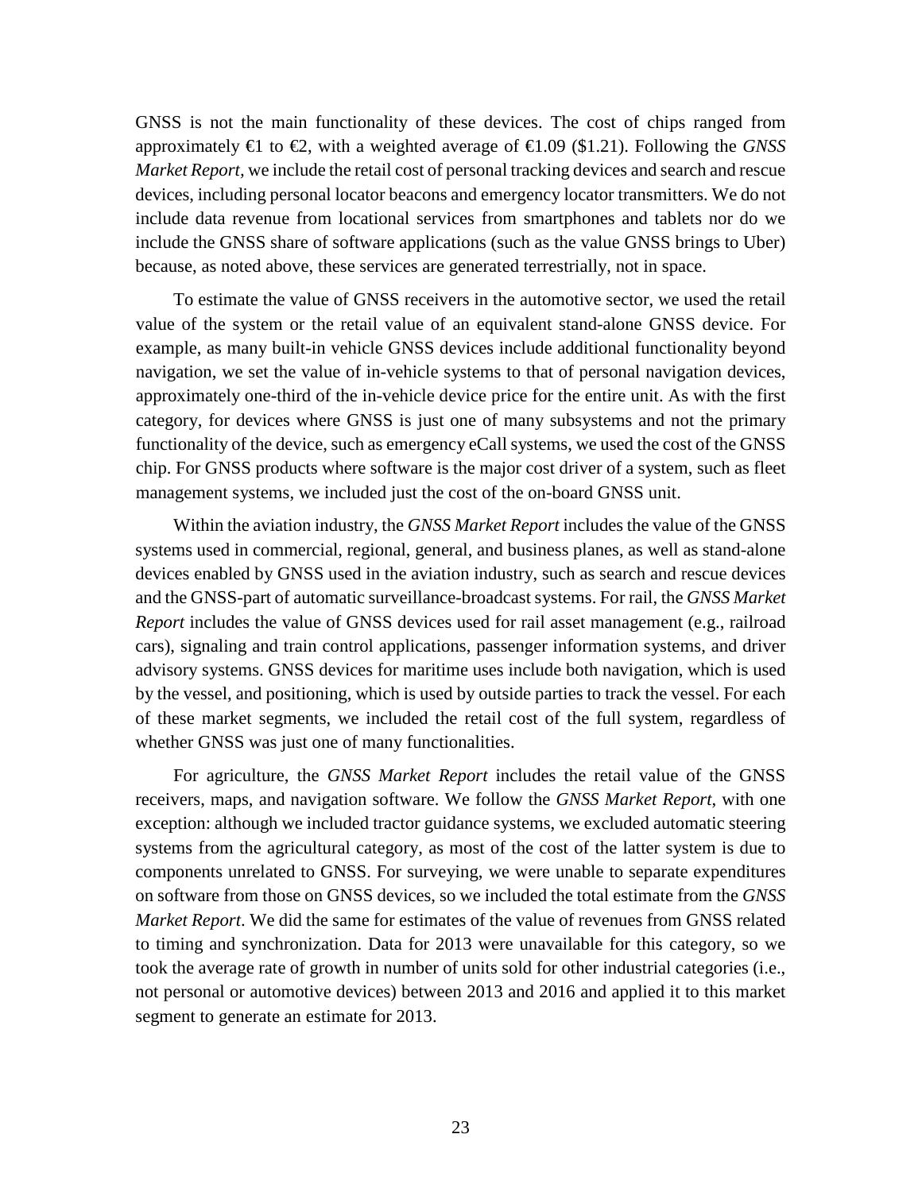GNSS is not the main functionality of these devices. The cost of chips ranged from approximately €1 to €2, with a weighted average of €1.09 ($1.21). Following the *GNSS Market Report,* we include the retail cost of personal tracking devices and search and rescue devices, including personal locator beacons and emergency locator transmitters. We do not include data revenue from locational services from smartphones and tablets nor do we include the GNSS share of software applications (such as the value GNSS brings to Uber) because, as noted above, these services are generated terrestrially, not in space.

To estimate the value of GNSS receivers in the automotive sector, we used the retail value of the system or the retail value of an equivalent stand-alone GNSS device. For example, as many built-in vehicle GNSS devices include additional functionality beyond navigation, we set the value of in-vehicle systems to that of personal navigation devices, approximately one-third of the in-vehicle device price for the entire unit. As with the first category, for devices where GNSS is just one of many subsystems and not the primary functionality of the device, such as emergency eCall systems, we used the cost of the GNSS chip. For GNSS products where software is the major cost driver of a system, such as fleet management systems, we included just the cost of the on-board GNSS unit.

Within the aviation industry, the *GNSS Market Report* includes the value of the GNSS systems used in commercial, regional, general, and business planes, as well as stand-alone devices enabled by GNSS used in the aviation industry, such as search and rescue devices and the GNSS-part of automatic surveillance-broadcast systems. For rail, the *GNSS Market Report* includes the value of GNSS devices used for rail asset management (e.g., railroad cars), signaling and train control applications, passenger information systems, and driver advisory systems. GNSS devices for maritime uses include both navigation, which is used by the vessel, and positioning, which is used by outside parties to track the vessel. For each of these market segments, we included the retail cost of the full system, regardless of whether GNSS was just one of many functionalities.

For agriculture, the *GNSS Market Report* includes the retail value of the GNSS receivers, maps, and navigation software. We follow the *GNSS Market Report*, with one exception: although we included tractor guidance systems, we excluded automatic steering systems from the agricultural category, as most of the cost of the latter system is due to components unrelated to GNSS. For surveying, we were unable to separate expenditures on software from those on GNSS devices, so we included the total estimate from the *GNSS Market Report*. We did the same for estimates of the value of revenues from GNSS related to timing and synchronization. Data for 2013 were unavailable for this category, so we took the average rate of growth in number of units sold for other industrial categories (i.e., not personal or automotive devices) between 2013 and 2016 and applied it to this market segment to generate an estimate for 2013.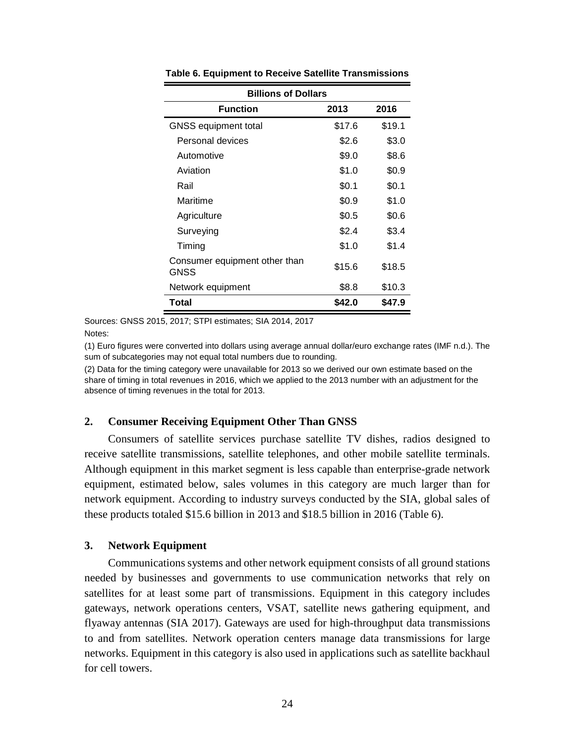**Table 6. Equipment to Receive Satellite Transmissions**

| Billions of Dollars | | |
|---|---|---|
| **Function** | **2013** | **2016** |
| GNSS equipment total | $17.6 | $19.1 |
| Personal devices | $2.6 | $3.0 |
| Automotive | $9.0 | $8.6 |
| Aviation | $1.0 | $0.9 |
| Rail | $0.1 | $0.1 |
| Maritime | $0.9 | $1.0 |
| Agriculture | $0.5 | $0.6 |
| Surveying | $2.4 | $3.4 |
| Timing | $1.0 | $1.4 |
| Consumer equipment other than GNSS | $15.6 | $18.5 |
| Network equipment | $8.8 | $10.3 |
| **Total** | **$42.0** | **$47.9** |

Sources: GNSS 2015, 2017; STPI estimates; SIA 2014, 2017

Notes:

(1) Euro figures were converted into dollars using average annual dollar/euro exchange rates (IMF n.d.). The sum of subcategories may not equal total numbers due to rounding.

(2) Data for the timing category were unavailable for 2013 so we derived our own estimate based on the share of timing in total revenues in 2016, which we applied to the 2013 number with an adjustment for the absence of timing revenues in the total for 2013.

### 2. Consumer Receiving Equipment Other Than GNSS

Consumers of satellite services purchase satellite TV dishes, radios designed to receive satellite transmissions, satellite telephones, and other mobile satellite terminals. Although equipment in this market segment is less capable than enterprise-grade network equipment, estimated below, sales volumes in this category are much larger than for network equipment. According to industry surveys conducted by the SIA, global sales of these products totaled $15.6 billion in 2013 and $18.5 billion in 2016 (Table 6).

### 3. Network Equipment

Communications systems and other network equipment consists of all ground stations needed by businesses and governments to use communication networks that rely on satellites for at least some part of transmissions. Equipment in this category includes gateways, network operations centers, VSAT, satellite news gathering equipment, and flyaway antennas (SIA 2017). Gateways are used for high-throughput data transmissions to and from satellites. Network operation centers manage data transmissions for large networks. Equipment in this category is also used in applications such as satellite backhaul for cell towers.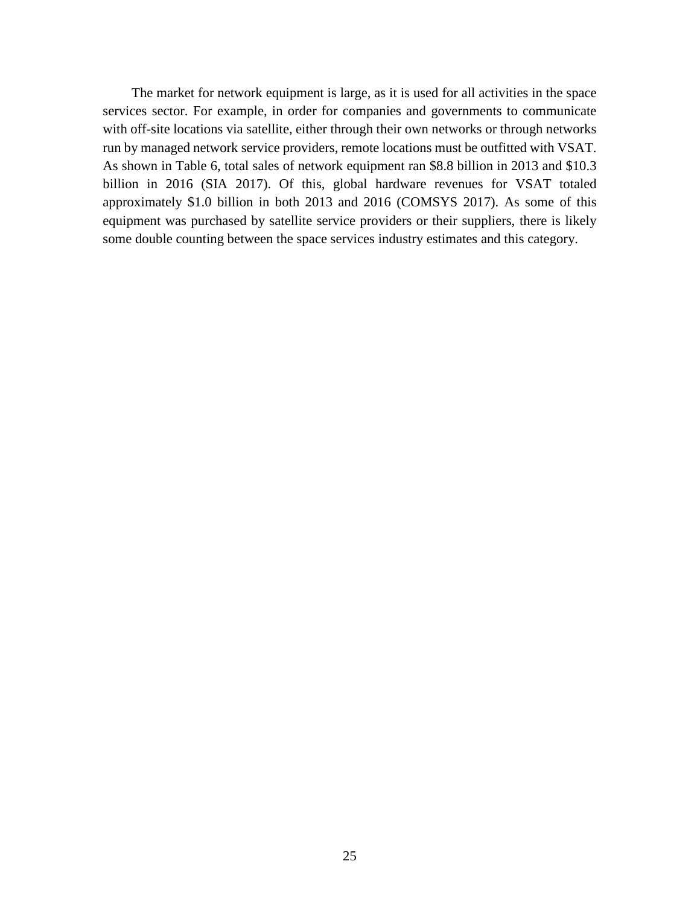The market for network equipment is large, as it is used for all activities in the space services sector. For example, in order for companies and governments to communicate with off-site locations via satellite, either through their own networks or through networks run by managed network service providers, remote locations must be outfitted with VSAT. As shown in Table 6, total sales of network equipment ran $8.8 billion in 2013 and $10.3 billion in 2016 (SIA 2017). Of this, global hardware revenues for VSAT totaled approximately $1.0 billion in both 2013 and 2016 (COMSYS 2017). As some of this equipment was purchased by satellite service providers or their suppliers, there is likely some double counting between the space services industry estimates and this category.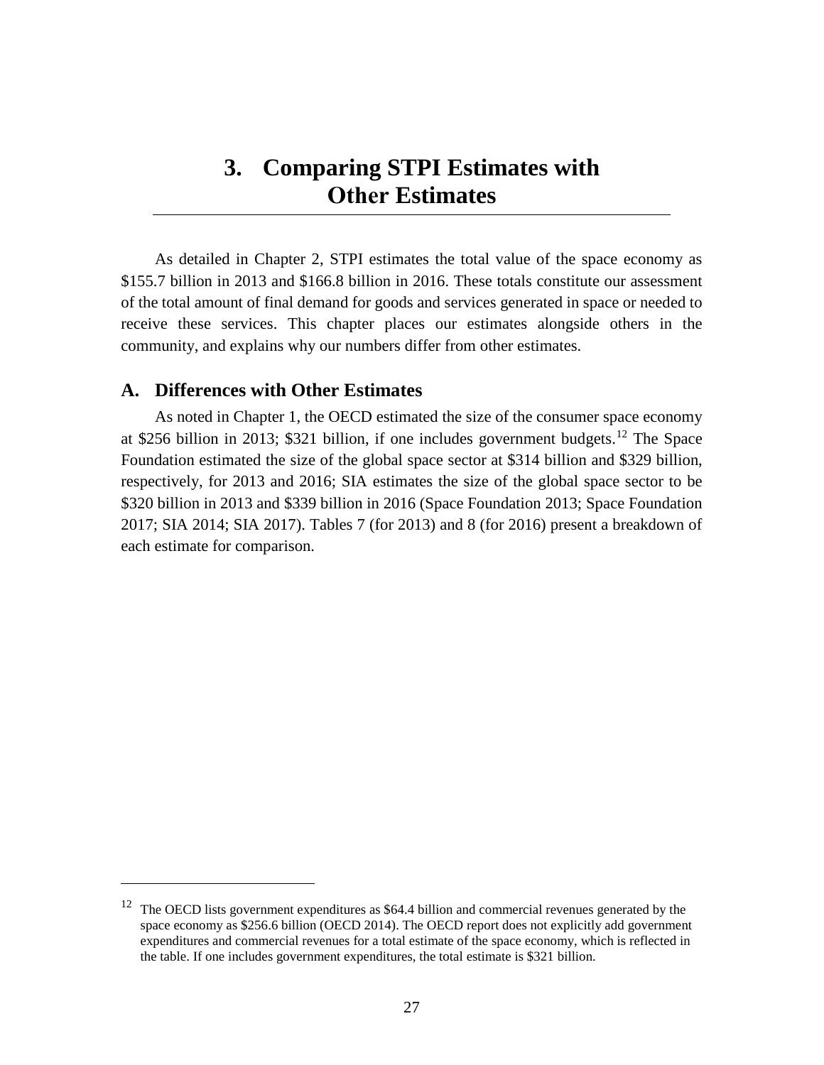# 3. Comparing STPI Estimates with Other Estimates

As detailed in Chapter 2, STPI estimates the total value of the space economy as $155.7 billion in 2013 and $166.8 billion in 2016. These totals constitute our assessment of the total amount of final demand for goods and services generated in space or needed to receive these services. This chapter places our estimates alongside others in the community, and explains why our numbers differ from other estimates.

## A. Differences with Other Estimates

As noted in Chapter 1, the OECD estimated the size of the consumer space economy at $256 billion in 2013; $321 billion, if one includes government budgets.[12] The Space Foundation estimated the size of the global space sector at $314 billion and $329 billion, respectively, for 2013 and 2016; SIA estimates the size of the global space sector to be $320 billion in 2013 and $339 billion in 2016 (Space Foundation 2013; Space Foundation 2017; SIA 2014; SIA 2017). Tables 7 (for 2013) and 8 (for 2016) present a breakdown of each estimate for comparison.

---

[12] The OECD lists government expenditures as $64.4 billion and commercial revenues generated by the space economy as $256.6 billion (OECD 2014). The OECD report does not explicitly add government expenditures and commercial revenues for a total estimate of the space economy, which is reflected in the table. If one includes government expenditures, the total estimate is $321 billion.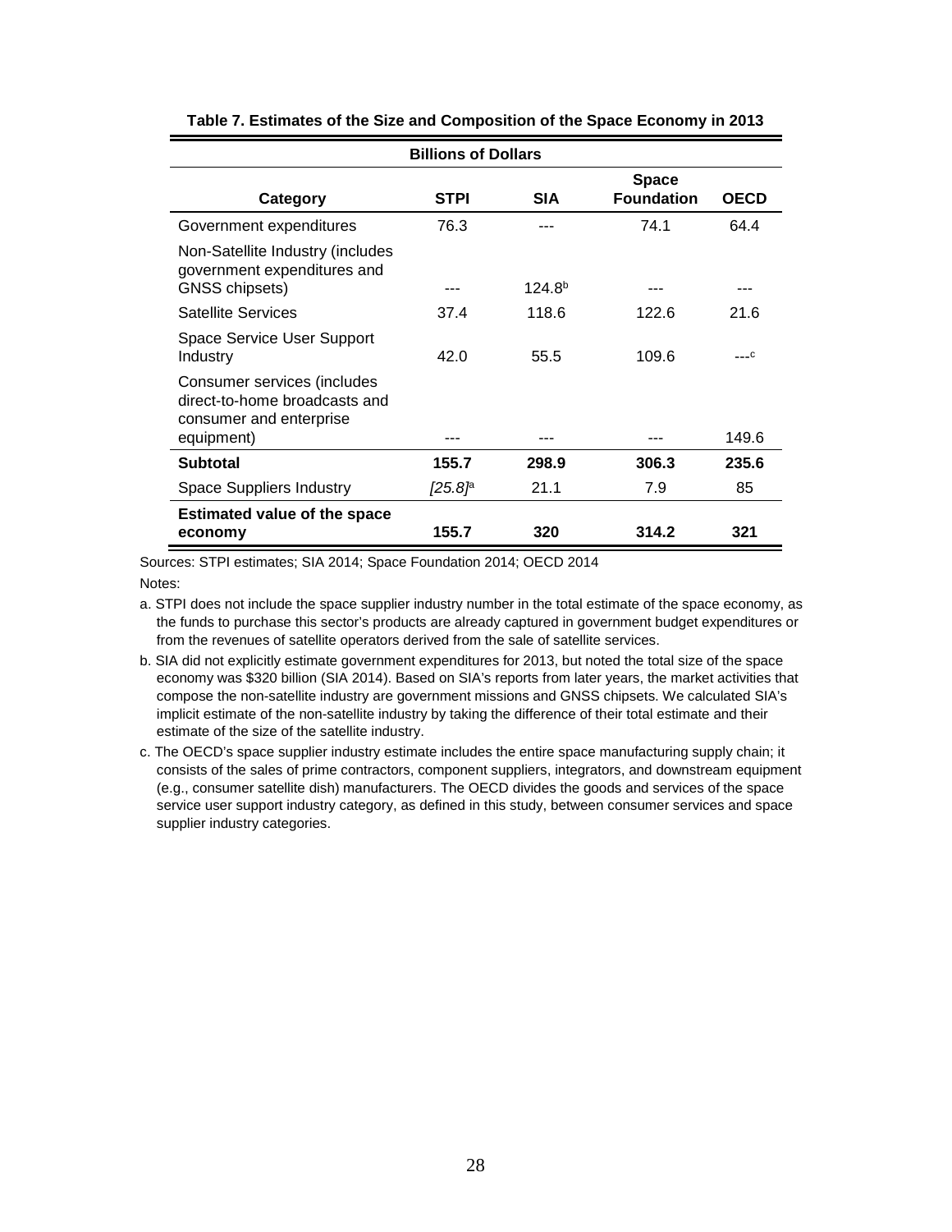**Table 7. Estimates of the Size and Composition of the Space Economy in 2013**

| Billions of Dollars | | | | |
|---|---|---|---|---|
| **Category** | **STPI** | **SIA** | **Space Foundation** | **OECD** |
| Government expenditures | 76.3 | --- | 74.1 | 64.4 |
| Non-Satellite Industry (includes government expenditures and GNSS chipsets) | --- | 124.8[b] | --- | --- |
| Satellite Services | 37.4 | 118.6 | 122.6 | 21.6 |
| Space Service User Support Industry | 42.0 | 55.5 | 109.6 | ---[c] |
| Consumer services (includes direct-to-home broadcasts and consumer and enterprise equipment) | --- | --- | --- | 149.6 |
| **Subtotal** | **155.7** | **298.9** | **306.3** | **235.6** |
| Space Suppliers Industry | *[25.8]*[a] | 21.1 | 7.9 | 85 |
| **Estimated value of the space economy** | **155.7** | **320** | **314.2** | **321** |

Sources: STPI estimates; SIA 2014; Space Foundation 2014; OECD 2014

Notes:

a. STPI does not include the space supplier industry number in the total estimate of the space economy, as the funds to purchase this sector's products are already captured in government budget expenditures or from the revenues of satellite operators derived from the sale of satellite services.

b. SIA did not explicitly estimate government expenditures for 2013, but noted the total size of the space economy was $320 billion (SIA 2014). Based on SIA's reports from later years, the market activities that compose the non-satellite industry are government missions and GNSS chipsets. We calculated SIA's implicit estimate of the non-satellite industry by taking the difference of their total estimate and their estimate of the size of the satellite industry.

c. The OECD's space supplier industry estimate includes the entire space manufacturing supply chain; it consists of the sales of prime contractors, component suppliers, integrators, and downstream equipment (e.g., consumer satellite dish) manufacturers. The OECD divides the goods and services of the space service user support industry category, as defined in this study, between consumer services and space supplier industry categories.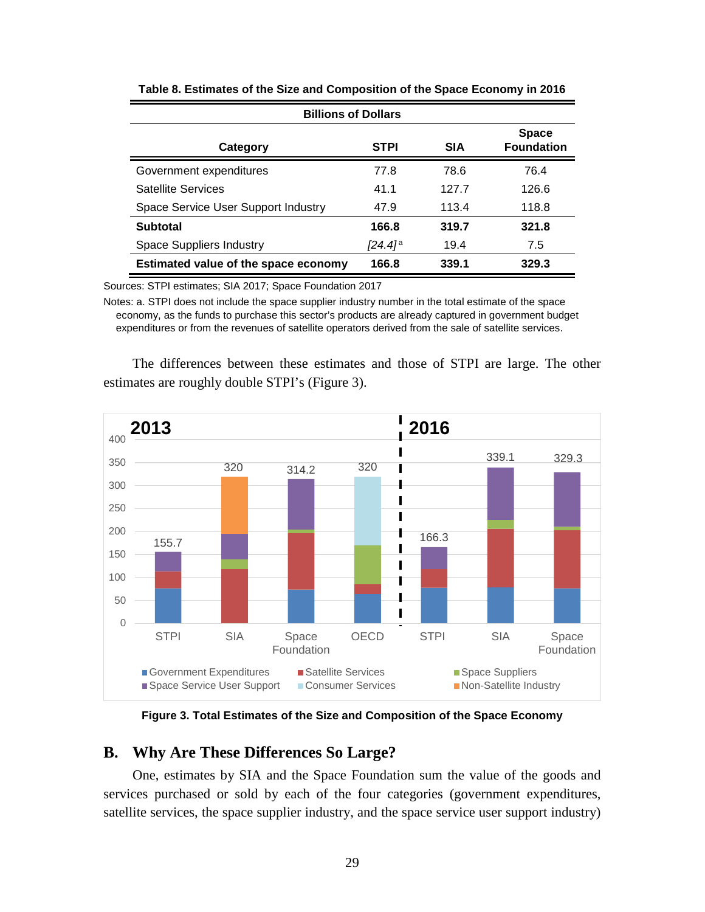**Table 8. Estimates of the Size and Composition of the Space Economy in 2016**

| Billions of Dollars | | | |
|---|---|---|---|
| **Category** | **STPI** | **SIA** | **Space Foundation** |
| Government expenditures | 77.8 | 78.6 | 76.4 |
| Satellite Services | 41.1 | 127.7 | 126.6 |
| Space Service User Support Industry | 47.9 | 113.4 | 118.8 |
| **Subtotal** | **166.8** | **319.7** | **321.8** |
| Space Suppliers Industry | *[24.4]* [a] | 19.4 | 7.5 |
| **Estimated value of the space economy** | **166.8** | **339.1** | **329.3** |

Sources: STPI estimates; SIA 2017; Space Foundation 2017

Notes: a. STPI does not include the space supplier industry number in the total estimate of the space economy, as the funds to purchase this sector's products are already captured in government budget expenditures or from the revenues of satellite operators derived from the sale of satellite services.

The differences between these estimates and those of STPI are large. The other estimates are roughly double STPI's (Figure 3).

**Figure 3. Total Estimates of the Size and Composition of the Space Economy**

## B. Why Are These Differences So Large?

One, estimates by SIA and the Space Foundation sum the value of the goods and services purchased or sold by each of the four categories (government expenditures, satellite services, the space supplier industry, and the space service user support industry)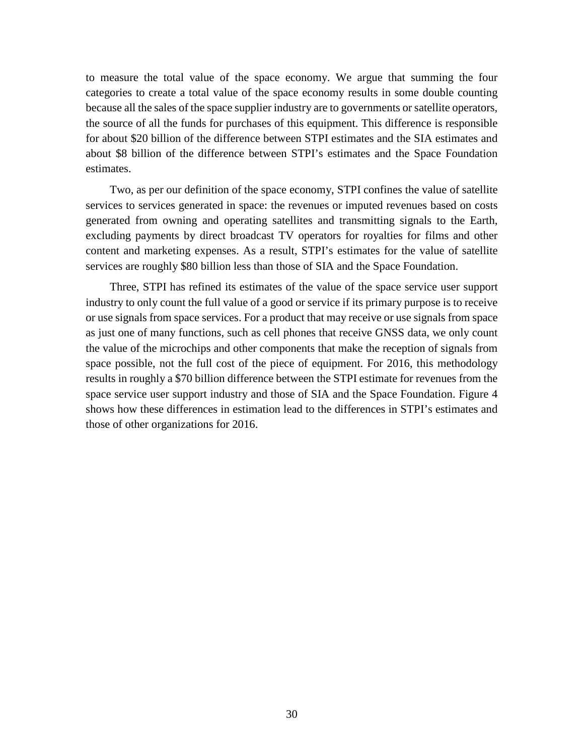to measure the total value of the space economy. We argue that summing the four categories to create a total value of the space economy results in some double counting because all the sales of the space supplier industry are to governments or satellite operators, the source of all the funds for purchases of this equipment. This difference is responsible for about $20 billion of the difference between STPI estimates and the SIA estimates and about $8 billion of the difference between STPI's estimates and the Space Foundation estimates.

Two, as per our definition of the space economy, STPI confines the value of satellite services to services generated in space: the revenues or imputed revenues based on costs generated from owning and operating satellites and transmitting signals to the Earth, excluding payments by direct broadcast TV operators for royalties for films and other content and marketing expenses. As a result, STPI's estimates for the value of satellite services are roughly $80 billion less than those of SIA and the Space Foundation.

Three, STPI has refined its estimates of the value of the space service user support industry to only count the full value of a good or service if its primary purpose is to receive or use signals from space services. For a product that may receive or use signals from space as just one of many functions, such as cell phones that receive GNSS data, we only count the value of the microchips and other components that make the reception of signals from space possible, not the full cost of the piece of equipment. For 2016, this methodology results in roughly a $70 billion difference between the STPI estimate for revenues from the space service user support industry and those of SIA and the Space Foundation. Figure 4 shows how these differences in estimation lead to the differences in STPI's estimates and those of other organizations for 2016.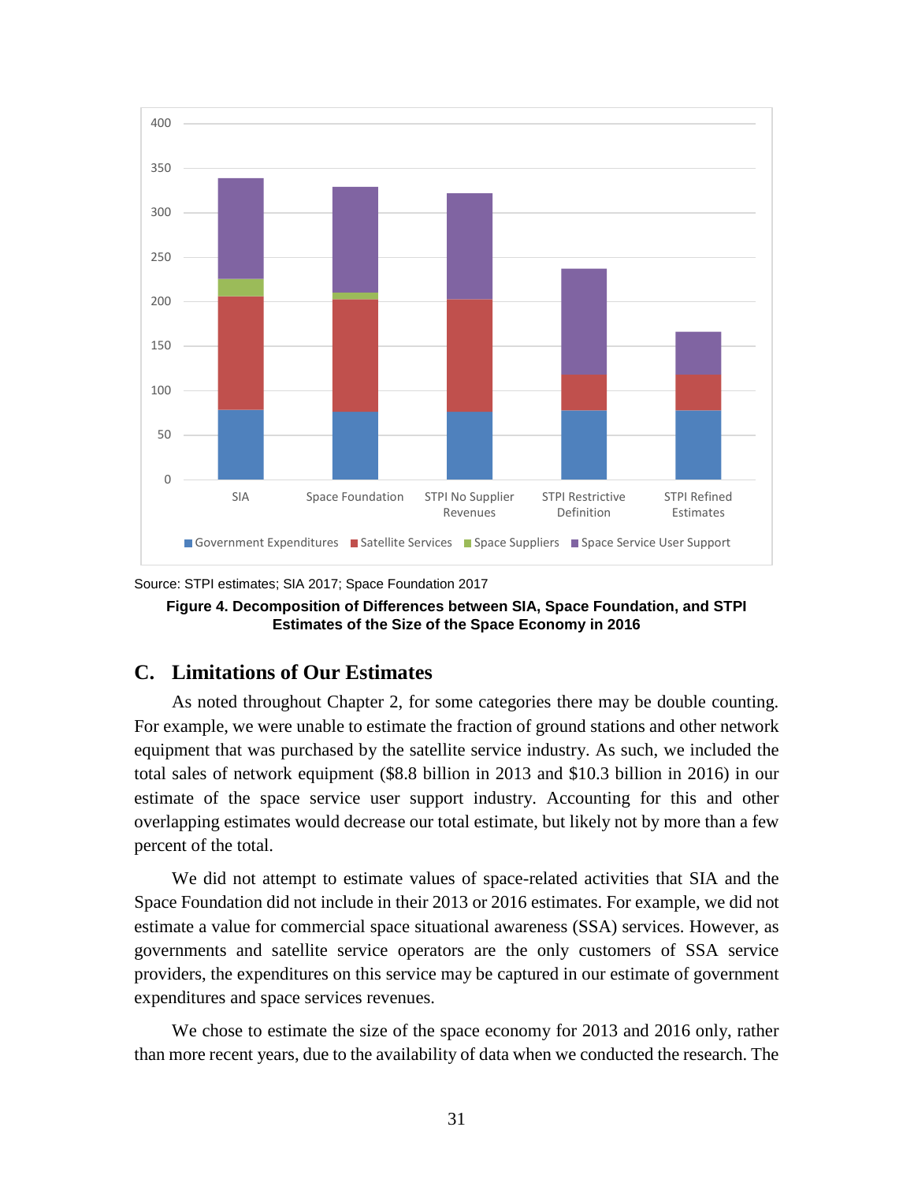Source: STPI estimates; SIA 2017; Space Foundation 2017

**Figure 4. Decomposition of Differences between SIA, Space Foundation, and STPI Estimates of the Size of the Space Economy in 2016**

## C. Limitations of Our Estimates

As noted throughout Chapter 2, for some categories there may be double counting. For example, we were unable to estimate the fraction of ground stations and other network equipment that was purchased by the satellite service industry. As such, we included the total sales of network equipment ($8.8 billion in 2013 and $10.3 billion in 2016) in our estimate of the space service user support industry. Accounting for this and other overlapping estimates would decrease our total estimate, but likely not by more than a few percent of the total.

We did not attempt to estimate values of space-related activities that SIA and the Space Foundation did not include in their 2013 or 2016 estimates. For example, we did not estimate a value for commercial space situational awareness (SSA) services. However, as governments and satellite service operators are the only customers of SSA service providers, the expenditures on this service may be captured in our estimate of government expenditures and space services revenues.

We chose to estimate the size of the space economy for 2013 and 2016 only, rather than more recent years, due to the availability of data when we conducted the research. The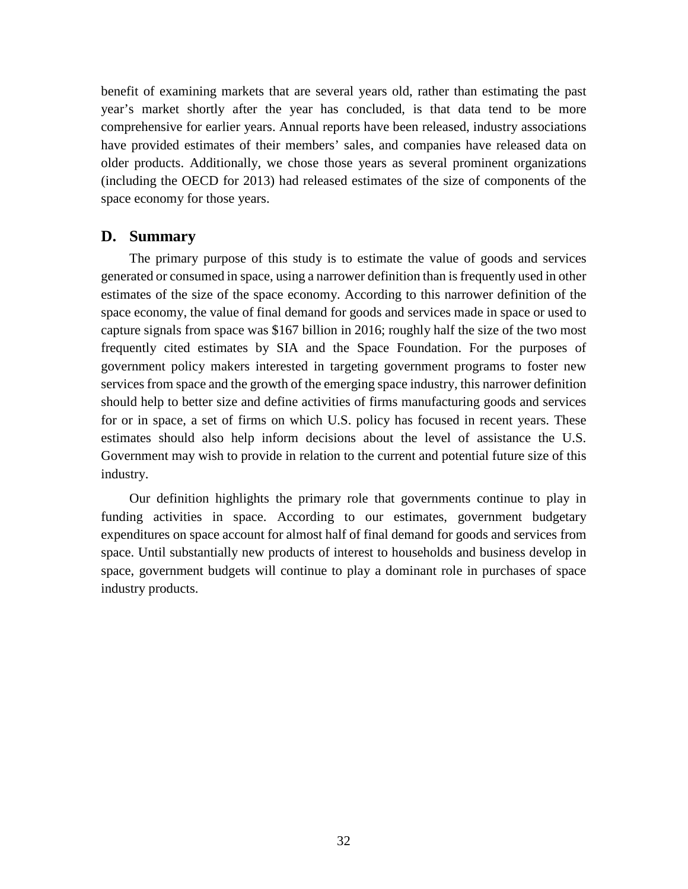benefit of examining markets that are several years old, rather than estimating the past year's market shortly after the year has concluded, is that data tend to be more comprehensive for earlier years. Annual reports have been released, industry associations have provided estimates of their members' sales, and companies have released data on older products. Additionally, we chose those years as several prominent organizations (including the OECD for 2013) had released estimates of the size of components of the space economy for those years.

## D. Summary

The primary purpose of this study is to estimate the value of goods and services generated or consumed in space, using a narrower definition than is frequently used in other estimates of the size of the space economy. According to this narrower definition of the space economy, the value of final demand for goods and services made in space or used to capture signals from space was $167 billion in 2016; roughly half the size of the two most frequently cited estimates by SIA and the Space Foundation. For the purposes of government policy makers interested in targeting government programs to foster new services from space and the growth of the emerging space industry, this narrower definition should help to better size and define activities of firms manufacturing goods and services for or in space, a set of firms on which U.S. policy has focused in recent years. These estimates should also help inform decisions about the level of assistance the U.S. Government may wish to provide in relation to the current and potential future size of this industry.

Our definition highlights the primary role that governments continue to play in funding activities in space. According to our estimates, government budgetary expenditures on space account for almost half of final demand for goods and services from space. Until substantially new products of interest to households and business develop in space, government budgets will continue to play a dominant role in purchases of space industry products.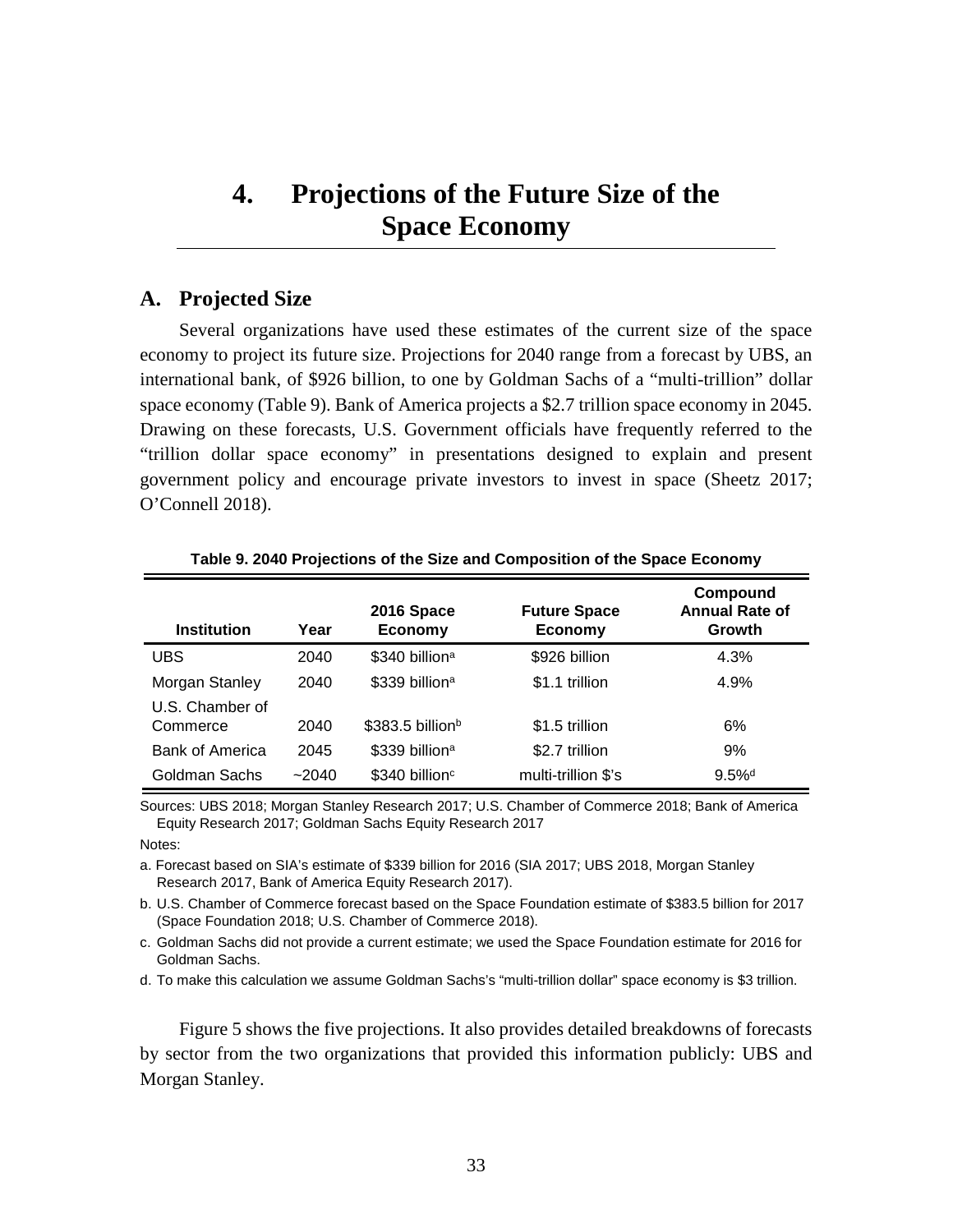# 4. Projections of the Future Size of the Space Economy

## A. Projected Size

Several organizations have used these estimates of the current size of the space economy to project its future size. Projections for 2040 range from a forecast by UBS, an international bank, of \$926 billion, to one by Goldman Sachs of a "multi-trillion" dollar space economy (Table 9). Bank of America projects a \$2.7 trillion space economy in 2045. Drawing on these forecasts, U.S. Government officials have frequently referred to the "trillion dollar space economy" in presentations designed to explain and present government policy and encourage private investors to invest in space (Sheetz 2017; O'Connell 2018).

**Table 9. 2040 Projections of the Size and Composition of the Space Economy**

| Institution | Year | 2016 Space Economy | Future Space Economy | Compound Annual Rate of Growth |
|---|---|---|---|---|
| UBS | 2040 | \$340 billion[a] | \$926 billion | 4.3% |
| Morgan Stanley | 2040 | \$339 billion[a] | \$1.1 trillion | 4.9% |
| U.S. Chamber of Commerce | 2040 | \$383.5 billion[b] | \$1.5 trillion | 6% |
| Bank of America | 2045 | \$339 billion[a] | \$2.7 trillion | 9% |
| Goldman Sachs | ~2040 | \$340 billion[c] | multi-trillion \$'s | 9.5%[d] |

Sources: UBS 2018; Morgan Stanley Research 2017; U.S. Chamber of Commerce 2018; Bank of America Equity Research 2017; Goldman Sachs Equity Research 2017

Notes:

a. Forecast based on SIA's estimate of \$339 billion for 2016 (SIA 2017; UBS 2018, Morgan Stanley Research 2017, Bank of America Equity Research 2017).

b. U.S. Chamber of Commerce forecast based on the Space Foundation estimate of \$383.5 billion for 2017 (Space Foundation 2018; U.S. Chamber of Commerce 2018).

c. Goldman Sachs did not provide a current estimate; we used the Space Foundation estimate for 2016 for Goldman Sachs.

d. To make this calculation we assume Goldman Sachs's "multi-trillion dollar" space economy is \$3 trillion.

Figure 5 shows the five projections. It also provides detailed breakdowns of forecasts by sector from the two organizations that provided this information publicly: UBS and Morgan Stanley.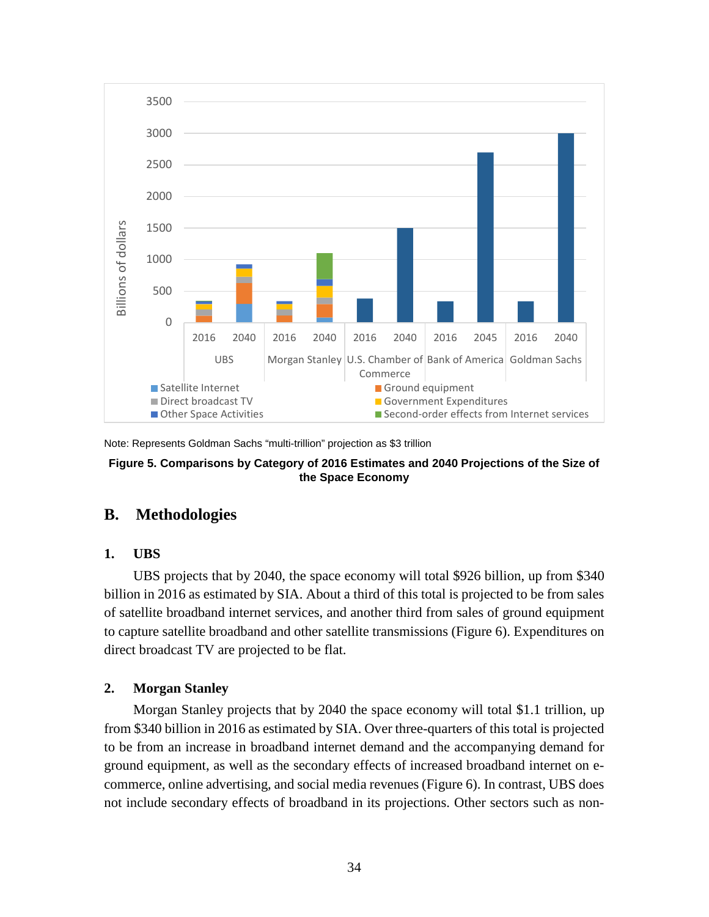Note: Represents Goldman Sachs "multi-trillion" projection as $3 trillion

**Figure 5. Comparisons by Category of 2016 Estimates and 2040 Projections of the Size of the Space Economy**

## B. Methodologies

### 1. UBS

UBS projects that by 2040, the space economy will total $926 billion, up from $340 billion in 2016 as estimated by SIA. About a third of this total is projected to be from sales of satellite broadband internet services, and another third from sales of ground equipment to capture satellite broadband and other satellite transmissions (Figure 6). Expenditures on direct broadcast TV are projected to be flat.

### 2. Morgan Stanley

Morgan Stanley projects that by 2040 the space economy will total $1.1 trillion, up from $340 billion in 2016 as estimated by SIA. Over three-quarters of this total is projected to be from an increase in broadband internet demand and the accompanying demand for ground equipment, as well as the secondary effects of increased broadband internet on e-commerce, online advertising, and social media revenues (Figure 6). In contrast, UBS does not include secondary effects of broadband in its projections. Other sectors such as non-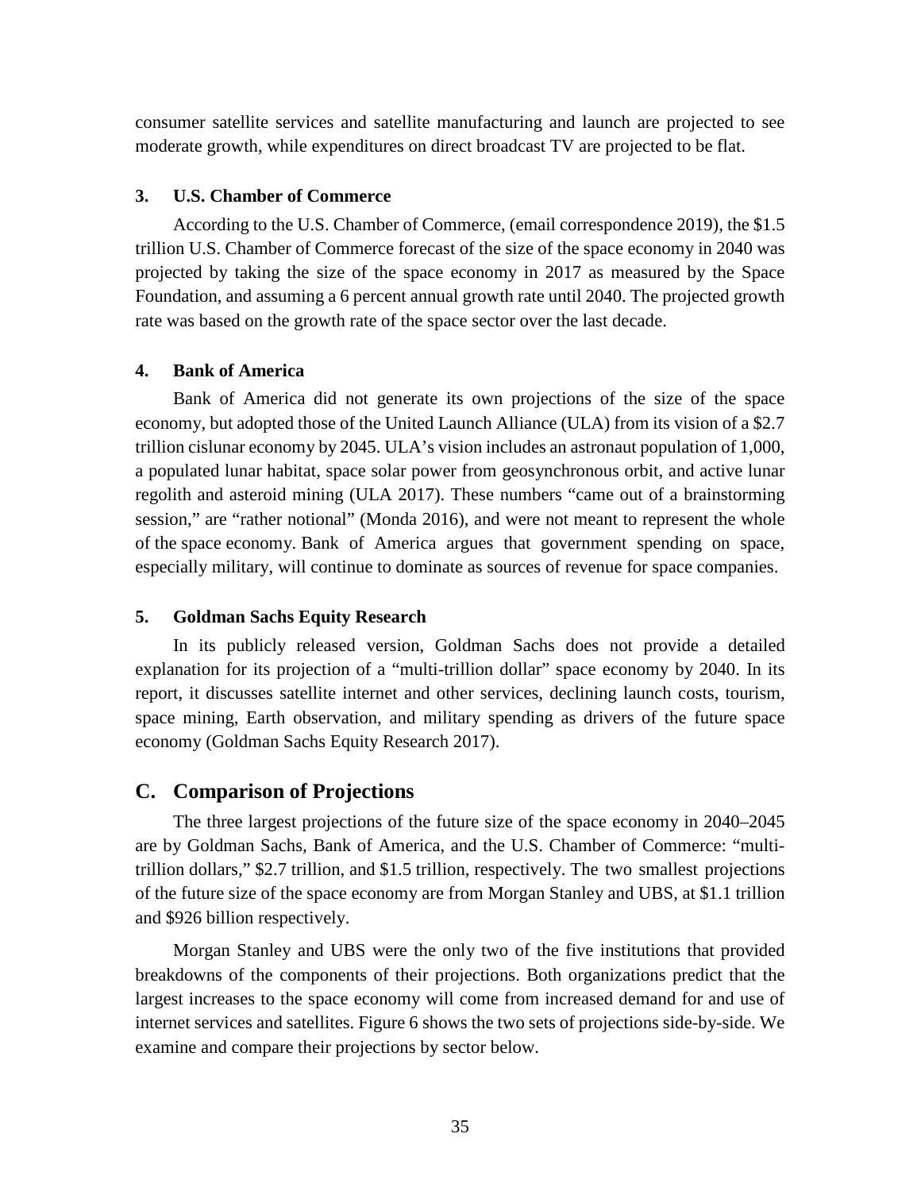consumer satellite services and satellite manufacturing and launch are projected to see moderate growth, while expenditures on direct broadcast TV are projected to be flat.

#### 3. U.S. Chamber of Commerce

According to the U.S. Chamber of Commerce, (email correspondence 2019), the $1.5 trillion U.S. Chamber of Commerce forecast of the size of the space economy in 2040 was projected by taking the size of the space economy in 2017 as measured by the Space Foundation, and assuming a 6 percent annual growth rate until 2040. The projected growth rate was based on the growth rate of the space sector over the last decade.

#### 4. Bank of America

Bank of America did not generate its own projections of the size of the space economy, but adopted those of the United Launch Alliance (ULA) from its vision of a $2.7 trillion cislunar economy by 2045. ULA's vision includes an astronaut population of 1,000, a populated lunar habitat, space solar power from geosynchronous orbit, and active lunar regolith and asteroid mining (ULA 2017). These numbers "came out of a brainstorming session," are "rather notional" (Monda 2016), and were not meant to represent the whole of the space economy. Bank of America argues that government spending on space, especially military, will continue to dominate as sources of revenue for space companies.

#### 5. Goldman Sachs Equity Research

In its publicly released version, Goldman Sachs does not provide a detailed explanation for its projection of a "multi-trillion dollar" space economy by 2040. In its report, it discusses satellite internet and other services, declining launch costs, tourism, space mining, Earth observation, and military spending as drivers of the future space economy (Goldman Sachs Equity Research 2017).

## C. Comparison of Projections

The three largest projections of the future size of the space economy in 2040–2045 are by Goldman Sachs, Bank of America, and the U.S. Chamber of Commerce: "multi-trillion dollars," $2.7 trillion, and $1.5 trillion, respectively. The two smallest projections of the future size of the space economy are from Morgan Stanley and UBS, at $1.1 trillion and $926 billion respectively.

Morgan Stanley and UBS were the only two of the five institutions that provided breakdowns of the components of their projections. Both organizations predict that the largest increases to the space economy will come from increased demand for and use of internet services and satellites. Figure 6 shows the two sets of projections side-by-side. We examine and compare their projections by sector below.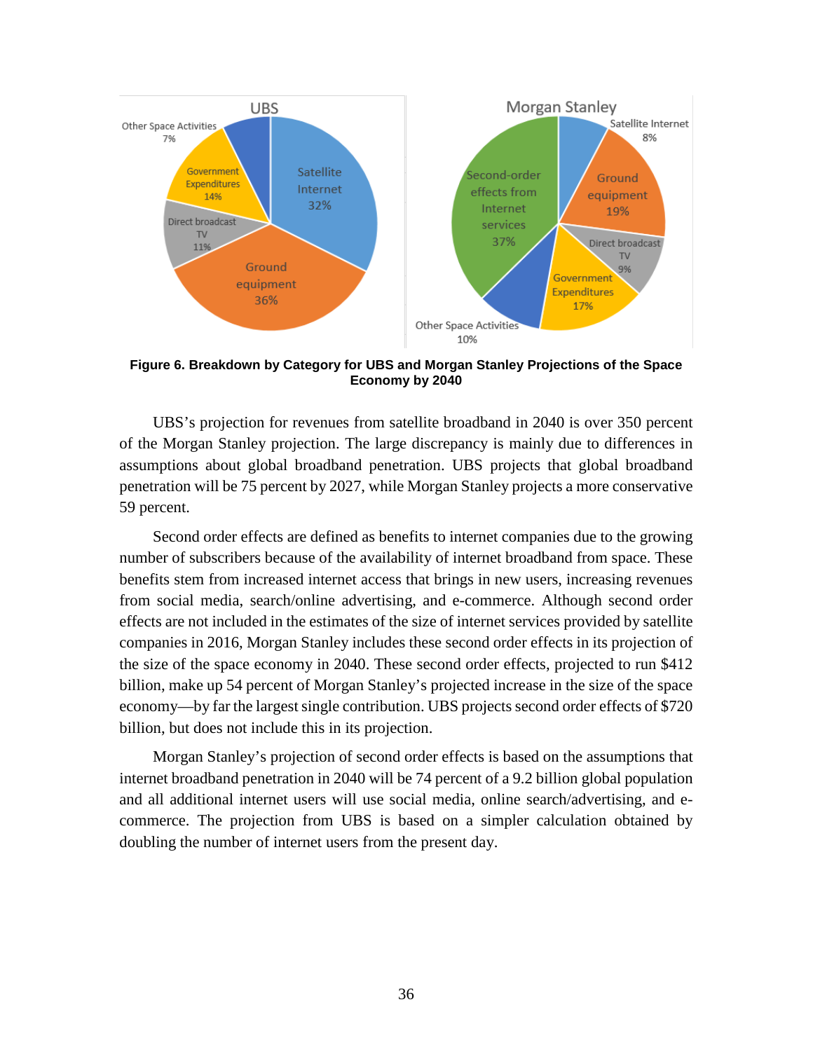**Figure 6. Breakdown by Category for UBS and Morgan Stanley Projections of the Space Economy by 2040**

UBS's projection for revenues from satellite broadband in 2040 is over 350 percent of the Morgan Stanley projection. The large discrepancy is mainly due to differences in assumptions about global broadband penetration. UBS projects that global broadband penetration will be 75 percent by 2027, while Morgan Stanley projects a more conservative 59 percent.

Second order effects are defined as benefits to internet companies due to the growing number of subscribers because of the availability of internet broadband from space. These benefits stem from increased internet access that brings in new users, increasing revenues from social media, search/online advertising, and e-commerce. Although second order effects are not included in the estimates of the size of internet services provided by satellite companies in 2016, Morgan Stanley includes these second order effects in its projection of the size of the space economy in 2040. These second order effects, projected to run $412 billion, make up 54 percent of Morgan Stanley's projected increase in the size of the space economy—by far the largest single contribution. UBS projects second order effects of $720 billion, but does not include this in its projection.

Morgan Stanley's projection of second order effects is based on the assumptions that internet broadband penetration in 2040 will be 74 percent of a 9.2 billion global population and all additional internet users will use social media, online search/advertising, and e-commerce. The projection from UBS is based on a simpler calculation obtained by doubling the number of internet users from the present day.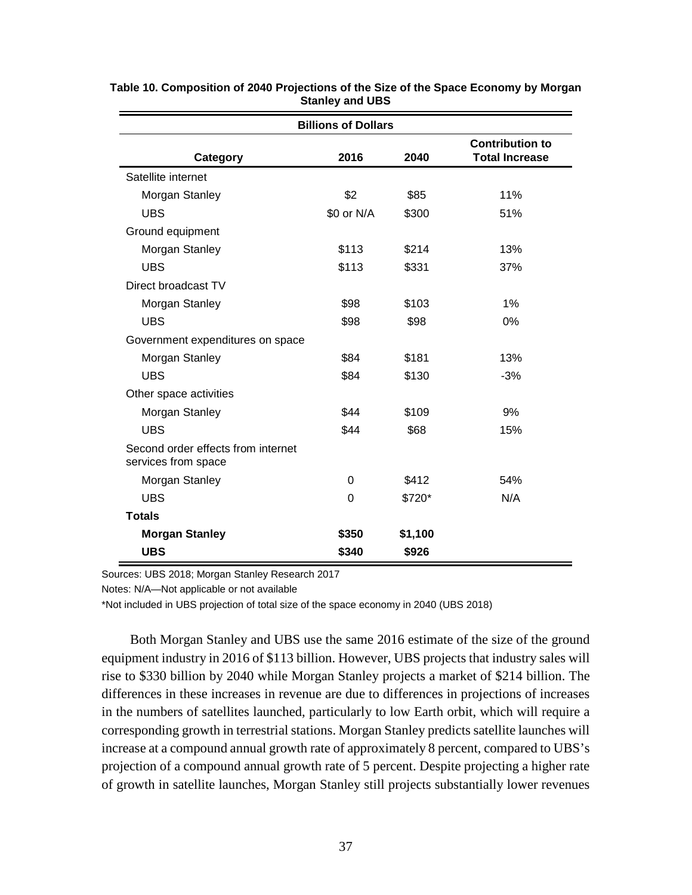**Table 10. Composition of 2040 Projections of the Size of the Space Economy by Morgan Stanley and UBS**

| | Billions of Dollars | | |
|---|---|---|---|
| **Category** | **2016** | **2040** | **Contribution to Total Increase** |
| Satellite internet | | | |
| Morgan Stanley | $2 | $85 | 11% |
| UBS | $0 or N/A | $300 | 51% |
| Ground equipment | | | |
| Morgan Stanley | $113 | $214 | 13% |
| UBS | $113 | $331 | 37% |
| Direct broadcast TV | | | |
| Morgan Stanley | $98 | $103 | 1% |
| UBS | $98 | $98 | 0% |
| Government expenditures on space | | | |
| Morgan Stanley | $84 | $181 | 13% |
| UBS | $84 | $130 | -3% |
| Other space activities | | | |
| Morgan Stanley | $44 | $109 | 9% |
| UBS | $44 | $68 | 15% |
| Second order effects from internet services from space | | | |
| Morgan Stanley | 0 | $412 | 54% |
| UBS | 0 | $720* | N/A |
| **Totals** | | | |
| **Morgan Stanley** | **$350** | **$1,100** | |
| **UBS** | **$340** | **$926** | |

Sources: UBS 2018; Morgan Stanley Research 2017

Notes: N/A—Not applicable or not available

*Not included in UBS projection of total size of the space economy in 2040 (UBS 2018)

Both Morgan Stanley and UBS use the same 2016 estimate of the size of the ground equipment industry in 2016 of $113 billion. However, UBS projects that industry sales will rise to $330 billion by 2040 while Morgan Stanley projects a market of $214 billion. The differences in these increases in revenue are due to differences in projections of increases in the numbers of satellites launched, particularly to low Earth orbit, which will require a corresponding growth in terrestrial stations. Morgan Stanley predicts satellite launches will increase at a compound annual growth rate of approximately 8 percent, compared to UBS's projection of a compound annual growth rate of 5 percent. Despite projecting a higher rate of growth in satellite launches, Morgan Stanley still projects substantially lower revenues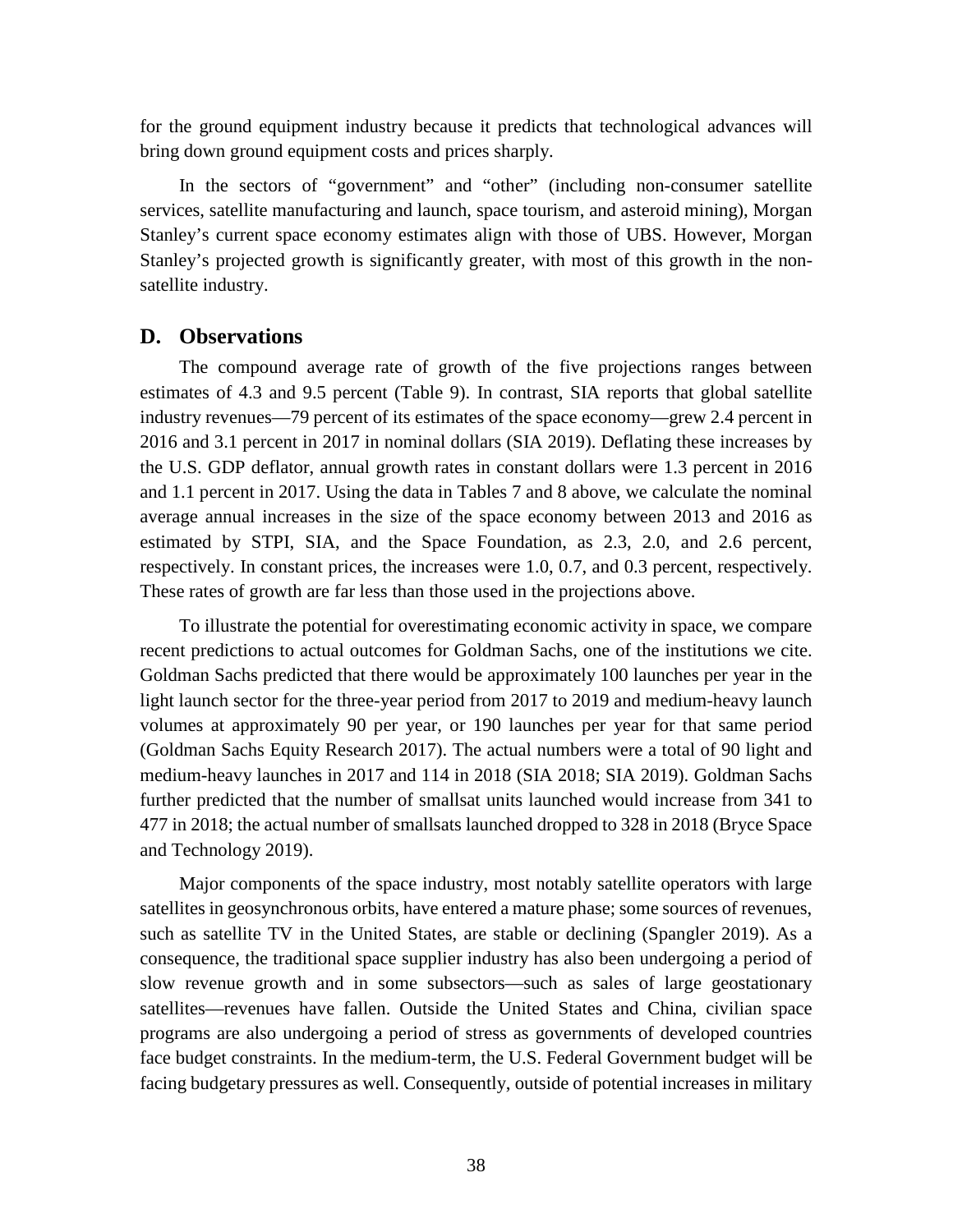for the ground equipment industry because it predicts that technological advances will bring down ground equipment costs and prices sharply.

In the sectors of "government" and "other" (including non-consumer satellite services, satellite manufacturing and launch, space tourism, and asteroid mining), Morgan Stanley's current space economy estimates align with those of UBS. However, Morgan Stanley's projected growth is significantly greater, with most of this growth in the non-satellite industry.

## D. Observations

The compound average rate of growth of the five projections ranges between estimates of 4.3 and 9.5 percent (Table 9). In contrast, SIA reports that global satellite industry revenues—79 percent of its estimates of the space economy—grew 2.4 percent in 2016 and 3.1 percent in 2017 in nominal dollars (SIA 2019). Deflating these increases by the U.S. GDP deflator, annual growth rates in constant dollars were 1.3 percent in 2016 and 1.1 percent in 2017. Using the data in Tables 7 and 8 above, we calculate the nominal average annual increases in the size of the space economy between 2013 and 2016 as estimated by STPI, SIA, and the Space Foundation, as 2.3, 2.0, and 2.6 percent, respectively. In constant prices, the increases were 1.0, 0.7, and 0.3 percent, respectively. These rates of growth are far less than those used in the projections above.

To illustrate the potential for overestimating economic activity in space, we compare recent predictions to actual outcomes for Goldman Sachs, one of the institutions we cite. Goldman Sachs predicted that there would be approximately 100 launches per year in the light launch sector for the three-year period from 2017 to 2019 and medium-heavy launch volumes at approximately 90 per year, or 190 launches per year for that same period (Goldman Sachs Equity Research 2017). The actual numbers were a total of 90 light and medium-heavy launches in 2017 and 114 in 2018 (SIA 2018; SIA 2019). Goldman Sachs further predicted that the number of smallsat units launched would increase from 341 to 477 in 2018; the actual number of smallsats launched dropped to 328 in 2018 (Bryce Space and Technology 2019).

Major components of the space industry, most notably satellite operators with large satellites in geosynchronous orbits, have entered a mature phase; some sources of revenues, such as satellite TV in the United States, are stable or declining (Spangler 2019). As a consequence, the traditional space supplier industry has also been undergoing a period of slow revenue growth and in some subsectors—such as sales of large geostationary satellites—revenues have fallen. Outside the United States and China, civilian space programs are also undergoing a period of stress as governments of developed countries face budget constraints. In the medium-term, the U.S. Federal Government budget will be facing budgetary pressures as well. Consequently, outside of potential increases in military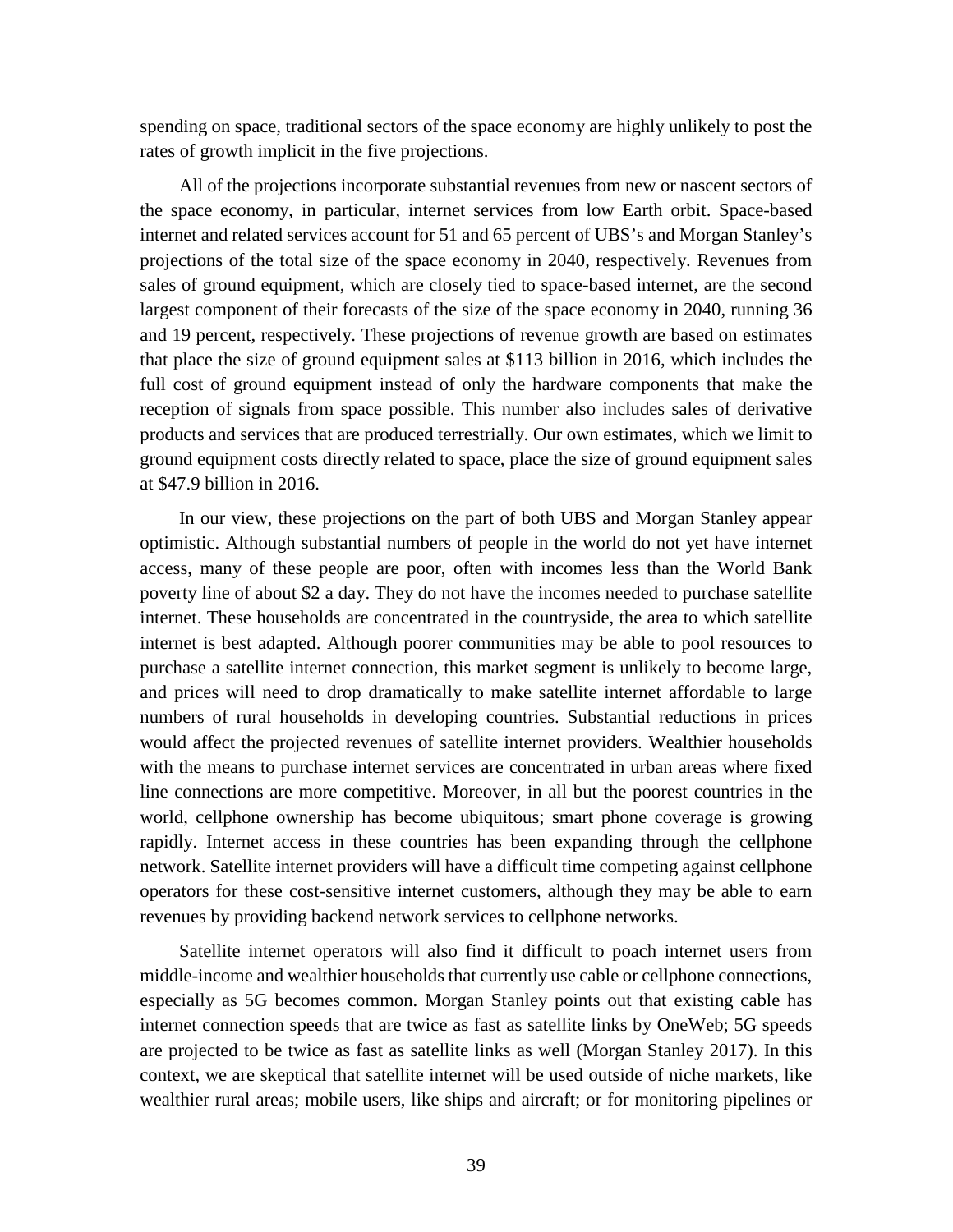spending on space, traditional sectors of the space economy are highly unlikely to post the rates of growth implicit in the five projections.

All of the projections incorporate substantial revenues from new or nascent sectors of the space economy, in particular, internet services from low Earth orbit. Space-based internet and related services account for 51 and 65 percent of UBS's and Morgan Stanley's projections of the total size of the space economy in 2040, respectively. Revenues from sales of ground equipment, which are closely tied to space-based internet, are the second largest component of their forecasts of the size of the space economy in 2040, running 36 and 19 percent, respectively. These projections of revenue growth are based on estimates that place the size of ground equipment sales at $113 billion in 2016, which includes the full cost of ground equipment instead of only the hardware components that make the reception of signals from space possible. This number also includes sales of derivative products and services that are produced terrestrially. Our own estimates, which we limit to ground equipment costs directly related to space, place the size of ground equipment sales at $47.9 billion in 2016.

In our view, these projections on the part of both UBS and Morgan Stanley appear optimistic. Although substantial numbers of people in the world do not yet have internet access, many of these people are poor, often with incomes less than the World Bank poverty line of about $2 a day. They do not have the incomes needed to purchase satellite internet. These households are concentrated in the countryside, the area to which satellite internet is best adapted. Although poorer communities may be able to pool resources to purchase a satellite internet connection, this market segment is unlikely to become large, and prices will need to drop dramatically to make satellite internet affordable to large numbers of rural households in developing countries. Substantial reductions in prices would affect the projected revenues of satellite internet providers. Wealthier households with the means to purchase internet services are concentrated in urban areas where fixed line connections are more competitive. Moreover, in all but the poorest countries in the world, cellphone ownership has become ubiquitous; smart phone coverage is growing rapidly. Internet access in these countries has been expanding through the cellphone network. Satellite internet providers will have a difficult time competing against cellphone operators for these cost-sensitive internet customers, although they may be able to earn revenues by providing backend network services to cellphone networks.

Satellite internet operators will also find it difficult to poach internet users from middle-income and wealthier households that currently use cable or cellphone connections, especially as 5G becomes common. Morgan Stanley points out that existing cable has internet connection speeds that are twice as fast as satellite links by OneWeb; 5G speeds are projected to be twice as fast as satellite links as well (Morgan Stanley 2017). In this context, we are skeptical that satellite internet will be used outside of niche markets, like wealthier rural areas; mobile users, like ships and aircraft; or for monitoring pipelines or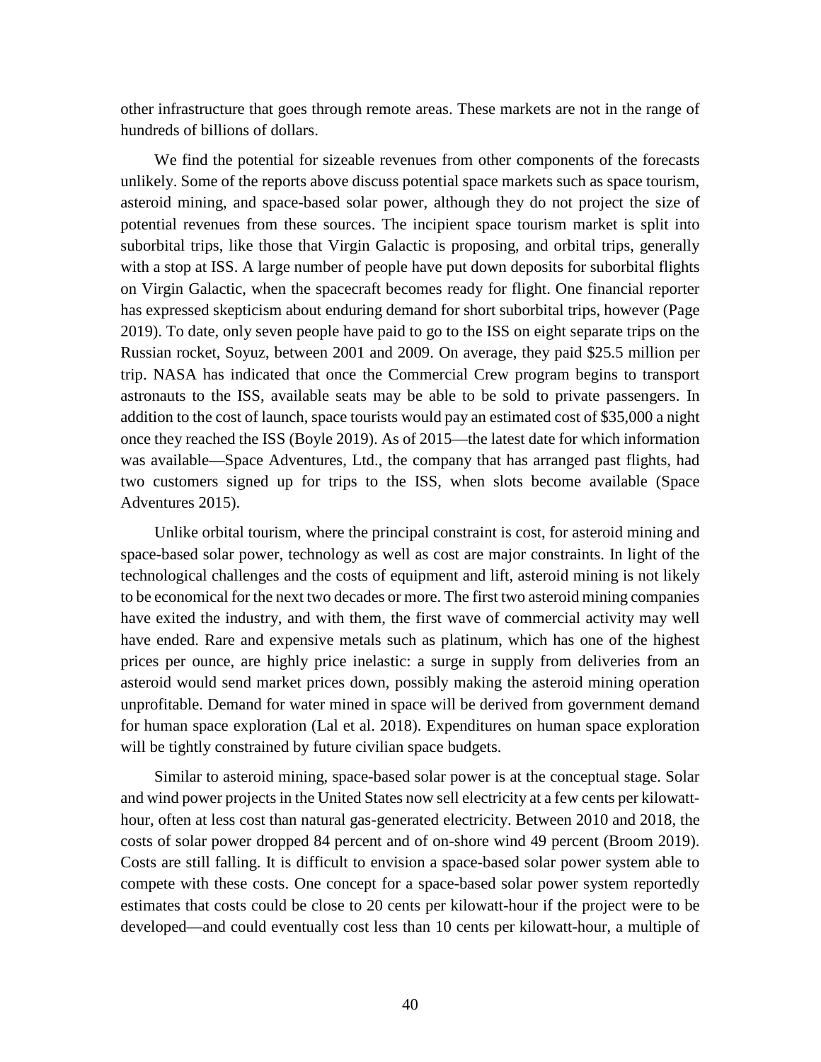other infrastructure that goes through remote areas. These markets are not in the range of hundreds of billions of dollars.

We find the potential for sizeable revenues from other components of the forecasts unlikely. Some of the reports above discuss potential space markets such as space tourism, asteroid mining, and space-based solar power, although they do not project the size of potential revenues from these sources. The incipient space tourism market is split into suborbital trips, like those that Virgin Galactic is proposing, and orbital trips, generally with a stop at ISS. A large number of people have put down deposits for suborbital flights on Virgin Galactic, when the spacecraft becomes ready for flight. One financial reporter has expressed skepticism about enduring demand for short suborbital trips, however (Page 2019). To date, only seven people have paid to go to the ISS on eight separate trips on the Russian rocket, Soyuz, between 2001 and 2009. On average, they paid $25.5 million per trip. NASA has indicated that once the Commercial Crew program begins to transport astronauts to the ISS, available seats may be able to be sold to private passengers. In addition to the cost of launch, space tourists would pay an estimated cost of $35,000 a night once they reached the ISS (Boyle 2019). As of 2015—the latest date for which information was available—Space Adventures, Ltd., the company that has arranged past flights, had two customers signed up for trips to the ISS, when slots become available (Space Adventures 2015).

Unlike orbital tourism, where the principal constraint is cost, for asteroid mining and space-based solar power, technology as well as cost are major constraints. In light of the technological challenges and the costs of equipment and lift, asteroid mining is not likely to be economical for the next two decades or more. The first two asteroid mining companies have exited the industry, and with them, the first wave of commercial activity may well have ended. Rare and expensive metals such as platinum, which has one of the highest prices per ounce, are highly price inelastic: a surge in supply from deliveries from an asteroid would send market prices down, possibly making the asteroid mining operation unprofitable. Demand for water mined in space will be derived from government demand for human space exploration (Lal et al. 2018). Expenditures on human space exploration will be tightly constrained by future civilian space budgets.

Similar to asteroid mining, space-based solar power is at the conceptual stage. Solar and wind power projects in the United States now sell electricity at a few cents per kilowatt-hour, often at less cost than natural gas-generated electricity. Between 2010 and 2018, the costs of solar power dropped 84 percent and of on-shore wind 49 percent (Broom 2019). Costs are still falling. It is difficult to envision a space-based solar power system able to compete with these costs. One concept for a space-based solar power system reportedly estimates that costs could be close to 20 cents per kilowatt-hour if the project were to be developed—and could eventually cost less than 10 cents per kilowatt-hour, a multiple of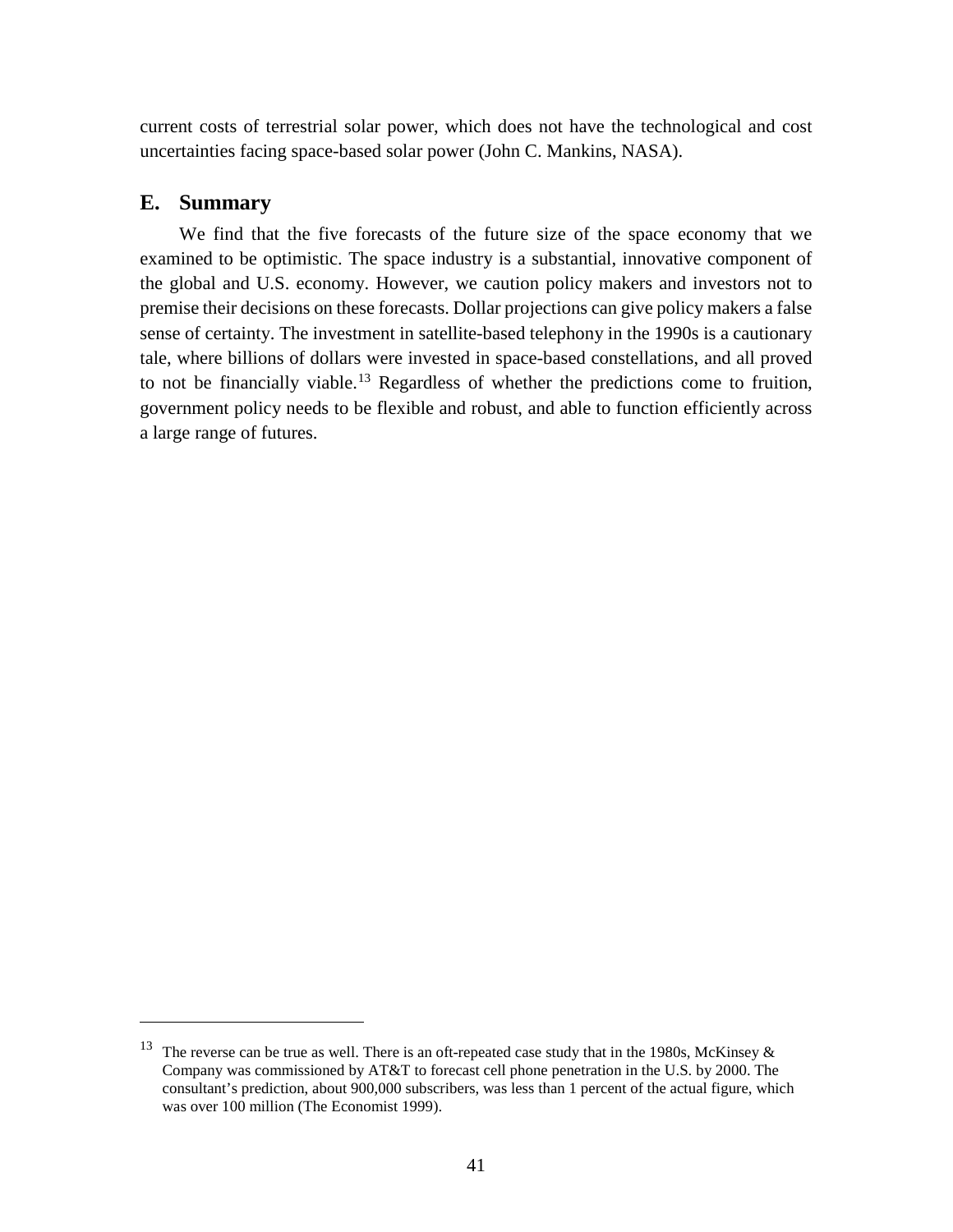current costs of terrestrial solar power, which does not have the technological and cost uncertainties facing space-based solar power (John C. Mankins, NASA).

## E. Summary

We find that the five forecasts of the future size of the space economy that we examined to be optimistic. The space industry is a substantial, innovative component of the global and U.S. economy. However, we caution policy makers and investors not to premise their decisions on these forecasts. Dollar projections can give policy makers a false sense of certainty. The investment in satellite-based telephony in the 1990s is a cautionary tale, where billions of dollars were invested in space-based constellations, and all proved to not be financially viable.[13] Regardless of whether the predictions come to fruition, government policy needs to be flexible and robust, and able to function efficiently across a large range of futures.

---

[13] The reverse can be true as well. There is an oft-repeated case study that in the 1980s, McKinsey & Company was commissioned by AT&T to forecast cell phone penetration in the U.S. by 2000. The consultant's prediction, about 900,000 subscribers, was less than 1 percent of the actual figure, which was over 100 million (The Economist 1999).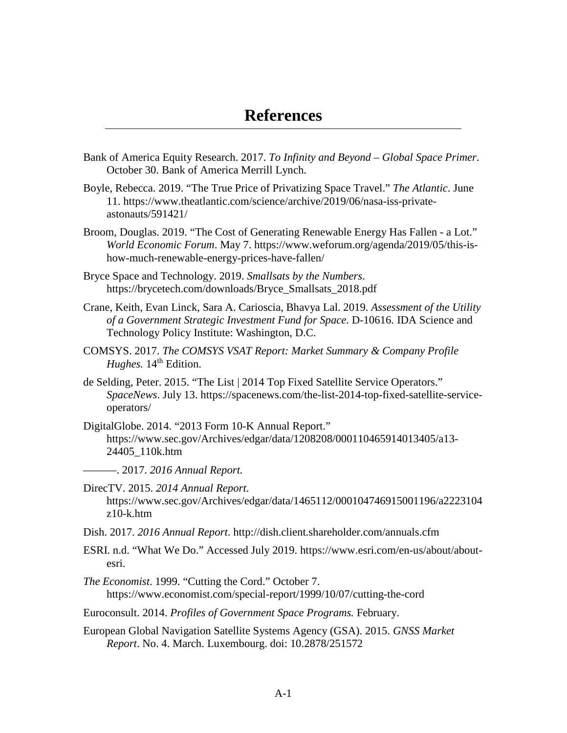# References

Bank of America Equity Research. 2017. *To Infinity and Beyond – Global Space Primer*. October 30. Bank of America Merrill Lynch.

Boyle, Rebecca. 2019. "The True Price of Privatizing Space Travel." *The Atlantic*. June 11. https://www.theatlantic.com/science/archive/2019/06/nasa-iss-private-astonauts/591421/

Broom, Douglas. 2019. "The Cost of Generating Renewable Energy Has Fallen - a Lot." *World Economic Forum*. May 7. https://www.weforum.org/agenda/2019/05/this-is-how-much-renewable-energy-prices-have-fallen/

Bryce Space and Technology. 2019. *Smallsats by the Numbers*. https://brycetech.com/downloads/Bryce_Smallsats_2018.pdf

Crane, Keith, Evan Linck, Sara A. Carioscia, Bhavya Lal. 2019. *Assessment of the Utility of a Government Strategic Investment Fund for Space*. D-10616. IDA Science and Technology Policy Institute: Washington, D.C.

COMSYS. 2017. *The COMSYS VSAT Report: Market Summary & Company Profile Hughes.* 14th Edition.

de Selding, Peter. 2015. "The List | 2014 Top Fixed Satellite Service Operators." *SpaceNews*. July 13. https://spacenews.com/the-list-2014-top-fixed-satellite-service-operators/

DigitalGlobe. 2014. "2013 Form 10-K Annual Report." https://www.sec.gov/Archives/edgar/data/1208208/000110465914013405/a13-24405_110k.htm

———. 2017. *2016 Annual Report.*

DirecTV. 2015. *2014 Annual Report*. https://www.sec.gov/Archives/edgar/data/1465112/000104746915001196/a2223104z10-k.htm

Dish. 2017. *2016 Annual Report*. http://dish.client.shareholder.com/annuals.cfm

ESRI. n.d. "What We Do." Accessed July 2019. https://www.esri.com/en-us/about/about-esri.

*The Economist*. 1999. "Cutting the Cord." October 7. https://www.economist.com/special-report/1999/10/07/cutting-the-cord

Euroconsult. 2014. *Profiles of Government Space Programs.* February.

European Global Navigation Satellite Systems Agency (GSA). 2015. *GNSS Market Report*. No. 4. March. Luxembourg. doi: 10.2878/251572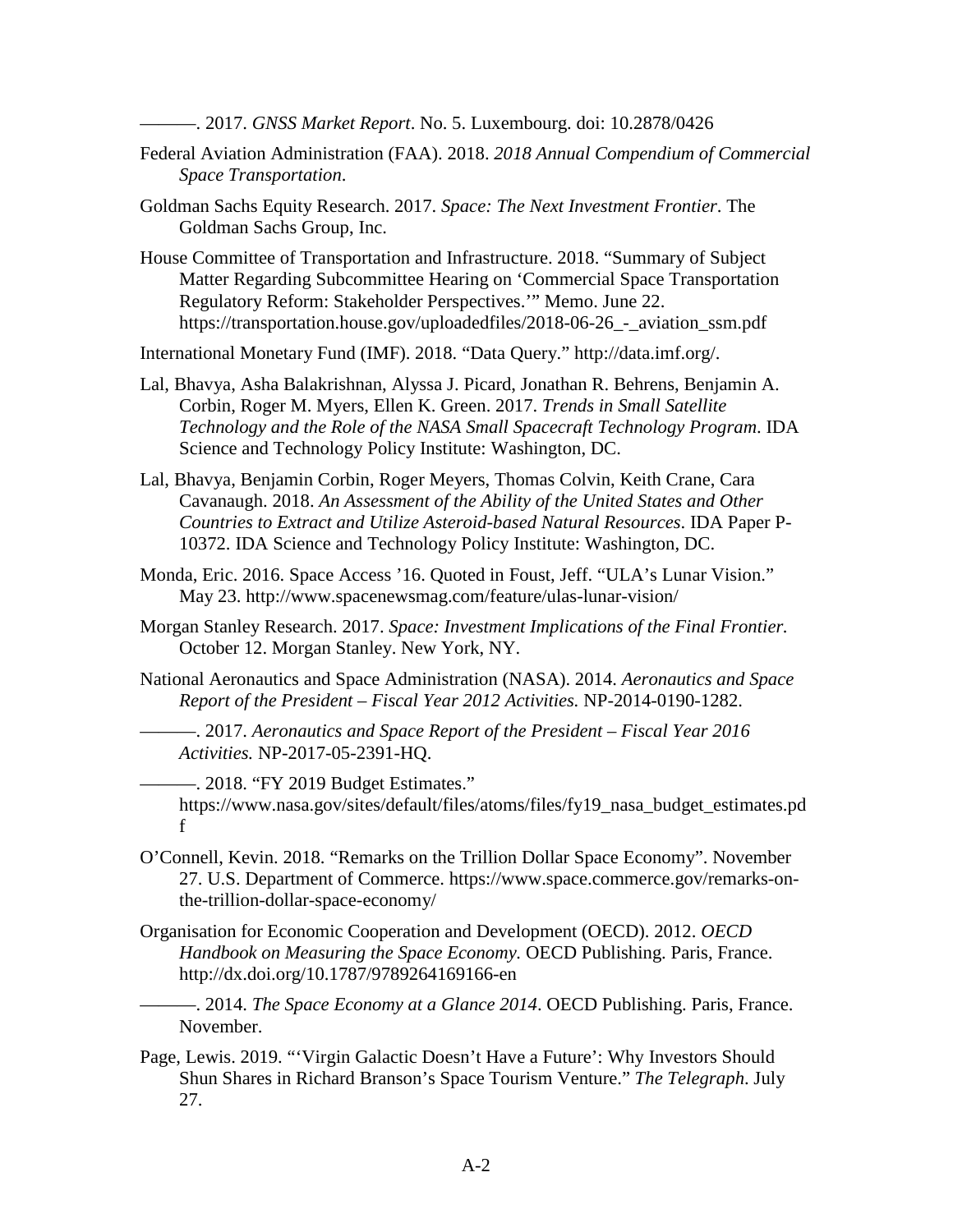———. 2017. *GNSS Market Report*. No. 5. Luxembourg. doi: 10.2878/0426

Federal Aviation Administration (FAA). 2018. *2018 Annual Compendium of Commercial Space Transportation*.

Goldman Sachs Equity Research. 2017. *Space: The Next Investment Frontier*. The Goldman Sachs Group, Inc.

House Committee of Transportation and Infrastructure. 2018. "Summary of Subject Matter Regarding Subcommittee Hearing on 'Commercial Space Transportation Regulatory Reform: Stakeholder Perspectives.'" Memo. June 22. https://transportation.house.gov/uploadedfiles/2018-06-26_-_aviation_ssm.pdf

International Monetary Fund (IMF). 2018. "Data Query." http://data.imf.org/.

Lal, Bhavya, Asha Balakrishnan, Alyssa J. Picard, Jonathan R. Behrens, Benjamin A. Corbin, Roger M. Myers, Ellen K. Green. 2017. *Trends in Small Satellite Technology and the Role of the NASA Small Spacecraft Technology Program*. IDA Science and Technology Policy Institute: Washington, DC.

Lal, Bhavya, Benjamin Corbin, Roger Meyers, Thomas Colvin, Keith Crane, Cara Cavanaugh. 2018. *An Assessment of the Ability of the United States and Other Countries to Extract and Utilize Asteroid-based Natural Resources*. IDA Paper P-10372. IDA Science and Technology Policy Institute: Washington, DC.

Monda, Eric. 2016. Space Access '16. Quoted in Foust, Jeff. "ULA's Lunar Vision." May 23. http://www.spacenewsmag.com/feature/ulas-lunar-vision/

Morgan Stanley Research. 2017. *Space: Investment Implications of the Final Frontier.* October 12. Morgan Stanley. New York, NY.

National Aeronautics and Space Administration (NASA). 2014. *Aeronautics and Space Report of the President – Fiscal Year 2012 Activities.* NP-2014-0190-1282.

———. 2017. *Aeronautics and Space Report of the President – Fiscal Year 2016 Activities.* NP-2017-05-2391-HQ.

———. 2018. "FY 2019 Budget Estimates." https://www.nasa.gov/sites/default/files/atoms/files/fy19_nasa_budget_estimates.pdf

O'Connell, Kevin. 2018. "Remarks on the Trillion Dollar Space Economy". November 27. U.S. Department of Commerce. https://www.space.commerce.gov/remarks-on-the-trillion-dollar-space-economy/

Organisation for Economic Cooperation and Development (OECD). 2012. *OECD Handbook on Measuring the Space Economy.* OECD Publishing. Paris, France. http://dx.doi.org/10.1787/9789264169166-en

———. 2014. *The Space Economy at a Glance 2014*. OECD Publishing. Paris, France. November.

Page, Lewis. 2019. "'Virgin Galactic Doesn't Have a Future': Why Investors Should Shun Shares in Richard Branson's Space Tourism Venture." *The Telegraph*. July 27.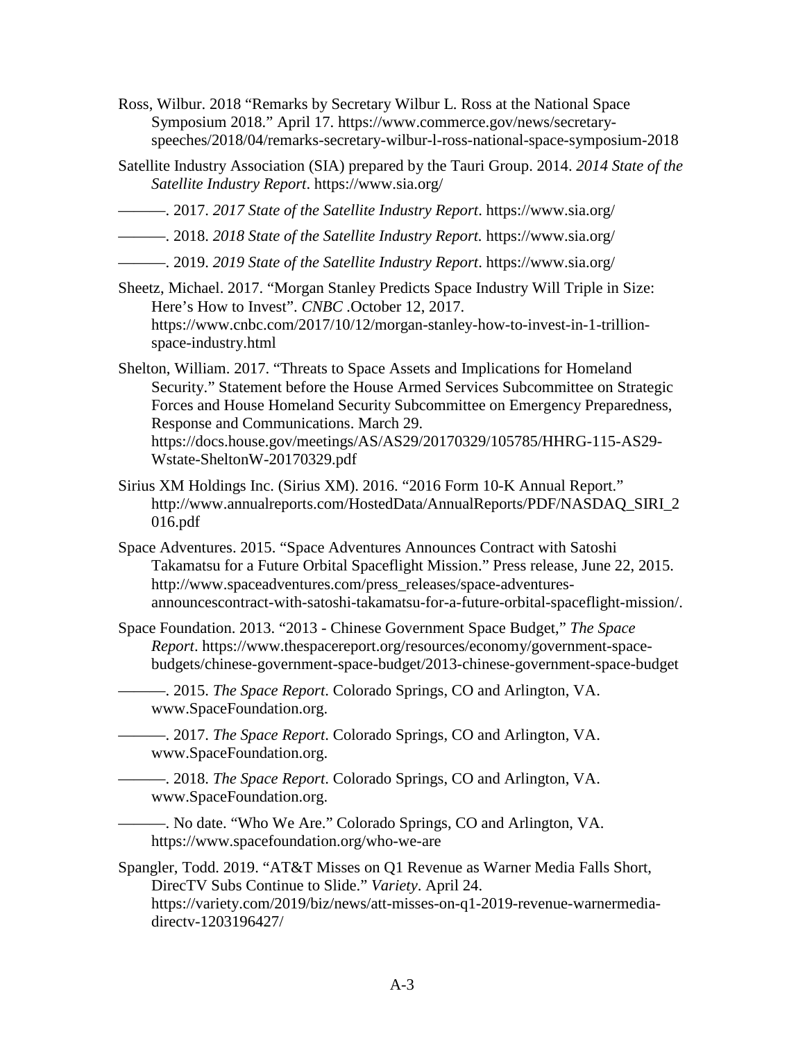Ross, Wilbur. 2018 "Remarks by Secretary Wilbur L. Ross at the National Space Symposium 2018." April 17. https://www.commerce.gov/news/secretary-speeches/2018/04/remarks-secretary-wilbur-l-ross-national-space-symposium-2018

Satellite Industry Association (SIA) prepared by the Tauri Group. 2014. *2014 State of the Satellite Industry Report*. https://www.sia.org/

———. 2017. *2017 State of the Satellite Industry Report*. https://www.sia.org/

———. 2018. *2018 State of the Satellite Industry Report.* https://www.sia.org/

———. 2019. *2019 State of the Satellite Industry Report*. https://www.sia.org/

Sheetz, Michael. 2017. "Morgan Stanley Predicts Space Industry Will Triple in Size: Here's How to Invest". *CNBC* .October 12, 2017. https://www.cnbc.com/2017/10/12/morgan-stanley-how-to-invest-in-1-trillion-space-industry.html

Shelton, William. 2017. "Threats to Space Assets and Implications for Homeland Security." Statement before the House Armed Services Subcommittee on Strategic Forces and House Homeland Security Subcommittee on Emergency Preparedness, Response and Communications. March 29. https://docs.house.gov/meetings/AS/AS29/20170329/105785/HHRG-115-AS29-Wstate-SheltonW-20170329.pdf

Sirius XM Holdings Inc. (Sirius XM). 2016. "2016 Form 10-K Annual Report." http://www.annualreports.com/HostedData/AnnualReports/PDF/NASDAQ_SIRI_2016.pdf

Space Adventures. 2015. "Space Adventures Announces Contract with Satoshi Takamatsu for a Future Orbital Spaceflight Mission." Press release, June 22, 2015. http://www.spaceadventures.com/press_releases/space-adventures-announcescontract-with-satoshi-takamatsu-for-a-future-orbital-spaceflight-mission/.

Space Foundation. 2013. "2013 - Chinese Government Space Budget," *The Space Report*. https://www.thespacereport.org/resources/economy/government-space-budgets/chinese-government-space-budget/2013-chinese-government-space-budget

———. 2015. *The Space Report*. Colorado Springs, CO and Arlington, VA. www.SpaceFoundation.org.

———. 2017. *The Space Report*. Colorado Springs, CO and Arlington, VA. www.SpaceFoundation.org.

———. 2018. *The Space Report*. Colorado Springs, CO and Arlington, VA. www.SpaceFoundation.org.

———. No date. "Who We Are." Colorado Springs, CO and Arlington, VA. https://www.spacefoundation.org/who-we-are

Spangler, Todd. 2019. "AT&T Misses on Q1 Revenue as Warner Media Falls Short, DirecTV Subs Continue to Slide." *Variety*. April 24. https://variety.com/2019/biz/news/att-misses-on-q1-2019-revenue-warnermedia-directv-1203196427/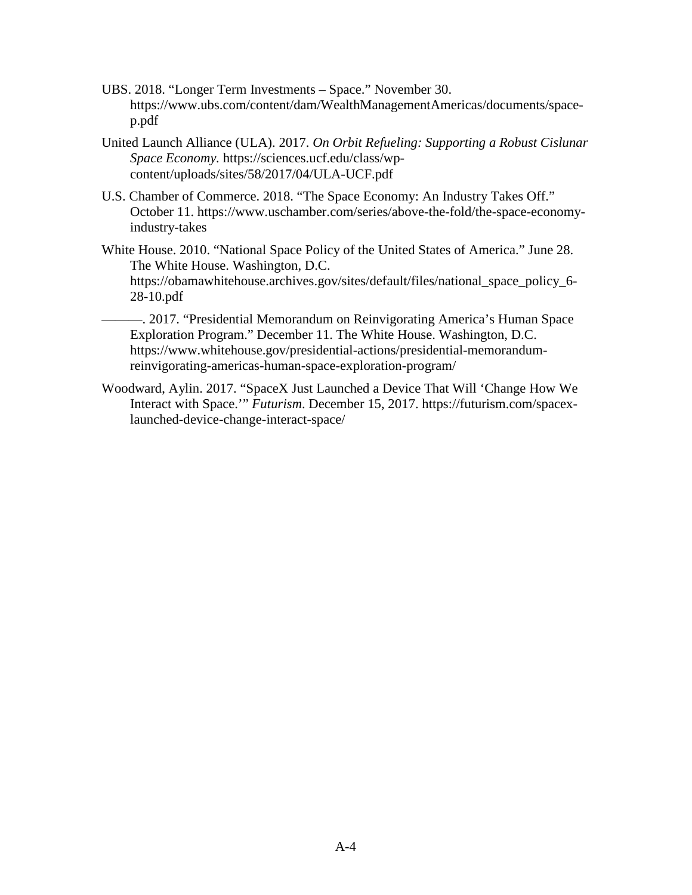UBS. 2018. "Longer Term Investments – Space." November 30. https://www.ubs.com/content/dam/WealthManagementAmericas/documents/space-p.pdf

United Launch Alliance (ULA). 2017. *On Orbit Refueling: Supporting a Robust Cislunar Space Economy.* https://sciences.ucf.edu/class/wp-content/uploads/sites/58/2017/04/ULA-UCF.pdf

U.S. Chamber of Commerce. 2018. "The Space Economy: An Industry Takes Off." October 11. https://www.uschamber.com/series/above-the-fold/the-space-economy-industry-takes

White House. 2010. "National Space Policy of the United States of America." June 28. The White House. Washington, D.C. https://obamawhitehouse.archives.gov/sites/default/files/national_space_policy_6-28-10.pdf

———. 2017. "Presidential Memorandum on Reinvigorating America's Human Space Exploration Program." December 11. The White House. Washington, D.C. https://www.whitehouse.gov/presidential-actions/presidential-memorandum-reinvigorating-americas-human-space-exploration-program/

Woodward, Aylin. 2017. "SpaceX Just Launched a Device That Will 'Change How We Interact with Space.'" *Futurism*. December 15, 2017. https://futurism.com/spacex-launched-device-change-interact-space/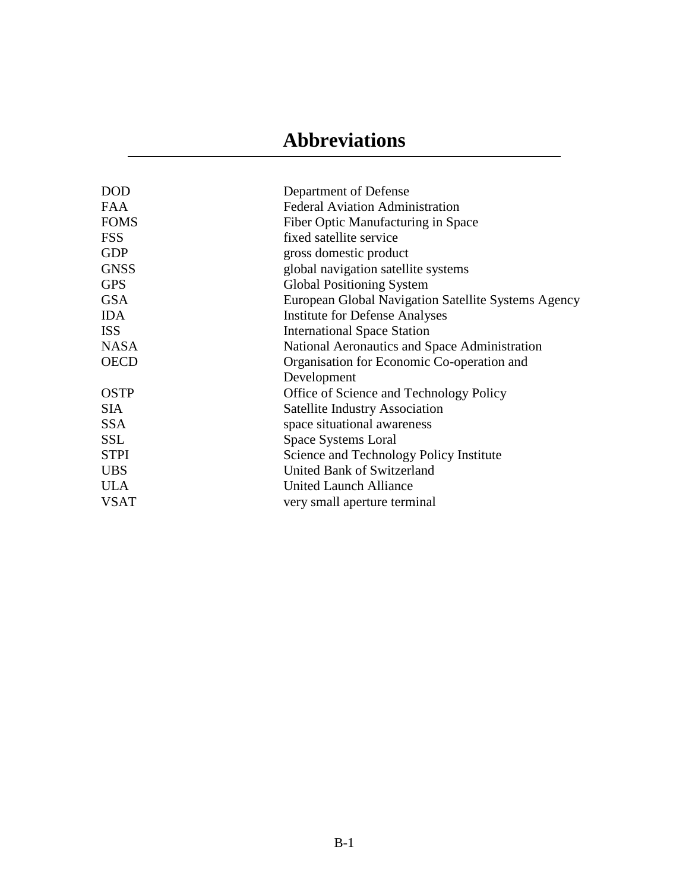# Abbreviations

| | |
|---|---|
| DOD | Department of Defense |
| FAA | Federal Aviation Administration |
| FOMS | Fiber Optic Manufacturing in Space |
| FSS | fixed satellite service |
| GDP | gross domestic product |
| GNSS | global navigation satellite systems |
| GPS | Global Positioning System |
| GSA | European Global Navigation Satellite Systems Agency |
| IDA | Institute for Defense Analyses |
| ISS | International Space Station |
| NASA | National Aeronautics and Space Administration |
| OECD | Organisation for Economic Co-operation and Development |
| OSTP | Office of Science and Technology Policy |
| SIA | Satellite Industry Association |
| SSA | space situational awareness |
| SSL | Space Systems Loral |
| STPI | Science and Technology Policy Institute |
| UBS | United Bank of Switzerland |
| ULA | United Launch Alliance |
| VSAT | very small aperture terminal |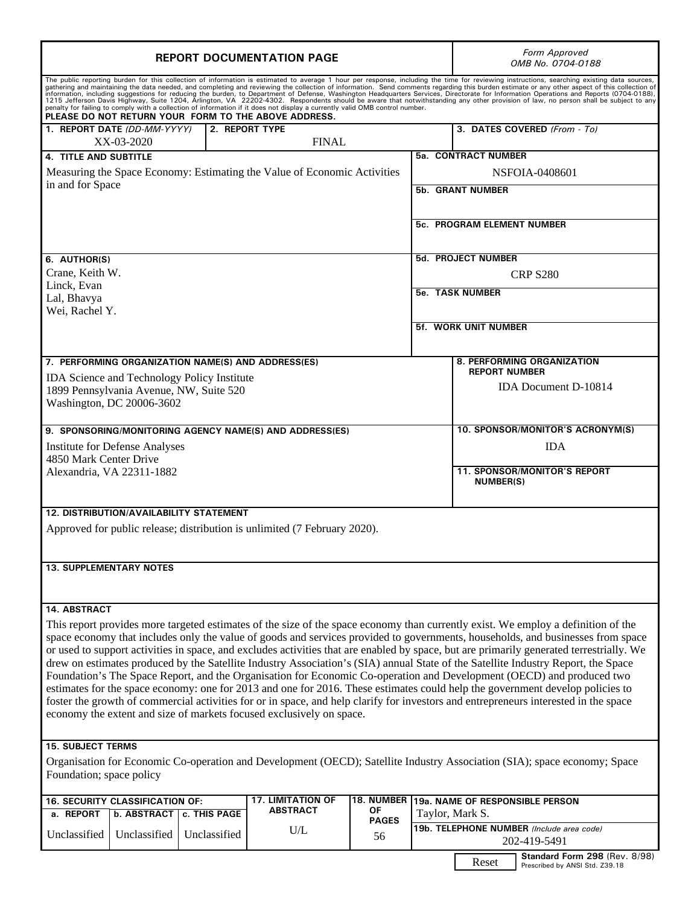# REPORT DOCUMENTATION PAGE

*Form Approved*
*OMB No. 0704-0188*

The public reporting burden for this collection of information is estimated to average 1 hour per response, including the time for reviewing instructions, searching existing data sources, gathering and maintaining the data needed, and completing and reviewing the collection of information. Send comments regarding this burden estimate or any other aspect of this collection of information, including suggestions for reducing the burden, to Department of Defense, Washington Headquarters Services, Directorate for Information Operations and Reports (0704-0188), 1215 Jefferson Davis Highway, Suite 1204, Arlington, VA 22202-4302. Respondents should be aware that notwithstanding any other provision of law, no person shall be subject to any penalty for failing to comply with a collection of information if it does not display a currently valid OMB control number.

**PLEASE DO NOT RETURN YOUR FORM TO THE ABOVE ADDRESS.**

| 1. REPORT DATE *(DD-MM-YYYY)* | 2. REPORT TYPE | 3. DATES COVERED *(From - To)* |
|---|---|---|
| XX-03-2020 | FINAL | |

**4. TITLE AND SUBTITLE**

Measuring the Space Economy: Estimating the Value of Economic Activities in and for Space

**5a. CONTRACT NUMBER**

NSFOIA-0408601

**5b. GRANT NUMBER**

**5c. PROGRAM ELEMENT NUMBER**

**6. AUTHOR(S)**

Crane, Keith W.
Linck, Evan
Lal, Bhavya
Wei, Rachel Y.

**5d. PROJECT NUMBER**

CRP S280

**5e. TASK NUMBER**

**5f. WORK UNIT NUMBER**

**7. PERFORMING ORGANIZATION NAME(S) AND ADDRESS(ES)**

IDA Science and Technology Policy Institute
1899 Pennsylvania Avenue, NW, Suite 520
Washington, DC 20006-3602

**8. PERFORMING ORGANIZATION REPORT NUMBER**

IDA Document D-10814

**9. SPONSORING/MONITORING AGENCY NAME(S) AND ADDRESS(ES)**

Institute for Defense Analyses
4850 Mark Center Drive
Alexandria, VA 22311-1882

**10. SPONSOR/MONITOR'S ACRONYM(S)**

IDA

**11. SPONSOR/MONITOR'S REPORT NUMBER(S)**

**12. DISTRIBUTION/AVAILABILITY STATEMENT**

Approved for public release; distribution is unlimited (7 February 2020).

**13. SUPPLEMENTARY NOTES**

**14. ABSTRACT**

This report provides more targeted estimates of the size of the space economy than currently exist. We employ a definition of the space economy that includes only the value of goods and services provided to governments, households, and businesses from space or used to support activities in space, and excludes activities that are enabled by space, but are primarily generated terrestrially. We drew on estimates produced by the Satellite Industry Association's (SIA) annual State of the Satellite Industry Report, the Space Foundation's The Space Report, and the Organisation for Economic Co-operation and Development (OECD) and produced two estimates for the space economy: one for 2013 and one for 2016. These estimates could help the government develop policies to foster the growth of commercial activities for or in space, and help clarify for investors and entrepreneurs interested in the space economy the extent and size of markets focused exclusively on space.

**15. SUBJECT TERMS**

Organisation for Economic Co-operation and Development (OECD); Satellite Industry Association (SIA); space economy; Space Foundation; space policy

| 16. SECURITY CLASSIFICATION OF: a. REPORT | b. ABSTRACT | c. THIS PAGE | 17. LIMITATION OF ABSTRACT | 18. NUMBER OF PAGES | 19a. NAME OF RESPONSIBLE PERSON |
|---|---|---|---|---|---|
| | | | | | Taylor, Mark S. |
| Unclassified | Unclassified | Unclassified | U/L | 56 | **19b. TELEPHONE NUMBER** *(Include area code)* 202-419-5491 |

Reset

**Standard Form 298** (Rev. 8/98)
Prescribed by ANSI Std. Z39.18